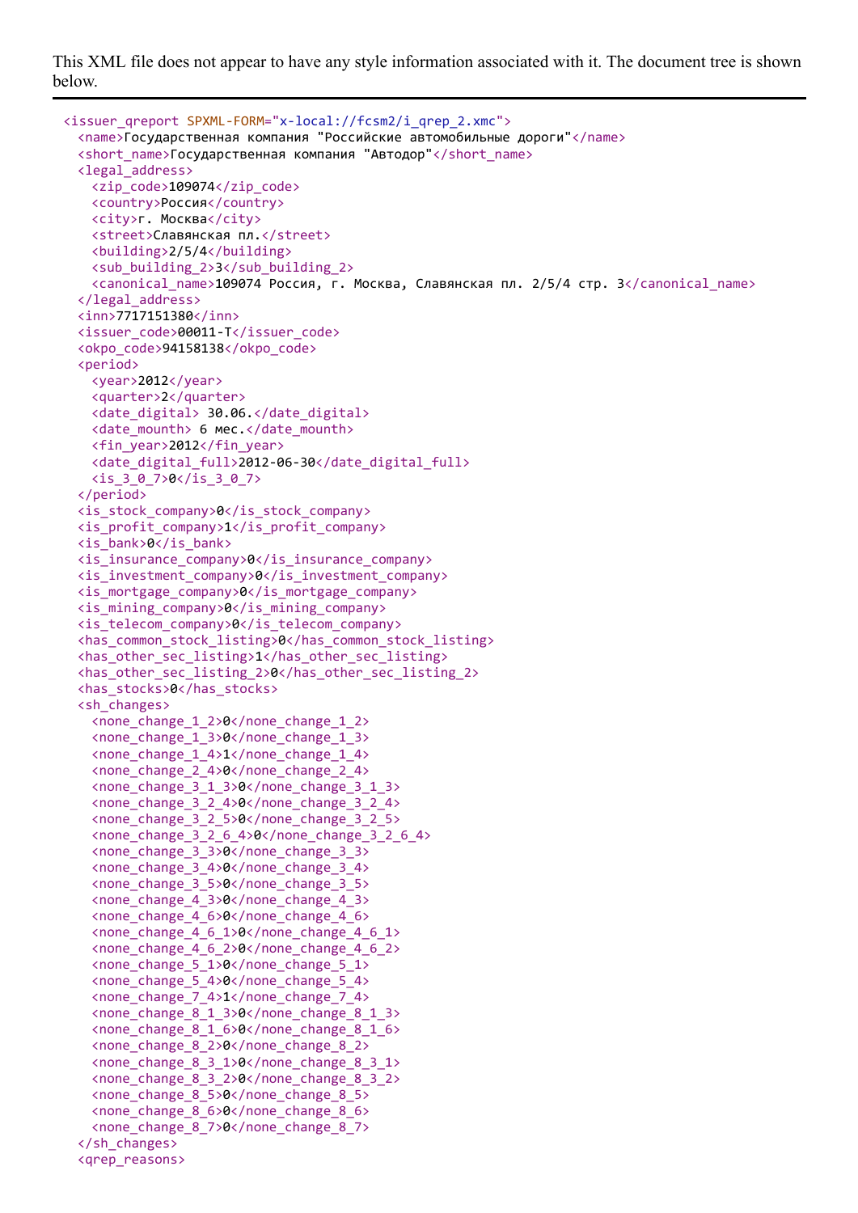This XML file does not appear to have any style information associated with it. The document tree is shown below.

```
<issuer_qreport SPXML-FORM="x-local://fcsm2/i_qrep_2.xmc">
  <name>Государственная компания "Российские автомобильные дороги"</name>
  <short_name>Государственная компания "Автодор"</short_name>
  <legal_address>
    <zip_code>109074</zip_code>
    <country>Россия</country>
    <city>г. Москва</city>
    <street>Славянская пл.</street>
    <building>2/5/4</building>
    <sub_building_2>3</sub_building_2>
    <canonical_name>109074 Россия, г. Москва, Славянская пл. 2/5/4 стр. 3</canonical_name>
  </legal_address>
  <inn>7717151380</inn>
  <issuer_code>00011-T</issuer_code>
  <okpo_code>94158138</okpo_code>
  <period>
    <year>2012</year>
    <quarter>2</quarter>
    <date_digital> 30.06.</date_digital>
    <date_mounth> 6 мес.</date_mounth>
    <fin_year>2012</fin_year>
    <date_digital_full>2012-06-30</date_digital_full>
    <is_3_0_7>0</is_3_0_7>
  </period>
  <is_stock_company>0</is_stock_company>
  <is_profit_company>1</is_profit_company>
  <is_bank>0</is_bank>
  <is_insurance_company>0</is_insurance_company>
  <is_investment_company>0</is_investment_company>
  <is_mortgage_company>0</is_mortgage_company>
  <is_mining_company>0</is_mining_company>
  <is_telecom_company>0</is_telecom_company>
  <has_common_stock_listing>0</has_common_stock_listing>
  <has_other_sec_listing>1</has_other_sec_listing>
  <has_other_sec_listing_2>0</has_other_sec_listing_2>
  <has_stocks>0</has_stocks>
  <sh_changes>
    <none_change_1_2>0</none_change_1_2>
    <none_change_1_3>0</none_change_1_3>
    <none_change_1_4>1</none_change_1_4>
    <none_change_2_4>0</none_change_2_4>
    <none_change_3_1_3>0</none_change_3_1_3>
    <none_change_3_2_4>0</none_change_3_2_4>
    <none_change_3_2_5>0</none_change_3_2_5>
    <none_change_3_2_6_4>0</none_change_3_2_6_4>
    <none_change_3_3>0</none_change_3_3>
    <none_change_3_4>0</none_change_3_4>
    <none_change_3_5>0</none_change_3_5>
    <none_change_4_3>0</none_change_4_3>
    <none_change_4_6>0</none_change_4_6>
    <none_change_4_6_1>0</none_change_4_6_1>
    <none_change_4_6_2>0</none_change_4_6_2>
    <none_change_5_1>0</none_change_5_1>
    <none_change_5_4>0</none_change_5_4>
    <none_change_7_4>1</none_change_7_4>
    <none_change_8_1_3>0</none_change_8_1_3>
    <none_change_8_1_6>0</none_change_8_1_6>
    <none_change_8_2>0</none_change_8_2>
    <none_change_8_3_1>0</none_change_8_3_1>
    <none_change_8_3_2>0</none_change_8_3_2>
    <none_change_8_5>0</none_change_8_5>
    <none_change_8_6>0</none_change_8_6>
    <none_change_8_7>0</none_change_8_7>
  </sh_changes>
  <qrep_reasons>
```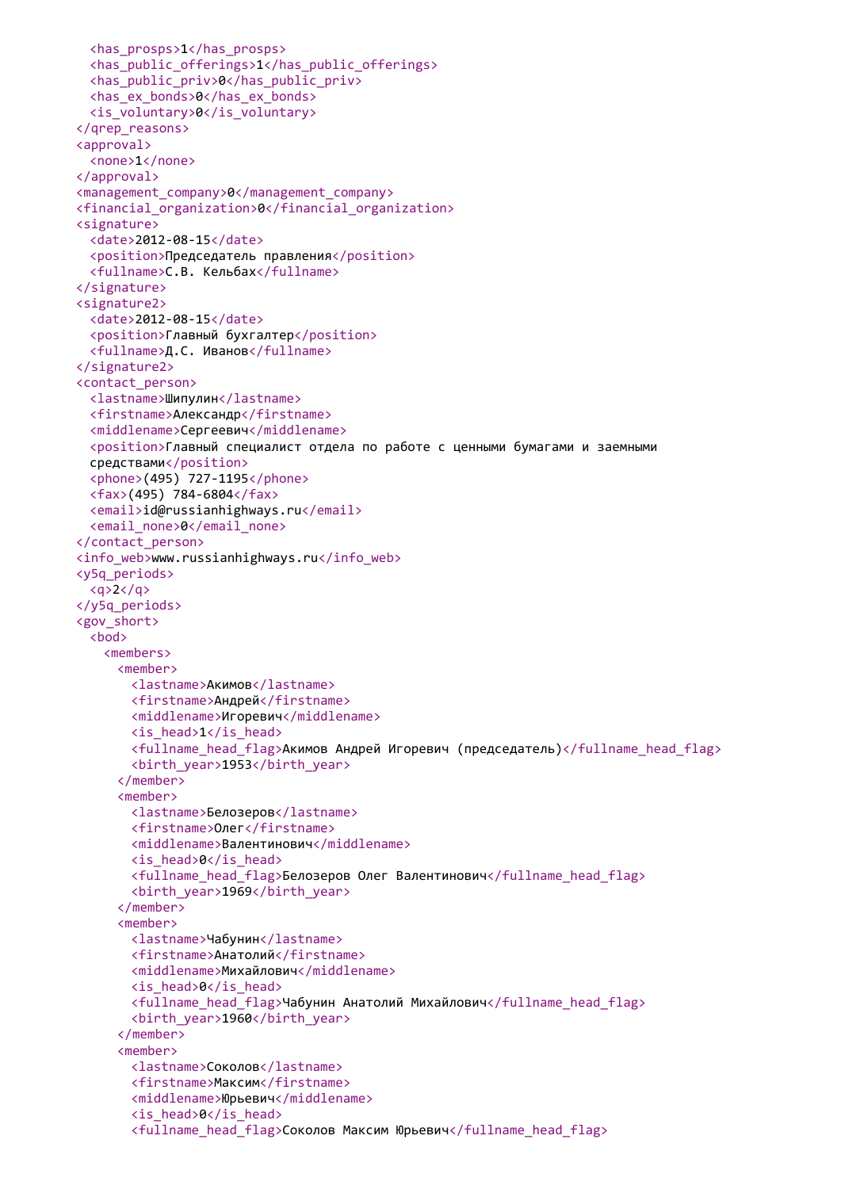```
    <has_prosps>1</has_prosps>
    <has_public_offerings>1</has_public_offerings>
    <has_public_priv>0</has_public_priv>
    <has_ex_bonds>0</has_ex_bonds>
    <is_voluntary>0</is_voluntary>
  </qrep_reasons>
  <approval>
    <none>1</none>
  </approval>
  <management_company>0</management_company>
  <financial_organization>0</financial_organization>
  <signature>
    <date>2012-08-15</date>
    <position>Председатель правления</position>
    <fullname>С.В. Кельбах</fullname>
  </signature>
  <signature2>
    <date>2012-08-15</date>
    <position>Главный бухгалтер</position>
    <fullname>Д.С. Иванов</fullname>
  </signature2>
  <contact_person>
    <lastname>Шипулин</lastname>
    <firstname>Александр</firstname>
    <middlename>Сергеевич</middlename>
    <position>Главный специалист отдела по работе с ценными бумагами и заемными
    средствами</position>
    <phone>(495) 727-1195</phone>
    <fax>(495) 784-6804</fax>
    <email>id@russianhighways.ru</email>
    <email_none>0</email_none>
  </contact_person>
  <info_web>www.russianhighways.ru</info_web>
  <y5q_periods>
    <q>2</q>
  </y5q_periods>
  <gov_short>
    <bod>
      <members>
        <member>
          <lastname>Акимов</lastname>
          <firstname>Андрей</firstname>
          <middlename>Игоревич</middlename>
          <is_head>1</is_head>
          <fullname_head_flag>Акимов Андрей Игоревич (председатель)</fullname_head_flag>
          <birth_year>1953</birth_year>
        </member>
        <member>
          <lastname>Белозеров</lastname>
          <firstname>Олег</firstname>
          <middlename>Валентинович</middlename>
          <is_head>0</is_head>
          <fullname_head_flag>Белозеров Олег Валентинович</fullname_head_flag>
          <birth_year>1969</birth_year>
        </member>
        <member>
          <lastname>Чабунин</lastname>
          <firstname>Анатолий</firstname>
          <middlename>Михайлович</middlename>
          <is_head>0</is_head>
          <fullname_head_flag>Чабунин Анатолий Михайлович</fullname_head_flag>
          <birth_year>1960</birth_year>
        </member>
        <member>
          <lastname>Соколов</lastname>
          <firstname>Максим</firstname>
          <middlename>Юрьевич</middlename>
          <is_head>0</is_head>
          <fullname_head_flag>Соколов Максим Юрьевич</fullname_head_flag>
```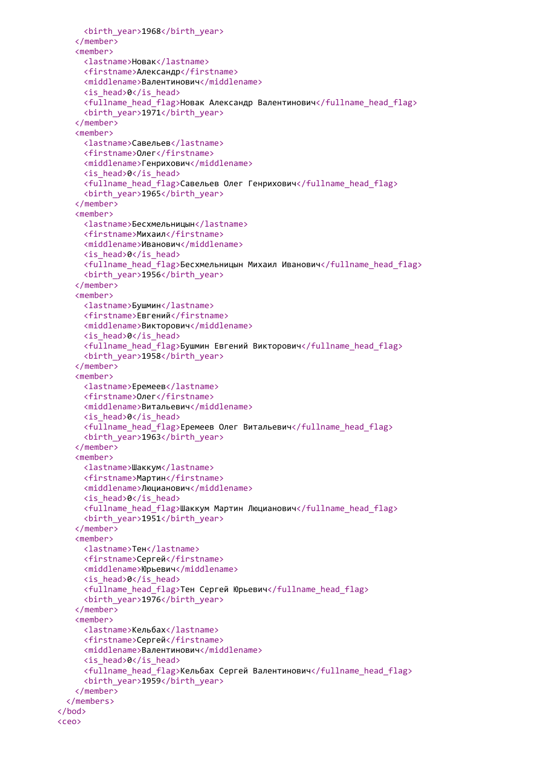```
      <birth_year>1968</birth_year>
    </member>
    <member>
      <lastname>Новак</lastname>
      <firstname>Александр</firstname>
      <middlename>Валентинович</middlename>
      <is_head>0</is_head>
      <fullname_head_flag>Новак Александр Валентинович</fullname_head_flag>
      <birth_year>1971</birth_year>
    </member>
    <member>
      <lastname>Савельев</lastname>
      <firstname>Олег</firstname>
      <middlename>Генрихович</middlename>
      <is_head>0</is_head>
      <fullname_head_flag>Савельев Олег Генрихович</fullname_head_flag>
      <birth_year>1965</birth_year>
    </member>
    <member>
      <lastname>Бесхмельницын</lastname>
      <firstname>Михаил</firstname>
      <middlename>Иванович</middlename>
      <is_head>0</is_head>
      <fullname_head_flag>Бесхмельницын Михаил Иванович</fullname_head_flag>
      <birth_year>1956</birth_year>
    </member>
    <member>
      <lastname>Бушмин</lastname>
      <firstname>Евгений</firstname>
      <middlename>Викторович</middlename>
      <is_head>0</is_head>
      <fullname_head_flag>Бушмин Евгений Викторович</fullname_head_flag>
      <birth_year>1958</birth_year>
    </member>
    <member>
      <lastname>Еремеев</lastname>
      <firstname>Олег</firstname>
      <middlename>Витальевич</middlename>
      <is_head>0</is_head>
      <fullname_head_flag>Еремеев Олег Витальевич</fullname_head_flag>
      <birth_year>1963</birth_year>
    </member>
    <member>
      <lastname>Шаккум</lastname>
      <firstname>Мартин</firstname>
      <middlename>Люцианович</middlename>
      <is_head>0</is_head>
      <fullname_head_flag>Шаккум Мартин Люцианович</fullname_head_flag>
      <birth_year>1951</birth_year>
    </member>
    <member>
      <lastname>Тен</lastname>
      <firstname>Сергей</firstname>
      <middlename>Юрьевич</middlename>
      <is_head>0</is_head>
      <fullname_head_flag>Тен Сергей Юрьевич</fullname_head_flag>
      <birth_year>1976</birth_year>
    </member>
    <member>
      <lastname>Кельбах</lastname>
      <firstname>Сергей</firstname>
      <middlename>Валентинович</middlename>
      <is_head>0</is_head>
      <fullname_head_flag>Кельбах Сергей Валентинович</fullname_head_flag>
      <birth_year>1959</birth_year>
    </member>
  </members>
</bod>
<ceo>
```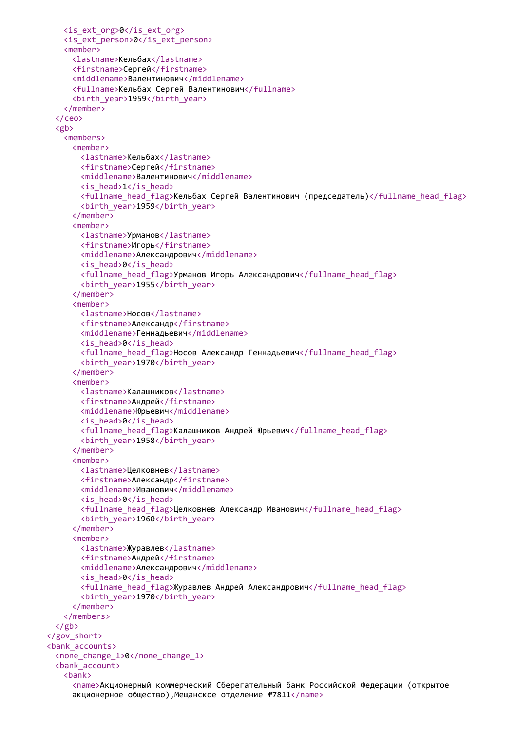```xml
      <is_ext_org>0</is_ext_org>
      <is_ext_person>0</is_ext_person>
      <member>
        <lastname>Кельбах</lastname>
        <firstname>Сергей</firstname>
        <middlename>Валентинович</middlename>
        <fullname>Кельбах Сергей Валентинович</fullname>
        <birth_year>1959</birth_year>
      </member>
    </ceo>
    <gb>
      <members>
        <member>
          <lastname>Кельбах</lastname>
          <firstname>Сергей</firstname>
          <middlename>Валентинович</middlename>
          <is_head>1</is_head>
          <fullname_head_flag>Кельбах Сергей Валентинович (председатель)</fullname_head_flag>
          <birth_year>1959</birth_year>
        </member>
        <member>
          <lastname>Урманов</lastname>
          <firstname>Игорь</firstname>
          <middlename>Александрович</middlename>
          <is_head>0</is_head>
          <fullname_head_flag>Урманов Игорь Александрович</fullname_head_flag>
          <birth_year>1955</birth_year>
        </member>
        <member>
          <lastname>Носов</lastname>
          <firstname>Александр</firstname>
          <middlename>Геннадьевич</middlename>
          <is_head>0</is_head>
          <fullname_head_flag>Носов Александр Геннадьевич</fullname_head_flag>
          <birth_year>1970</birth_year>
        </member>
        <member>
          <lastname>Калашников</lastname>
          <firstname>Андрей</firstname>
          <middlename>Юрьевич</middlename>
          <is_head>0</is_head>
          <fullname_head_flag>Калашников Андрей Юрьевич</fullname_head_flag>
          <birth_year>1958</birth_year>
        </member>
        <member>
          <lastname>Целковнев</lastname>
          <firstname>Александр</firstname>
          <middlename>Иванович</middlename>
          <is_head>0</is_head>
          <fullname_head_flag>Целковнев Александр Иванович</fullname_head_flag>
          <birth_year>1960</birth_year>
        </member>
        <member>
          <lastname>Журавлев</lastname>
          <firstname>Андрей</firstname>
          <middlename>Александрович</middlename>
          <is_head>0</is_head>
          <fullname_head_flag>Журавлев Андрей Александрович</fullname_head_flag>
          <birth_year>1970</birth_year>
        </member>
      </members>
    </gb>
  </gov_short>
  <bank_accounts>
    <none_change_1>0</none_change_1>
    <bank_account>
      <bank>
        <name>Акционерный коммерческий Сберегательный банк Российской Федерации (открытое
        акционерное общество),Мещанское отделение №7811</name>
```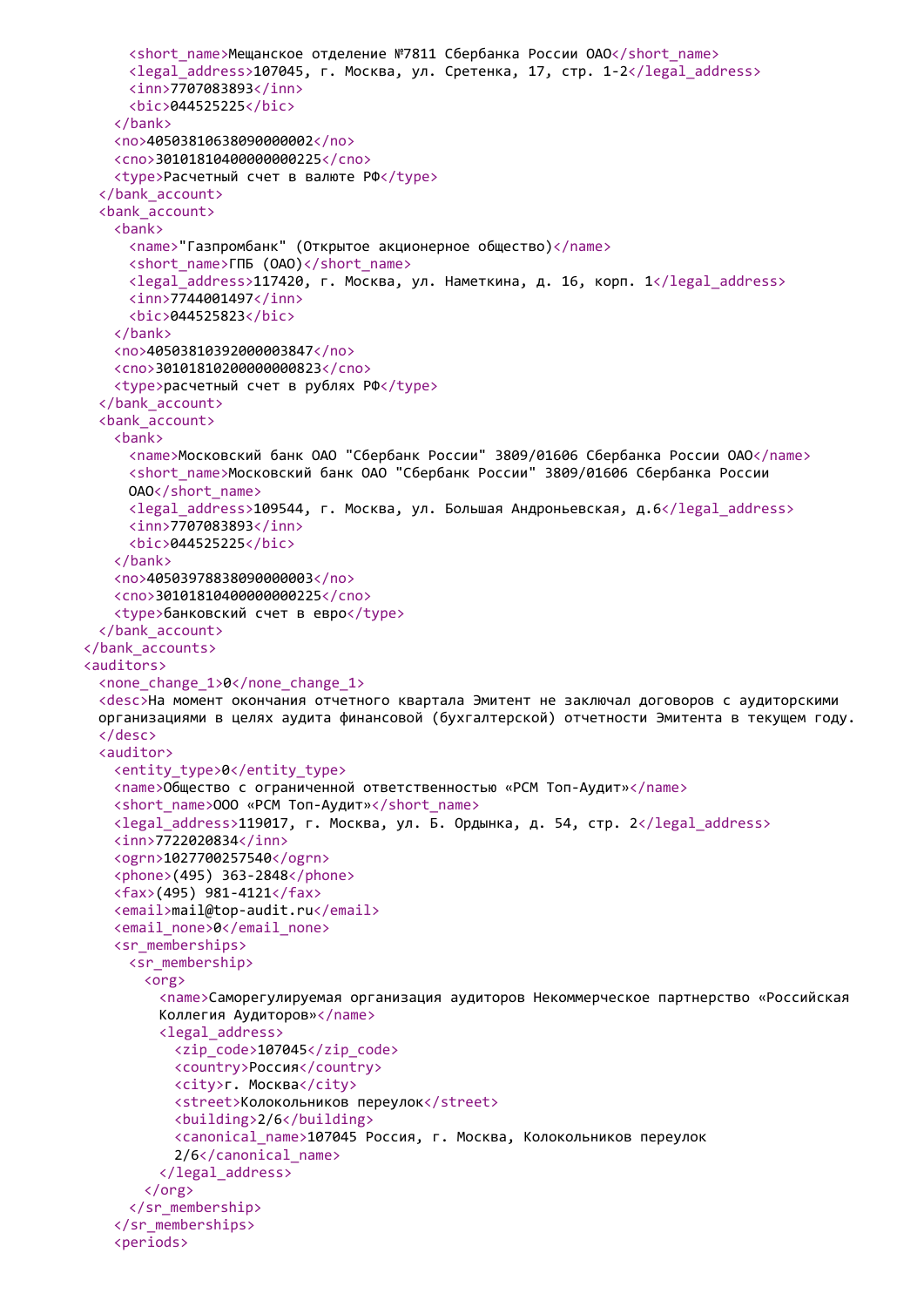```
      <short_name>Мещанское отделение №7811 Сбербанка России ОАО</short_name>
      <legal_address>107045, г. Москва, ул. Сретенка, 17, стр. 1-2</legal_address>
      <inn>7707083893</inn>
      <bic>044525225</bic>
    </bank>
    <no>40503810638090000002</no>
    <cno>30101810400000000225</cno>
    <type>Расчетный счет в валюте РФ</type>
  </bank_account>
  <bank_account>
    <bank>
      <name>"Газпромбанк" (Открытое акционерное общество)</name>
      <short_name>ГПБ (ОАО)</short_name>
      <legal_address>117420, г. Москва, ул. Наметкина, д. 16, корп. 1</legal_address>
      <inn>7744001497</inn>
      <bic>044525823</bic>
    </bank>
    <no>40503810392000003847</no>
    <cno>30101810200000000823</cno>
    <type>расчетный счет в рублях РФ</type>
  </bank_account>
  <bank_account>
    <bank>
      <name>Московский банк ОАО "Сбербанк России" 3809/01606 Сбербанка России ОАО</name>
      <short_name>Московский банк ОАО "Сбербанк России" 3809/01606 Сбербанка России
      ОАО</short_name>
      <legal_address>109544, г. Москва, ул. Большая Андроньевская, д.6</legal_address>
      <inn>7707083893</inn>
      <bic>044525225</bic>
    </bank>
    <no>40503978838090000003</no>
    <cno>30101810400000000225</cno>
    <type>банковский счет в евро</type>
  </bank_account>
</bank_accounts>
<auditors>
  <none_change_1>0</none_change_1>
  <desc>На момент окончания отчетного квартала Эмитент не заключал договоров с аудиторскими
  организациями в целях аудита финансовой (бухгалтерской) отчетности Эмитента в текущем году.
  </desc>
  <auditor>
    <entity_type>0</entity_type>
    <name>Общество с ограниченной ответственностью «РСМ Топ-Аудит»</name>
    <short_name>ООО «РСМ Топ-Аудит»</short_name>
    <legal_address>119017, г. Москва, ул. Б. Ордынка, д. 54, стр. 2</legal_address>
    <inn>7722020834</inn>
    <ogrn>1027700257540</ogrn>
    <phone>(495) 363-2848</phone>
    <fax>(495) 981-4121</fax>
    <email>mail@top-audit.ru</email>
    <email_none>0</email_none>
    <sr_memberships>
      <sr_membership>
        <org>
          <name>Саморегулируемая организация аудиторов Некоммерческое партнерство «Российская
          Коллегия Аудиторов»</name>
          <legal_address>
            <zip_code>107045</zip_code>
            <country>Россия</country>
            <city>г. Москва</city>
            <street>Колокольников переулок</street>
            <building>2/6</building>
            <canonical_name>107045 Россия, г. Москва, Колокольников переулок
            2/6</canonical_name>
          </legal_address>
        </org>
      </sr_membership>
    </sr_memberships>
    <periods>
```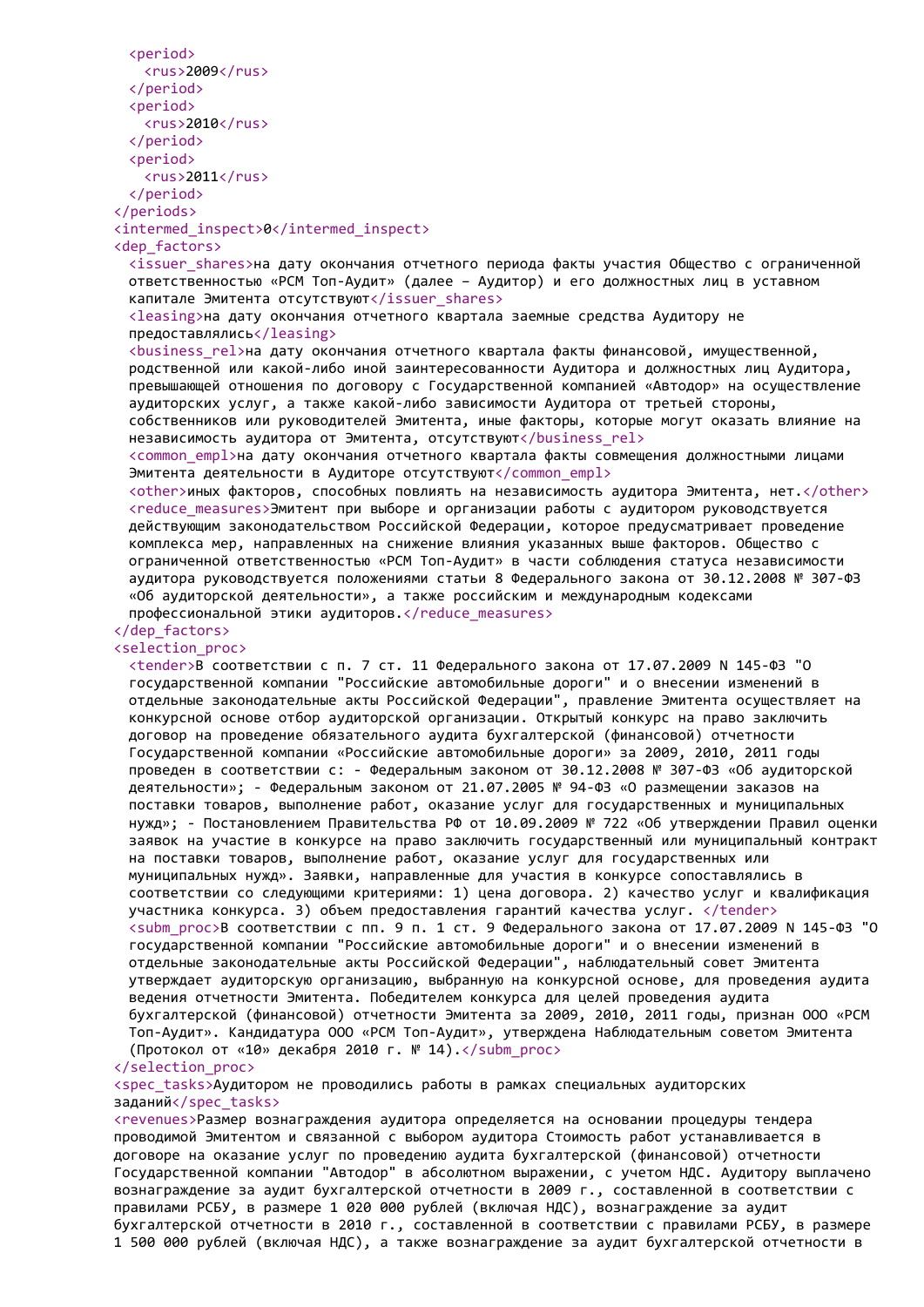```xml
    <period>
      <rus>2009</rus>
    </period>
    <period>
      <rus>2010</rus>
    </period>
    <period>
      <rus>2011</rus>
    </period>
  </periods>
  <intermed_inspect>0</intermed_inspect>
  <dep_factors>
    <issuer_shares>на дату окончания отчетного периода факты участия Общество с ограниченной
    ответственностью «РСМ Топ-Аудит» (далее – Аудитор) и его должностных лиц в уставном
    капитале Эмитента отсутствуют</issuer_shares>
    <leasing>на дату окончания отчетного квартала заемные средства Аудитору не
    предоставлялись</leasing>
    <business_rel>на дату окончания отчетного квартала факты финансовой, имущественной,
    родственной или какой-либо иной заинтересованности Аудитора и должностных лиц Аудитора,
    превышающей отношения по договору с Государственной компанией «Автодор» на осуществление
    аудиторских услуг, а также какой-либо зависимости Аудитора от третьей стороны,
    собственников или руководителей Эмитента, иные факторы, которые могут оказать влияние на
    независимость аудитора от Эмитента, отсутствуют</business_rel>
    <common_empl>на дату окончания отчетного квартала факты совмещения должностными лицами
    Эмитента деятельности в Аудиторе отсутствуют</common_empl>
    <other>иных факторов, способных повлиять на независимость аудитора Эмитента, нет.</other>
    <reduce_measures>Эмитент при выборе и организации работы с аудитором руководствуется
    действующим законодательством Российской Федерации, которое предусматривает проведение
    комплекса мер, направленных на снижение влияния указанных выше факторов. Общество с
    ограниченной ответственностью «РСМ Топ-Аудит» в части соблюдения статуса независимости
    аудитора руководствуется положениями статьи 8 Федерального закона от 30.12.2008 № 307-ФЗ
    «Об аудиторской деятельности», а также российским и международным кодексами
    профессиональной этики аудиторов.</reduce_measures>
  </dep_factors>
  <selection_proc>
    <tender>В соответствии с п. 7 ст. 11 Федерального закона от 17.07.2009 N 145-ФЗ "О
    государственной компании "Российские автомобильные дороги" и о внесении изменений в
    отдельные законодательные акты Российской Федерации", правление Эмитента осуществляет на
    конкурсной основе отбор аудиторской организации. Открытый конкурс на право заключить
    договор на проведение обязательного аудита бухгалтерской (финансовой) отчетности
    Государственной компании «Российские автомобильные дороги» за 2009, 2010, 2011 годы
    проведен в соответствии с: - Федеральным законом от 30.12.2008 № 307-ФЗ «Об аудиторской
    деятельности»; - Федеральным законом от 21.07.2005 № 94-ФЗ «О размещении заказов на
    поставки товаров, выполнение работ, оказание услуг для государственных и муниципальных
    нужд»; - Постановлением Правительства РФ от 10.09.2009 № 722 «Об утверждении Правил оценки
    заявок на участие в конкурсе на право заключить государственный или муниципальный контракт
    на поставки товаров, выполнение работ, оказание услуг для государственных или
    муниципальных нужд». Заявки, направленные для участия в конкурсе сопоставлялись в
    соответствии со следующими критериями: 1) цена договора. 2) качество услуг и квалификация
    участника конкурса. 3) объем предоставления гарантий качества услуг. </tender>
    <subm_proc>В соответствии с пп. 9 п. 1 ст. 9 Федерального закона от 17.07.2009 N 145-ФЗ "О
    государственной компании "Российские автомобильные дороги" и о внесении изменений в
    отдельные законодательные акты Российской Федерации", наблюдательный совет Эмитента
    утверждает аудиторскую организацию, выбранную на конкурсной основе, для проведения аудита
    ведения отчетности Эмитента. Победителем конкурса для целей проведения аудита
    бухгалтерской (финансовой) отчетности Эмитента за 2009, 2010, 2011 годы, признан ООО «РСМ
    Топ-Аудит». Кандидатура ООО «РСМ Топ-Аудит», утверждена Наблюдательным советом Эмитента
    (Протокол от «10» декабря 2010 г. № 14).</subm_proc>
  </selection_proc>
  <spec_tasks>Аудитором не проводились работы в рамках специальных аудиторских
  заданий</spec_tasks>
  <revenues>Размер вознаграждения аудитора определяется на основании процедуры тендера
  проводимой Эмитентом и связанной с выбором аудитора Стоимость работ устанавливается в
  договоре на оказание услуг по проведению аудита бухгалтерской (финансовой) отчетности
  Государственной компании "Автодор" в абсолютном выражении, с учетом НДС. Аудитору выплачено
  вознаграждение за аудит бухгалтерской отчетности в 2009 г., составленной в соответствии с
  правилами РСБУ, в размере 1 020 000 рублей (включая НДС), вознаграждение за аудит
  бухгалтерской отчетности в 2010 г., составленной в соответствии с правилами РСБУ, в размере
  1 500 000 рублей (включая НДС), а также вознаграждение за аудит бухгалтерской отчетности в
```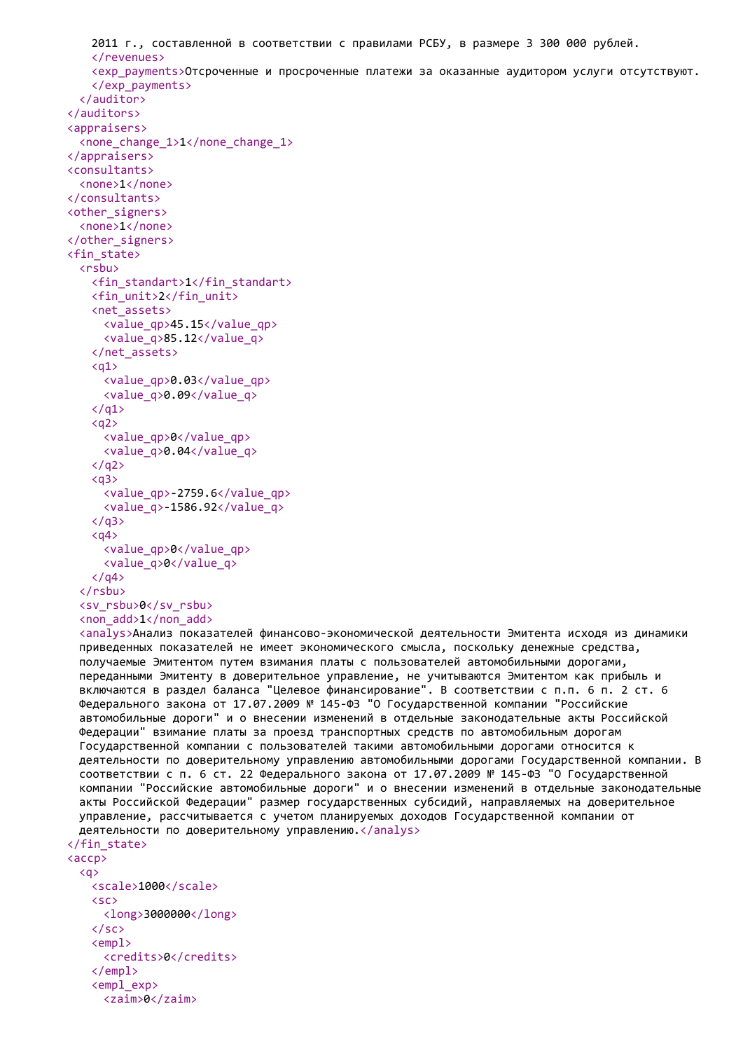```
      2011 г., составленной в соответствии с правилами РСБУ, в размере 3 300 000 рублей.
      </revenues>
      <exp_payments>Отсроченные и просроченные платежи за оказанные аудитором услуги отсутствуют.
      </exp_payments>
    </auditor>
  </auditors>
  <appraisers>
    <none_change_1>1</none_change_1>
  </appraisers>
  <consultants>
    <none>1</none>
  </consultants>
  <other_signers>
    <none>1</none>
  </other_signers>
  <fin_state>
    <rsbu>
      <fin_standart>1</fin_standart>
      <fin_unit>2</fin_unit>
      <net_assets>
        <value_qp>45.15</value_qp>
        <value_q>85.12</value_q>
      </net_assets>
      <q1>
        <value_qp>0.03</value_qp>
        <value_q>0.09</value_q>
      </q1>
      <q2>
        <value_qp>0</value_qp>
        <value_q>0.04</value_q>
      </q2>
      <q3>
        <value_qp>-2759.6</value_qp>
        <value_q>-1586.92</value_q>
      </q3>
      <q4>
        <value_qp>0</value_qp>
        <value_q>0</value_q>
      </q4>
    </rsbu>
    <sv_rsbu>0</sv_rsbu>
    <non_add>1</non_add>
    <analys>Анализ показателей финансово-экономической деятельности Эмитента исходя из динамики
    приведенных показателей не имеет экономического смысла, поскольку денежные средства,
    получаемые Эмитентом путем взимания платы с пользователей автомобильными дорогами,
    переданными Эмитенту в доверительное управление, не учитываются Эмитентом как прибыль и
    включаются в раздел баланса "Целевое финансирование". В соответствии с п.п. 6 п. 2 ст. 6
    Федерального закона от 17.07.2009 № 145-ФЗ "О Государственной компании "Российские
    автомобильные дороги" и о внесении изменений в отдельные законодательные акты Российской
    Федерации" взимание платы за проезд транспортных средств по автомобильным дорогам
    Государственной компании с пользователей такими автомобильными дорогами относится к
    деятельности по доверительному управлению автомобильными дорогами Государственной компании. В
    соответствии с п. 6 ст. 22 Федерального закона от 17.07.2009 № 145-ФЗ "О Государственной
    компании "Российские автомобильные дороги" и о внесении изменений в отдельные законодательные
    акты Российской Федерации" размер государственных субсидий, направляемых на доверительное
    управление, рассчитывается с учетом планируемых доходов Государственной компании от
    деятельности по доверительному управлению.</analys>
  </fin_state>
  <accp>
    <q>
      <scale>1000</scale>
      <sc>
        <long>3000000</long>
      </sc>
      <empl>
        <credits>0</credits>
      </empl>
      <empl_exp>
        <zaim>0</zaim>
```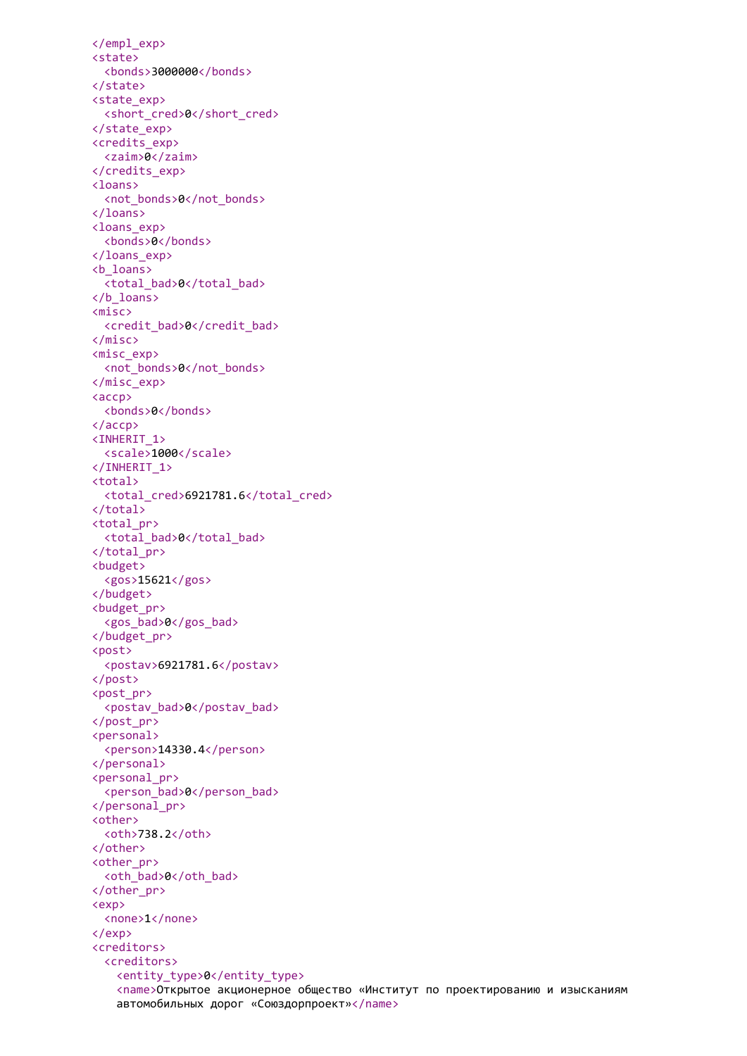```xml
</empl_exp>
<state>
  <bonds>3000000</bonds>
</state>
<state_exp>
  <short_cred>0</short_cred>
</state_exp>
<credits_exp>
  <zaim>0</zaim>
</credits_exp>
<loans>
  <not_bonds>0</not_bonds>
</loans>
<loans_exp>
  <bonds>0</bonds>
</loans_exp>
<b_loans>
  <total_bad>0</total_bad>
</b_loans>
<misc>
  <credit_bad>0</credit_bad>
</misc>
<misc_exp>
  <not_bonds>0</not_bonds>
</misc_exp>
<accp>
  <bonds>0</bonds>
</accp>
<INHERIT_1>
  <scale>1000</scale>
</INHERIT_1>
<total>
  <total_cred>6921781.6</total_cred>
</total>
<total_pr>
  <total_bad>0</total_bad>
</total_pr>
<budget>
  <gos>15621</gos>
</budget>
<budget_pr>
  <gos_bad>0</gos_bad>
</budget_pr>
<post>
  <postav>6921781.6</postav>
</post>
<post_pr>
  <postav_bad>0</postav_bad>
</post_pr>
<personal>
  <person>14330.4</person>
</personal>
<personal_pr>
  <person_bad>0</person_bad>
</personal_pr>
<other>
  <oth>738.2</oth>
</other>
<other_pr>
  <oth_bad>0</oth_bad>
</other_pr>
<exp>
  <none>1</none>
</exp>
<creditors>
  <creditors>
    <entity_type>0</entity_type>
    <name>Открытое акционерное общество «Институт по проектированию и изысканиям
    автомобильных дорог «Союздорпроект»</name>
```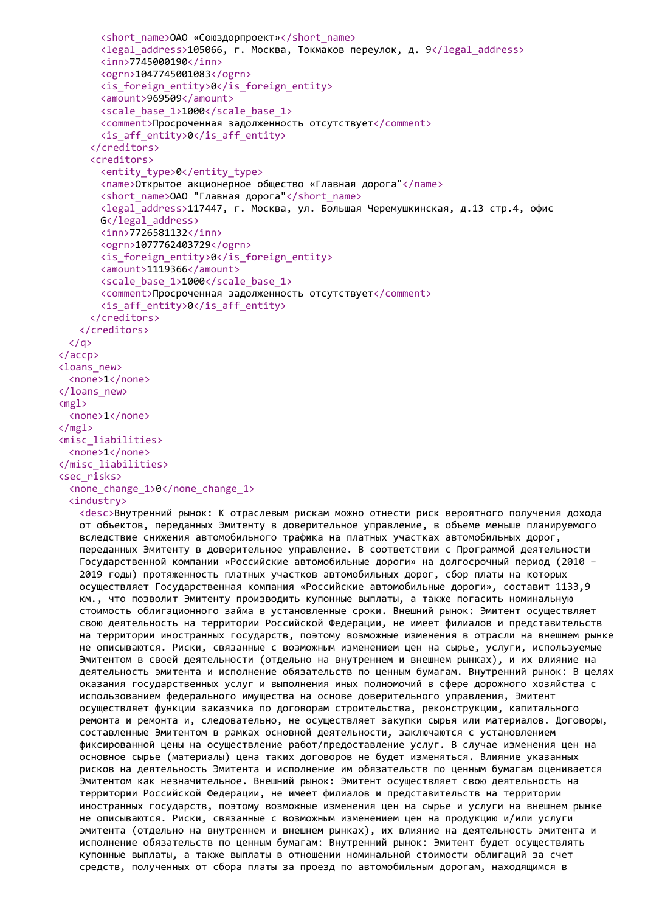```xml
        <short_name>ОАО «Союздорпроект»</short_name>
        <legal_address>105066, г. Москва, Токмаков переулок, д. 9</legal_address>
        <inn>7745000190</inn>
        <ogrn>1047745001083</ogrn>
        <is_foreign_entity>0</is_foreign_entity>
        <amount>969509</amount>
        <scale_base_1>1000</scale_base_1>
        <comment>Просроченная задолженность отсутствует</comment>
        <is_aff_entity>0</is_aff_entity>
      </creditors>
      <creditors>
        <entity_type>0</entity_type>
        <name>Открытое акционерное общество «Главная дорога"</name>
        <short_name>ОАО "Главная дорога"</short_name>
        <legal_address>117447, г. Москва, ул. Большая Черемушкинская, д.13 стр.4, офис
        G</legal_address>
        <inn>7726581132</inn>
        <ogrn>1077762403729</ogrn>
        <is_foreign_entity>0</is_foreign_entity>
        <amount>1119366</amount>
        <scale_base_1>1000</scale_base_1>
        <comment>Просроченная задолженность отсутствует</comment>
        <is_aff_entity>0</is_aff_entity>
      </creditors>
    </creditors>
  </q>
</accp>
<loans_new>
  <none>1</none>
</loans_new>
<mgl>
  <none>1</none>
</mgl>
<misc_liabilities>
  <none>1</none>
</misc_liabilities>
<sec_risks>
  <none_change_1>0</none_change_1>
  <industry>
    <desc>Внутренний рынок: К отраслевым рискам можно отнести риск вероятного получения дохода
    от объектов, переданных Эмитенту в доверительное управление, в объеме меньше планируемого
    вследствие снижения автомобильного трафика на платных участках автомобильных дорог,
    переданных Эмитенту в доверительное управление. В соответствии с Программой деятельности
    Государственной компании «Российские автомобильные дороги» на долгосрочный период (2010 –
    2019 годы) протяженность платных участков автомобильных дорог, сбор платы на которых
    осуществляет Государственная компания «Российские автомобильные дороги», составит 1133,9
    км., что позволит Эмитенту производить купонные выплаты, а также погасить номинальную
    стоимость облигационного займа в установленные сроки. Внешний рынок: Эмитент осуществляет
    свою деятельность на территории Российской Федерации, не имеет филиалов и представительств
    на территории иностранных государств, поэтому возможные изменения в отрасли на внешнем рынке
    не описываются. Риски, связанные с возможным изменением цен на сырье, услуги, используемые
    Эмитентом в своей деятельности (отдельно на внутреннем и внешнем рынках), и их влияние на
    деятельность эмитента и исполнение обязательств по ценным бумагам. Внутренний рынок: В целях
    оказания государственных услуг и выполнения иных полномочий в сфере дорожного хозяйства с
    использованием федерального имущества на основе доверительного управления, Эмитент
    осуществляет функции заказчика по договорам строительства, реконструкции, капитального
    ремонта и ремонта и, следовательно, не осуществляет закупки сырья или материалов. Договоры,
    составленные Эмитентом в рамках основной деятельности, заключаются с установлением
    фиксированной цены на осуществление работ/предоставление услуг. В случае изменения цен на
    основное сырье (материалы) цена таких договоров не будет изменяться. Влияние указанных
    рисков на деятельность Эмитента и исполнение им обязательств по ценным бумагам оценивается
    Эмитентом как незначительное. Внешний рынок: Эмитент осуществляет свою деятельность на
    территории Российской Федерации, не имеет филиалов и представительств на территории
    иностранных государств, поэтому возможные изменения цен на сырье и услуги на внешнем рынке
    не описываются. Риски, связанные с возможным изменением цен на продукцию и/или услуги
    эмитента (отдельно на внутреннем и внешнем рынках), их влияние на деятельность эмитента и
    исполнение обязательств по ценным бумагам: Внутренний рынок: Эмитент будет осуществлять
    купонные выплаты, а также выплаты в отношении номинальной стоимости облигаций за счет
    средств, полученных от сбора платы за проезд по автомобильным дорогам, находящимся в
```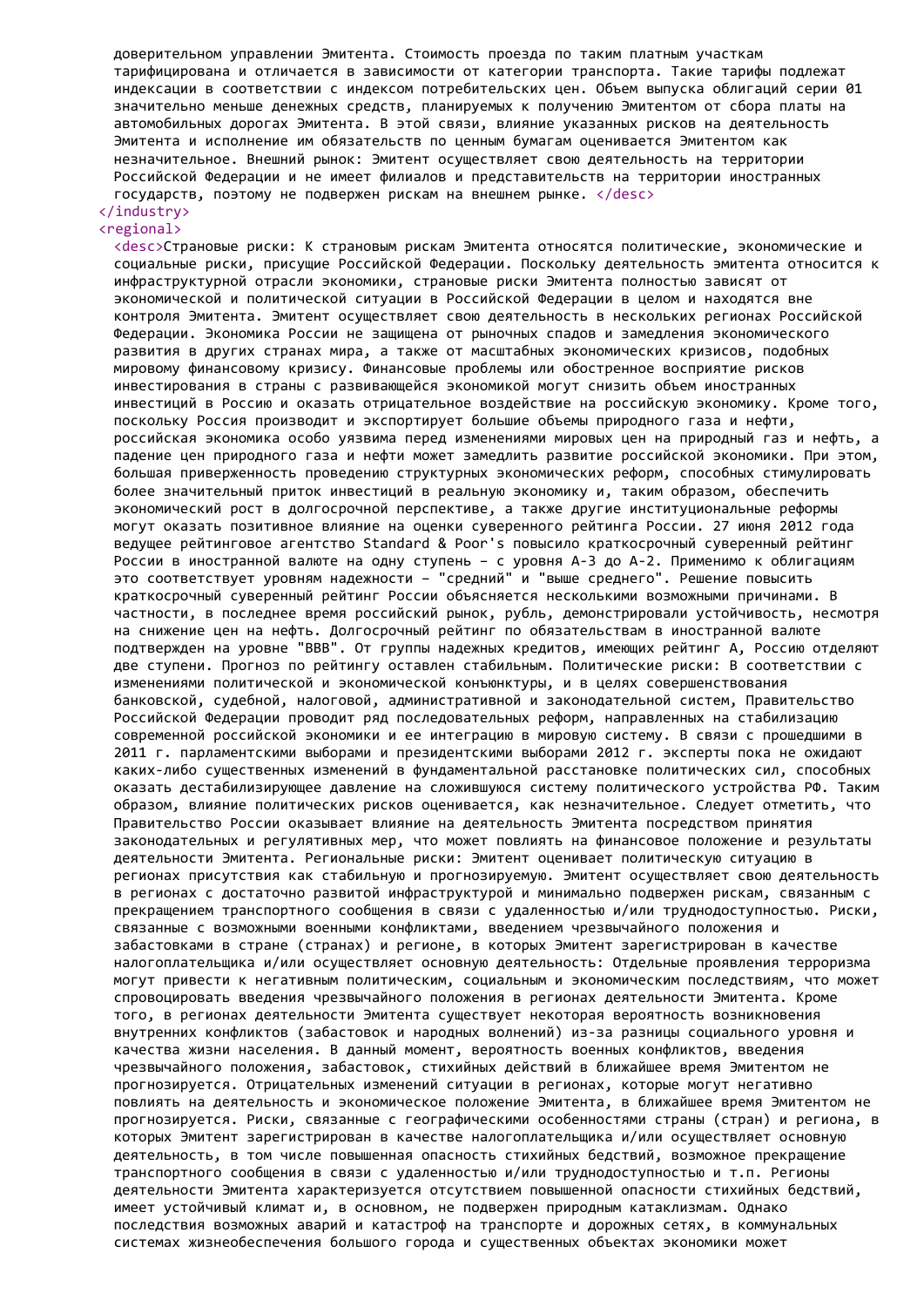доверительном управлении Эмитента. Стоимость проезда по таким платным участкам тарифицирована и отличается в зависимости от категории транспорта. Такие тарифы подлежат индексации в соответствии с индексом потребительских цен. Объем выпуска облигаций серии 01 значительно меньше денежных средств, планируемых к получению Эмитентом от сбора платы на автомобильных дорогах Эмитента. В этой связи, влияние указанных рисков на деятельность Эмитента и исполнение им обязательств по ценным бумагам оценивается Эмитентом как незначительное. Внешний рынок: Эмитент осуществляет свою деятельность на территории Российской Федерации и не имеет филиалов и представительств на территории иностранных государств, поэтому не подвержен рискам на внешнем рынке. </desc>
</industry>
<regional>
<desc>Страновые риски: К страновым рискам Эмитента относятся политические, экономические и социальные риски, присущие Российской Федерации. Поскольку деятельность эмитента относится к инфраструктурной отрасли экономики, страновые риски Эмитента полностью зависят от экономической и политической ситуации в Российской Федерации в целом и находятся вне контроля Эмитента. Эмитент осуществляет свою деятельность в нескольких регионах Российской Федерации. Экономика России не защищена от рыночных спадов и замедления экономического развития в других странах мира, а также от масштабных экономических кризисов, подобных мировому финансовому кризису. Финансовые проблемы или обостренное восприятие рисков инвестирования в страны с развивающейся экономикой могут снизить объем иностранных инвестиций в Россию и оказать отрицательное воздействие на российскую экономику. Кроме того, поскольку Россия производит и экспортирует большие объемы природного газа и нефти, российская экономика особо уязвима перед изменениями мировых цен на природный газ и нефть, а падение цен природного газа и нефти может замедлить развитие российской экономики. При этом, большая приверженность проведению структурных экономических реформ, способных стимулировать более значительный приток инвестиций в реальную экономику и, таким образом, обеспечить экономический рост в долгосрочной перспективе, а также другие институциональные реформы могут оказать позитивное влияние на оценки суверенного рейтинга России. 27 июня 2012 года ведущее рейтинговое агентство Standard & Poor's повысило краткосрочный суверенный рейтинг России в иностранной валюте на одну ступень – с уровня A-3 до A-2. Применимо к облигациям это соответствует уровням надежности – "средний" и "выше среднего". Решение повысить краткосрочный суверенный рейтинг России объясняется несколькими возможными причинами. В частности, в последнее время российский рынок, рубль, демонстрировали устойчивость, несмотря на снижение цен на нефть. Долгосрочный рейтинг по обязательствам в иностранной валюте подтвержден на уровне "BBB". От группы надежных кредитов, имеющих рейтинг А, Россию отделяют две ступени. Прогноз по рейтингу оставлен стабильным. Политические риски: В соответствии с изменениями политической и экономической конъюнктуры, и в целях совершенствования банковской, судебной, налоговой, административной и законодательной систем, Правительство Российской Федерации проводит ряд последовательных реформ, направленных на стабилизацию современной российской экономики и ее интеграцию в мировую систему. В связи с прошедшими в 2011 г. парламентскими выборами и президентскими выборами 2012 г. эксперты пока не ожидают каких-либо существенных изменений в фундаментальной расстановке политических сил, способных оказать дестабилизирующее давление на сложившуюся систему политического устройства РФ. Таким образом, влияние политических рисков оценивается, как незначительное. Следует отметить, что Правительство России оказывает влияние на деятельность Эмитента посредством принятия законодательных и регулятивных мер, что может повлиять на финансовое положение и результаты деятельности Эмитента. Региональные риски: Эмитент оценивает политическую ситуацию в регионах присутствия как стабильную и прогнозируемую. Эмитент осуществляет свою деятельность в регионах с достаточно развитой инфраструктурой и минимально подвержен рискам, связанным с прекращением транспортного сообщения в связи с удаленностью и/или труднодоступностью. Риски, связанные с возможными военными конфликтами, введением чрезвычайного положения и забастовками в стране (странах) и регионе, в которых Эмитент зарегистрирован в качестве налогоплательщика и/или осуществляет основную деятельность: Отдельные проявления терроризма могут привести к негативным политическим, социальным и экономическим последствиям, что может спровоцировать введения чрезвычайного положения в регионах деятельности Эмитента. Кроме того, в регионах деятельности Эмитента существует некоторая вероятность возникновения внутренних конфликтов (забастовок и народных волнений) из-за разницы социального уровня и качества жизни населения. В данный момент, вероятность военных конфликтов, введения чрезвычайного положения, забастовок, стихийных действий в ближайшее время Эмитентом не прогнозируется. Отрицательных изменений ситуации в регионах, которые могут негативно повлиять на деятельность и экономическое положение Эмитента, в ближайшее время Эмитентом не прогнозируется. Риски, связанные с географическими особенностями страны (стран) и региона, в которых Эмитент зарегистрирован в качестве налогоплательщика и/или осуществляет основную деятельность, в том числе повышенная опасность стихийных бедствий, возможное прекращение транспортного сообщения в связи с удаленностью и/или труднодоступностью и т.п. Регионы деятельности Эмитента характеризуется отсутствием повышенной опасности стихийных бедствий, имеет устойчивый климат и, в основном, не подвержен природным катаклизмам. Однако последствия возможных аварий и катастроф на транспорте и дорожных сетях, в коммунальных системах жизнеобеспечения большого города и существенных объектах экономики может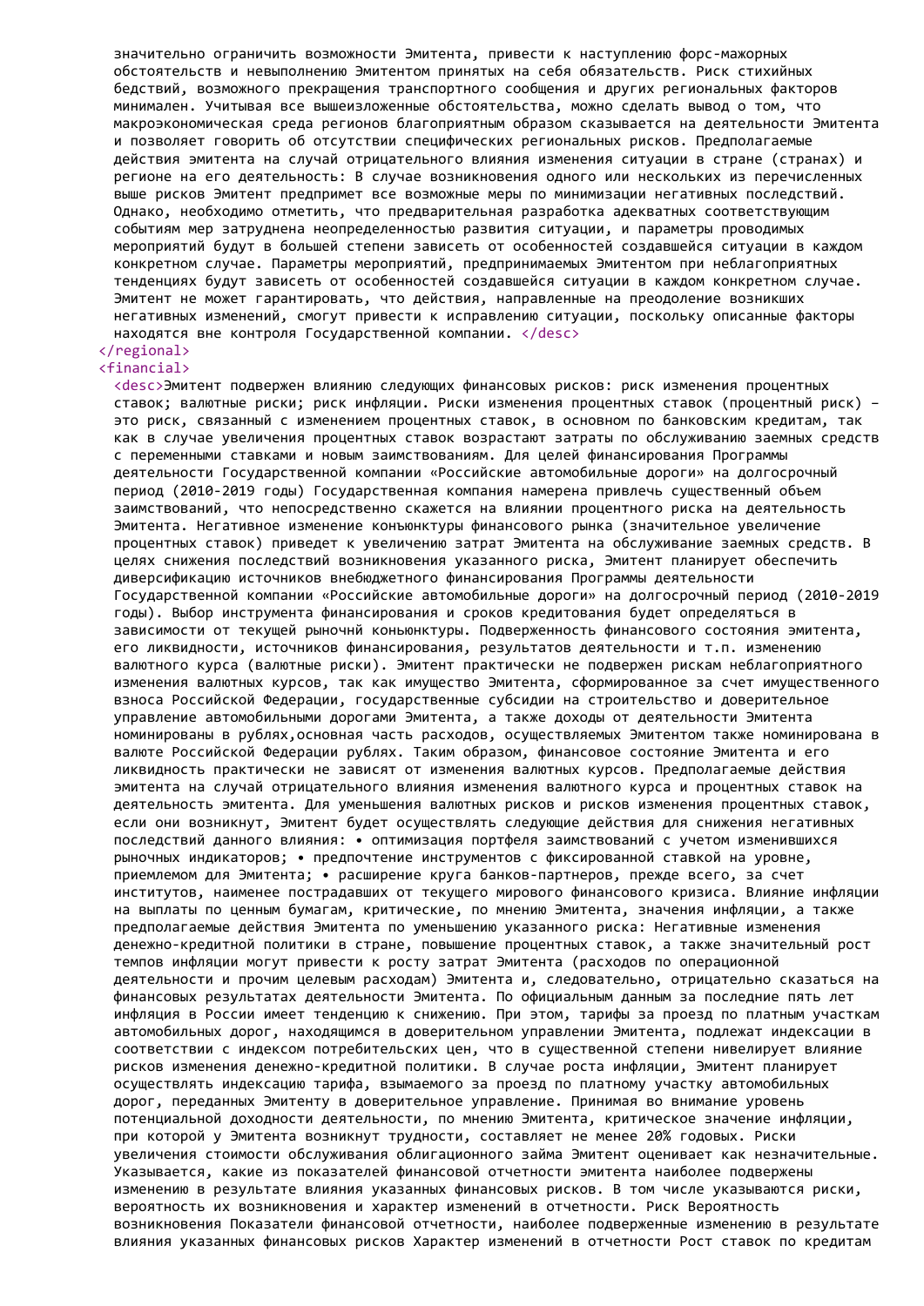значительно ограничить возможности Эмитента, привести к наступлению форс-мажорных обстоятельств и невыполнению Эмитентом принятых на себя обязательств. Риск стихийных бедствий, возможного прекращения транспортного сообщения и других региональных факторов минимален. Учитывая все вышеизложенные обстоятельства, можно сделать вывод о том, что макроэкономическая среда регионов благоприятным образом сказывается на деятельности Эмитента и позволяет говорить об отсутствии специфических региональных рисков. Предполагаемые действия эмитента на случай отрицательного влияния изменения ситуации в стране (странах) и регионе на его деятельность: В случае возникновения одного или нескольких из перечисленных выше рисков Эмитент предпримет все возможные меры по минимизации негативных последствий. Однако, необходимо отметить, что предварительная разработка адекватных соответствующим событиям мер затруднена неопределенностью развития ситуации, и параметры проводимых мероприятий будут в большей степени зависеть от особенностей создавшейся ситуации в каждом конкретном случае. Параметры мероприятий, предпринимаемых Эмитентом при неблагоприятных тенденциях будут зависеть от особенностей создавшейся ситуации в каждом конкретном случае. Эмитент не может гарантировать, что действия, направленные на преодоление возникших негативных изменений, смогут привести к исправлению ситуации, поскольку описанные факторы находятся вне контроля Государственной компании. </desc>
</regional>
<financial>
<desc>Эмитент подвержен влиянию следующих финансовых рисков: риск изменения процентных ставок; валютные риски; риск инфляции. Риски изменения процентных ставок (процентный риск) – это риск, связанный с изменением процентных ставок, в основном по банковским кредитам, так как в случае увеличения процентных ставок возрастают затраты по обслуживанию заемных средств с переменными ставками и новым заимствованиям. Для целей финансирования Программы деятельности Государственной компании «Российские автомобильные дороги» на долгосрочный период (2010-2019 годы) Государственная компания намерена привлечь существенный объем заимствований, что непосредственно скажется на влиянии процентного риска на деятельность Эмитента. Негативное изменение конъюнктуры финансового рынка (значительное увеличение процентных ставок) приведет к увеличению затрат Эмитента на обслуживание заемных средств. В целях снижения последствий возникновения указанного риска, Эмитент планирует обеспечить диверсификацию источников внебюджетного финансирования Программы деятельности Государственной компании «Российские автомобильные дороги» на долгосрочный период (2010-2019 годы). Выбор инструмента финансирования и сроков кредитования будет определяться в зависимости от текущей рыночнй коньюнктуры. Подверженность финансового состояния эмитента, его ликвидности, источников финансирования, результатов деятельности и т.п. изменению валютного курса (валютные риски). Эмитент практически не подвержен рискам неблагоприятного изменения валютных курсов, так как имущество Эмитента, сформированное за счет имущественного взноса Российской Федерации, государственные субсидии на строительство и доверительное управление автомобильными дорогами Эмитента, а также доходы от деятельности Эмитента номинированы в рублях,основная часть расходов, осуществляемых Эмитентом также номинирована в валюте Российской Федерации рублях. Таким образом, финансовое состояние Эмитента и его ликвидность практически не зависят от изменения валютных курсов. Предполагаемые действия эмитента на случай отрицательного влияния изменения валютного курса и процентных ставок на деятельность эмитента. Для уменьшения валютных рисков и рисков изменения процентных ставок, если они возникнут, Эмитент будет осуществлять следующие действия для снижения негативных последствий данного влияния: • оптимизация портфеля заимствований с учетом изменившихся рыночных индикаторов; • предпочтение инструментов с фиксированной ставкой на уровне, приемлемом для Эмитента; • расширение круга банков-партнеров, прежде всего, за счет институтов, наименее пострадавших от текущего мирового финансового кризиса. Влияние инфляции на выплаты по ценным бумагам, критические, по мнению Эмитента, значения инфляции, а также предполагаемые действия Эмитента по уменьшению указанного риска: Негативные изменения денежно-кредитной политики в стране, повышение процентных ставок, а также значительный рост темпов инфляции могут привести к росту затрат Эмитента (расходов по операционной деятельности и прочим целевым расходам) Эмитента и, следовательно, отрицательно сказаться на финансовых результатах деятельности Эмитента. По официальным данным за последние пять лет инфляция в России имеет тенденцию к снижению. При этом, тарифы за проезд по платным участкам автомобильных дорог, находящимся в доверительном управлении Эмитента, подлежат индексации в соответствии с индексом потребительских цен, что в существенной степени нивелирует влияние рисков изменения денежно-кредитной политики. В случае роста инфляции, Эмитент планирует осуществлять индексацию тарифа, взымаемого за проезд по платному участку автомобильных дорог, переданных Эмитенту в доверительное управление. Принимая во внимание уровень потенциальной доходности деятельности, по мнению Эмитента, критическое значение инфляции, при которой у Эмитента возникнут трудности, составляет не менее 20% годовых. Риски увеличения стоимости обслуживания облигационного займа Эмитент оценивает как незначительные. Указывается, какие из показателей финансовой отчетности эмитента наиболее подвержены изменению в результате влияния указанных финансовых рисков. В том числе указываются риски, вероятность их возникновения и характер изменений в отчетности. Риск Вероятность возникновения Показатели финансовой отчетности, наиболее подверженные изменению в результате влияния указанных финансовых рисков Характер изменений в отчетности Рост ставок по кредитам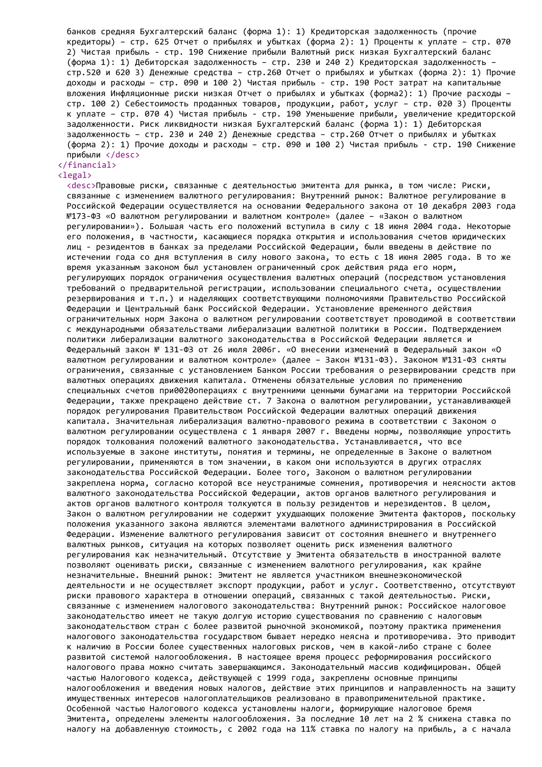банков средняя Бухгалтерский баланс (форма 1): 1) Кредиторская задолженность (прочие кредиторы) – стр. 625 Отчет о прибылях и убытках (форма 2): 1) Проценты к уплате – стр. 070 2) Чистая прибыль - стр. 190 Снижение прибыли Валютный риск низкая Бухгалтерский баланс (форма 1): 1) Дебиторская задолженность – стр. 230 и 240 2) Кредиторская задолженность – стр.520 и 620 3) Денежные средства – стр.260 Отчет о прибылях и убытках (форма 2): 1) Прочие доходы и расходы – стр. 090 и 100 2) Чистая прибыль - стр. 190 Рост затрат на капитальные вложения Инфляционные риски низкая Отчет о прибылях и убытках (форма2): 1) Прочие расходы – стр. 100 2) Себестоимость проданных товаров, продукции, работ, услуг – стр. 020 3) Проценты к уплате – стр. 070 4) Чистая прибыль - стр. 190 Уменьшение прибыли, увеличение кредиторской задолженности. Риск ликвидности низкая Бухгалтерский баланс (форма 1): 1) Дебиторская задолженность – стр. 230 и 240 2) Денежные средства – стр.260 Отчет о прибылях и убытках (форма 2): 1) Прочие доходы и расходы – стр. 090 и 100 2) Чистая прибыль - стр. 190 Снижение прибыли </desc>
</financial>
<legal>
<desc>Правовые риски, связанные с деятельностью эмитента для рынка, в том числе: Риски, связанные с изменением валютного регулирования: Внутренний рынок: Валютное регулирование в Российской Федерации осуществляется на основании Федерального закона от 10 декабря 2003 года №173-ФЗ «О валютном регулировании и валютном контроле» (далее – «Закон о валютном регулировании»). Большая часть его положений вступила в силу с 18 июня 2004 года. Некоторые его положения, в частности, касающиеся порядка открытия и использования счетов юридических лиц - резидентов в банках за пределами Российской Федерации, были введены в действие по истечении года со дня вступления в силу нового закона, то есть с 18 июня 2005 года. В то же время указанным законом был установлен ограниченный срок действия ряда его норм, регулирующих порядок ограничения осуществления валютных операций (посредством установления требований о предварительной регистрации, использовании специального счета, осуществлении резервирования и т.п.) и наделяющих соответствующими полномочиями Правительство Российской Федерации и Центральный банк Российской Федерации. Установление временного действия ограничительных норм Закона о валютном регулировании соответствует проводимой в соответствии с международными обязательствами либерализации валютной политики в России. Подтверждением политики либерализации валютного законодательства в Российской Федерации является и Федеральный закон № 131-ФЗ от 26 июля 2006г. «О внесении изменений в Федеральный закон «О валютном регулировании и валютном контроле» (далее – Закон №131-ФЗ). Законом №131-ФЗ сняты ограничения, связанные с установлением Банком России требования о резервировании средств при валютных операциях движения капитала. Отменены обязательные условия по применению специальных счетов при0020операциях с внутренними ценными бумагами на территории Российской Федерации, также прекращено действие ст. 7 Закона о валютном регулировании, устанавливающей порядок регулирования Правительством Российской Федерации валютных операций движения капитала. Значительная либерализация валютно-правового режима в соответствии с Законом о валютном регулировании осуществлена с 1 января 2007 г. Введены нормы, позволяющие упростить порядок толкования положений валютного законодательства. Устанавливается, что все используемые в законе институты, понятия и термины, не определенные в Законе о валютном регулировании, применяются в том значении, в каком они используются в других отраслях законодательства Российской Федерации. Более того, Законом о валютном регулировании закреплена норма, согласно которой все неустранимые сомнения, противоречия и неясности актов валютного законодательства Российской Федерации, актов органов валютного регулирования и актов органов валютного контроля толкуются в пользу резидентов и нерезидентов. В целом, Закон о валютном регулировании не содержит ухудшающих положение Эмитента факторов, поскольку положения указанного закона являются элементами валютного администрирования в Российской Федерации. Изменение валютного регулирования зависит от состояния внешнего и внутреннего валютных рынков, ситуация на которых позволяет оценить риск изменения валютного регулирования как незначительный. Отсутствие у Эмитента обязательств в иностранной валюте позволяют оценивать риски, связанные с изменением валютного регулирования, как крайне незначительные. Внешний рынок: Эмитент не является участником внешнеэкономической деятельности и не осуществляет экспорт продукции, работ и услуг. Соответственно, отсутствуют риски правового характера в отношении операций, связанных с такой деятельностью. Риски, связанные с изменением налогового законодательства: Внутренний рынок: Российское налоговое законодательство имеет не такую долгую историю существования по сравнению с налоговым законодательством стран с более развитой рыночной экономикой, поэтому практика применения налогового законодательства государством бывает нередко неясна и противоречива. Это приводит к наличию в России более существенных налоговых рисков, чем в какой-либо стране с более развитой системой налогообложения. В настоящее время процесс реформирования российского налогового права можно считать завершающимся. Законодательный массив кодифицирован. Общей частью Налогового кодекса, действующей с 1999 года, закреплены основные принципы налогообложения и введения новых налогов, действие этих принципов и направленность на защиту имущественных интересов налогоплательщиков реализовано в правоприменительной практике. Особенной частью Налогового кодекса установлены налоги, формирующие налоговое бремя Эмитента, определены элементы налогообложения. За последние 10 лет на 2 % снижена ставка по налогу на добавленную стоимость, с 2002 года на 11% ставка по налогу на прибыль, а с начала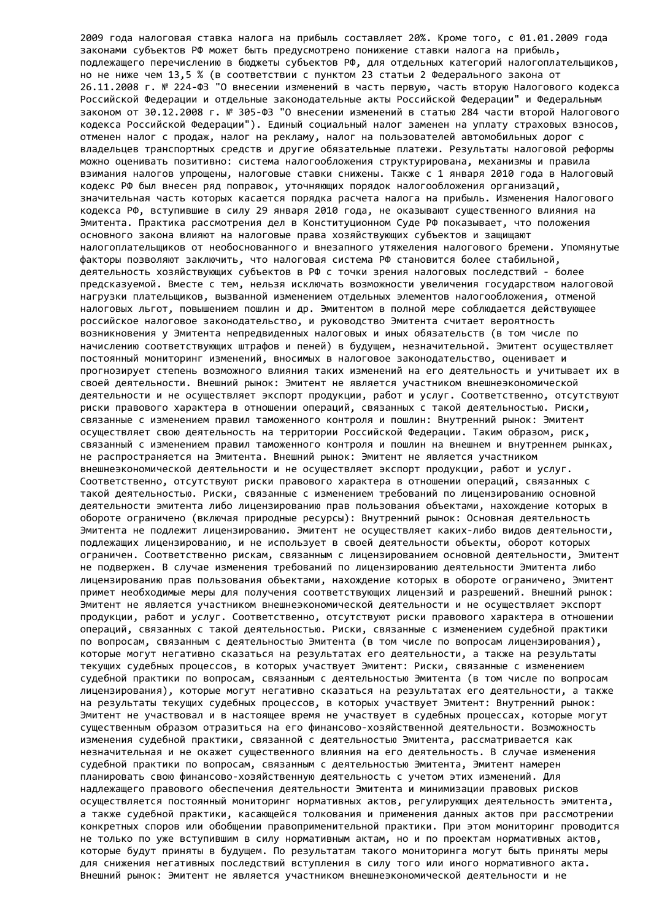2009 года налоговая ставка налога на прибыль составляет 20%. Кроме того, с 01.01.2009 года законами субъектов РФ может быть предусмотрено понижение ставки налога на прибыль, подлежащего перечислению в бюджеты субъектов РФ, для отдельных категорий налогоплательщиков, но не ниже чем 13,5 % (в соответствии с пунктом 23 статьи 2 Федерального закона от 26.11.2008 г. № 224-ФЗ "О внесении изменений в часть первую, часть вторую Налогового кодекса Российской Федерации и отдельные законодательные акты Российской Федерации" и Федеральным законом от 30.12.2008 г. № 305-ФЗ "О внесении изменений в статью 284 части второй Налогового кодекса Российской Федерации"). Единый социальный налог заменен на уплату страховых взносов, отменен налог с продаж, налог на рекламу, налог на пользователей автомобильных дорог с владельцев транспортных средств и другие обязательные платежи. Результаты налоговой реформы можно оценивать позитивно: система налогообложения структурирована, механизмы и правила взимания налогов упрощены, налоговые ставки снижены. Также с 1 января 2010 года в Налоговый кодекс РФ был внесен ряд поправок, уточняющих порядок налогообложения организаций, значительная часть которых касается порядка расчета налога на прибыль. Изменения Налогового кодекса РФ, вступившие в силу 29 января 2010 года, не оказывают существенного влияния на Эмитента. Практика рассмотрения дел в Конституционном Суде РФ показывает, что положения основного закона влияют на налоговые права хозяйствующих субъектов и защищают налогоплательщиков от необоснованного и внезапного утяжеления налогового бремени. Упомянутые факторы позволяют заключить, что налоговая система РФ становится более стабильной, деятельность хозяйствующих субъектов в РФ с точки зрения налоговых последствий - более предсказуемой. Вместе с тем, нельзя исключать возможности увеличения государством налоговой нагрузки плательщиков, вызванной изменением отдельных элементов налогообложения, отменой налоговых льгот, повышением пошлин и др. Эмитентом в полной мере соблюдается действующее российское налоговое законодательство, и руководство Эмитента считает вероятность возникновения у Эмитента непредвиденных налоговых и иных обязательств (в том числе по начислению соответствующих штрафов и пеней) в будущем, незначительной. Эмитент осуществляет постоянный мониторинг изменений, вносимых в налоговое законодательство, оценивает и прогнозирует степень возможного влияния таких изменений на его деятельность и учитывает их в своей деятельности. Внешний рынок: Эмитент не является участником внешнеэкономической деятельности и не осуществляет экспорт продукции, работ и услуг. Соответственно, отсутствуют риски правового характера в отношении операций, связанных с такой деятельностью. Риски, связанные с изменением правил таможенного контроля и пошлин: Внутренний рынок: Эмитент осуществляет свою деятельность на территории Российской Федерации. Таким образом, риск, связанный с изменением правил таможенного контроля и пошлин на внешнем и внутреннем рынках, не распространяется на Эмитента. Внешний рынок: Эмитент не является участником внешнеэкономической деятельности и не осуществляет экспорт продукции, работ и услуг. Соответственно, отсутствуют риски правового характера в отношении операций, связанных с такой деятельностью. Риски, связанные с изменением требований по лицензированию основной деятельности эмитента либо лицензированию прав пользования объектами, нахождение которых в обороте ограничено (включая природные ресурсы): Внутренний рынок: Основная деятельность Эмитента не подлежит лицензированию. Эмитент не осуществляет каких-либо видов деятельности, подлежащих лицензированию, и не использует в своей деятельности объекты, оборот которых ограничен. Соответственно рискам, связанным с лицензированием основной деятельности, Эмитент не подвержен. В случае изменения требований по лицензированию деятельности Эмитента либо лицензированию прав пользования объектами, нахождение которых в обороте ограничено, Эмитент примет необходимые меры для получения соответствующих лицензий и разрешений. Внешний рынок: Эмитент не является участником внешнеэкономической деятельности и не осуществляет экспорт продукции, работ и услуг. Соответственно, отсутствуют риски правового характера в отношении операций, связанных с такой деятельностью. Риски, связанные с изменением судебной практики по вопросам, связанным с деятельностью Эмитента (в том числе по вопросам лицензирования), которые могут негативно сказаться на результатах его деятельности, а также на результаты текущих судебных процессов, в которых участвует Эмитент: Риски, связанные с изменением судебной практики по вопросам, связанным с деятельностью Эмитента (в том числе по вопросам лицензирования), которые могут негативно сказаться на результатах его деятельности, а также на результаты текущих судебных процессов, в которых участвует Эмитент: Внутренний рынок: Эмитент не участвовал и в настоящее время не участвует в судебных процессах, которые могут существенным образом отразиться на его финансово-хозяйственной деятельности. Возможность изменения судебной практики, связанной с деятельностью Эмитента, рассматривается как незначительная и не окажет существенного влияния на его деятельность. В случае изменения судебной практики по вопросам, связанным с деятельностью Эмитента, Эмитент намерен планировать свою финансово-хозяйственную деятельность с учетом этих изменений. Для надлежащего правового обеспечения деятельности Эмитента и минимизации правовых рисков осуществляется постоянный мониторинг нормативных актов, регулирующих деятельность эмитента, а также судебной практики, касающейся толкования и применения данных актов при рассмотрении конкретных споров или обобщении правоприменительной практики. При этом мониторинг проводится не только по уже вступившим в силу нормативным актам, но и по проектам нормативных актов, которые будут приняты в будущем. По результатам такого мониторинга могут быть приняты меры для снижения негативных последствий вступления в силу того или иного нормативного акта. Внешний рынок: Эмитент не является участником внешнеэкономической деятельности и не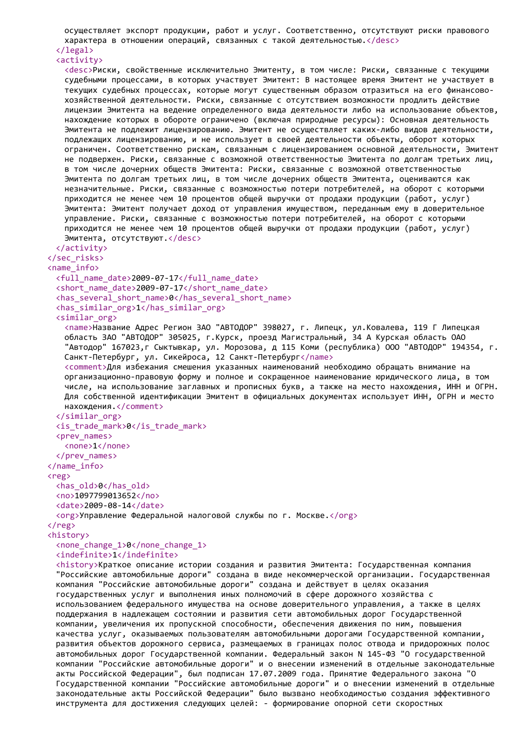```
    осуществляет экспорт продукции, работ и услуг. Соответственно, отсутствуют риски правового
    характера в отношении операций, связанных с такой деятельностью.</desc>
  </legal>
  <activity>
    <desc>Риски, свойственные исключительно Эмитенту, в том числе: Риски, связанные с текущими
    судебными процессами, в которых участвует Эмитент: В настоящее время Эмитент не участвует в
    текущих судебных процессах, которые могут существенным образом отразиться на его финансово-
    хозяйственной деятельности. Риски, связанные с отсутствием возможности продлить действие
    лицензии Эмитента на ведение определенного вида деятельности либо на использование объектов,
    нахождение которых в обороте ограничено (включая природные ресурсы): Основная деятельность
    Эмитента не подлежит лицензированию. Эмитент не осуществляет каких-либо видов деятельности,
    подлежащих лицензированию, и не использует в своей деятельности объекты, оборот которых
    ограничен. Соответственно рискам, связанным с лицензированием основной деятельности, Эмитент
    не подвержен. Риски, связанные с возможной ответственностью Эмитента по долгам третьих лиц,
    в том числе дочерних обществ Эмитента: Риски, связанные с возможной ответственностью
    Эмитента по долгам третьих лиц, в том числе дочерних обществ Эмитента, оцениваются как
    незначительные. Риски, связанные с возможностью потери потребителей, на оборот с которыми
    приходится не менее чем 10 процентов общей выручки от продажи продукции (работ, услуг)
    Эмитента: Эмитент получает доход от управления имуществом, переданным ему в доверительное
    управление. Риски, связанные с возможностью потери потребителей, на оборот с которыми
    приходится не менее чем 10 процентов общей выручки от продажи продукции (работ, услуг)
    Эмитента, отсутствуют.</desc>
  </activity>
</sec_risks>
<name_info>
  <full_name_date>2009-07-17</full_name_date>
  <short_name_date>2009-07-17</short_name_date>
  <has_several_short_name>0</has_several_short_name>
  <has_similar_org>1</has_similar_org>
  <similar_org>
    <name>Название Адрес Регион ЗАО "АВТОДОР" 398027, г. Липецк, ул.Ковалева, 119 Г Липецкая
    область ЗАО "АВТОДОР" 305025, г.Курск, проезд Магистральный, 34 А Курская область ОАО
    "Автодор" 167023,г Сыктывкар, ул. Морозова, д 115 Коми (республика) ООО "АВТОДОР" 194354, г.
    Санкт-Петербург, ул. Сикейроса, 12 Санкт-Петербург</name>
    <comment>Для избежания смешения указанных наименований необходимо обращать внимание на
    организационно-правовую форму и полное и сокращенное наименование юридического лица, в том
    числе, на использование заглавных и прописных букв, а также на место нахождения, ИНН и ОГРН.
    Для собственной идентификации Эмитент в официальных документах использует ИНН, ОГРН и место
    нахождения.</comment>
  </similar_org>
  <is_trade_mark>0</is_trade_mark>
  <prev_names>
    <none>1</none>
  </prev_names>
</name_info>
<reg>
  <has_old>0</has_old>
  <no>1097799013652</no>
  <date>2009-08-14</date>
  <org>Управление Федеральной налоговой службы по г. Москве.</org>
</reg>
<history>
  <none_change_1>0</none_change_1>
  <indefinite>1</indefinite>
  <history>Краткое описание истории создания и развития Эмитента: Государственная компания
  "Российские автомобильные дороги" создана в виде некоммерческой организации. Государственная
  компания "Российские автомобильные дороги" создана и действует в целях оказания
  государственных услуг и выполнения иных полномочий в сфере дорожного хозяйства с
  использованием федерального имущества на основе доверительного управления, а также в целях
  поддержания в надлежащем состоянии и развития сети автомобильных дорог Государственной
  компании, увеличения их пропускной способности, обеспечения движения по ним, повышения
  качества услуг, оказываемых пользователям автомобильными дорогами Государственной компании,
  развития объектов дорожного сервиса, размещаемых в границах полос отвода и придорожных полос
  автомобильных дорог Государственной компании. Федеральный закон N 145-ФЗ "О государственной
  компании "Российские автомобильные дороги" и о внесении изменений в отдельные законодательные
  акты Российской Федерации", был подписан 17.07.2009 года. Принятие Федерального закона "О
  Государственной компании "Российские автомобильные дороги" и о внесении изменений в отдельные
  законодательные акты Российской Федерации" было вызвано необходимостью создания эффективного
  инструмента для достижения следующих целей: - формирование опорной сети скоростных
```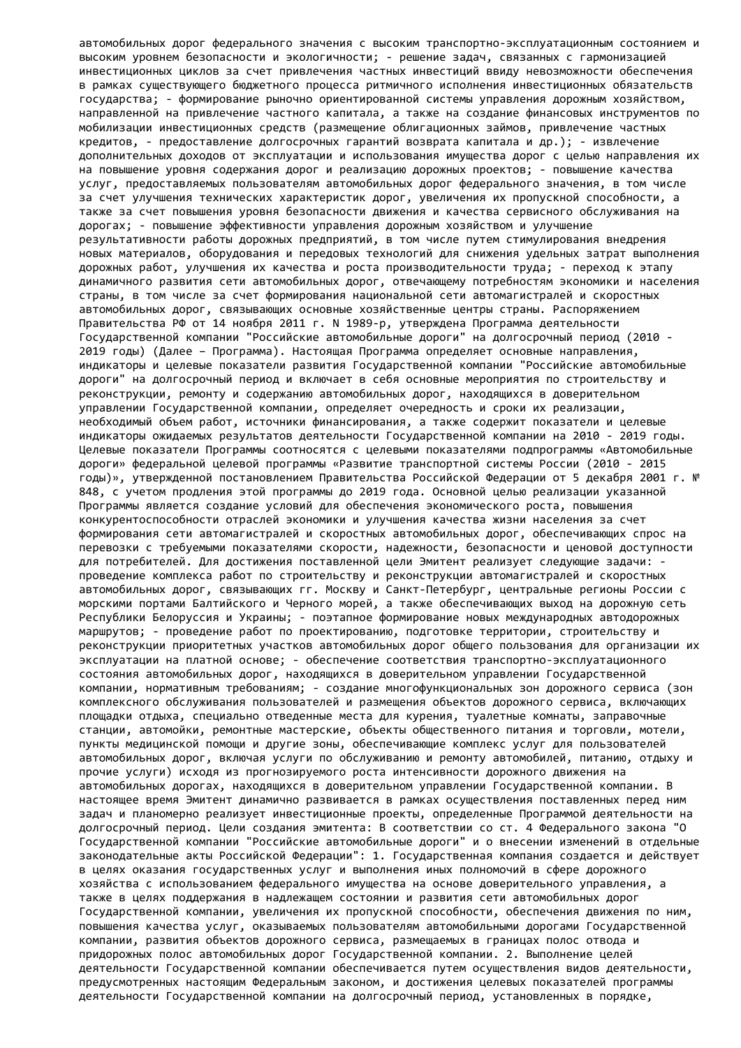автомобильных дорог федерального значения с высоким транспортно-эксплуатационным состоянием и высоким уровнем безопасности и экологичности; - решение задач, связанных с гармонизацией инвестиционных циклов за счет привлечения частных инвестиций ввиду невозможности обеспечения в рамках существующего бюджетного процесса ритмичного исполнения инвестиционных обязательств государства; - формирование рыночно ориентированной системы управления дорожным хозяйством, направленной на привлечение частного капитала, а также на создание финансовых инструментов по мобилизации инвестиционных средств (размещение облигационных займов, привлечение частных кредитов, - предоставление долгосрочных гарантий возврата капитала и др.); - извлечение дополнительных доходов от эксплуатации и использования имущества дорог с целью направления их на повышение уровня содержания дорог и реализацию дорожных проектов; - повышение качества услуг, предоставляемых пользователям автомобильных дорог федерального значения, в том числе за счет улучшения технических характеристик дорог, увеличения их пропускной способности, а также за счет повышения уровня безопасности движения и качества сервисного обслуживания на дорогах; - повышение эффективности управления дорожным хозяйством и улучшение результативности работы дорожных предприятий, в том числе путем стимулирования внедрения новых материалов, оборудования и передовых технологий для снижения удельных затрат выполнения дорожных работ, улучшения их качества и роста производительности труда; - переход к этапу динамичного развития сети автомобильных дорог, отвечающему потребностям экономики и населения страны, в том числе за счет формирования национальной сети автомагистралей и скоростных автомобильных дорог, связывающих основные хозяйственные центры страны. Распоряжением Правительства РФ от 14 ноября 2011 г. N 1989-р, утверждена Программа деятельности Государственной компании "Российские автомобильные дороги" на долгосрочный период (2010 - 2019 годы) (Далее – Программа). Настоящая Программа определяет основные направления, индикаторы и целевые показатели развития Государственной компании "Российские автомобильные дороги" на долгосрочный период и включает в себя основные мероприятия по строительству и реконструкции, ремонту и содержанию автомобильных дорог, находящихся в доверительном управлении Государственной компании, определяет очередность и сроки их реализации, необходимый объем работ, источники финансирования, а также содержит показатели и целевые индикаторы ожидаемых результатов деятельности Государственной компании на 2010 - 2019 годы. Целевые показатели Программы соотносятся с целевыми показателями подпрограммы «Автомобильные дороги» федеральной целевой программы «Развитие транспортной системы России (2010 - 2015 годы)», утвержденной постановлением Правительства Российской Федерации от 5 декабря 2001 г. № 848, с учетом продления этой программы до 2019 года. Основной целью реализации указанной Программы является создание условий для обеспечения экономического роста, повышения конкурентоспособности отраслей экономики и улучшения качества жизни населения за счет формирования сети автомагистралей и скоростных автомобильных дорог, обеспечивающих спрос на перевозки с требуемыми показателями скорости, надежности, безопасности и ценовой доступности для потребителей. Для достижения поставленной цели Эмитент реализует следующие задачи: - проведение комплекса работ по строительству и реконструкции автомагистралей и скоростных автомобильных дорог, связывающих гг. Москву и Санкт-Петербург, центральные регионы России с морскими портами Балтийского и Черного морей, а также обеспечивающих выход на дорожную сеть Республики Белоруссия и Украины; - поэтапное формирование новых международных автодорожных маршрутов; - проведение работ по проектированию, подготовке территории, строительству и реконструкции приоритетных участков автомобильных дорог общего пользования для организации их эксплуатации на платной основе; - обеспечение соответствия транспортно-эксплуатационного состояния автомобильных дорог, находящихся в доверительном управлении Государственной компании, нормативным требованиям; - создание многофункциональных зон дорожного сервиса (зон комплексного обслуживания пользователей и размещения объектов дорожного сервиса, включающих площадки отдыха, специально отведенные места для курения, туалетные комнаты, заправочные станции, автомойки, ремонтные мастерские, объекты общественного питания и торговли, мотели, пункты медицинской помощи и другие зоны, обеспечивающие комплекс услуг для пользователей автомобильных дорог, включая услуги по обслуживанию и ремонту автомобилей, питанию, отдыху и прочие услуги) исходя из прогнозируемого роста интенсивности дорожного движения на автомобильных дорогах, находящихся в доверительном управлении Государственной компании. В настоящее время Эмитент динамично развивается в рамках осуществления поставленных перед ним задач и планомерно реализует инвестиционные проекты, определенные Программой деятельности на долгосрочный период. Цели создания эмитента: В соответствии со ст. 4 Федерального закона "О Государственной компании "Российские автомобильные дороги" и о внесении изменений в отдельные законодательные акты Российской Федерации": 1. Государственная компания создается и действует в целях оказания государственных услуг и выполнения иных полномочий в сфере дорожного хозяйства с использованием федерального имущества на основе доверительного управления, а также в целях поддержания в надлежащем состоянии и развития сети автомобильных дорог Государственной компании, увеличения их пропускной способности, обеспечения движения по ним, повышения качества услуг, оказываемых пользователям автомобильными дорогами Государственной компании, развития объектов дорожного сервиса, размещаемых в границах полос отвода и придорожных полос автомобильных дорог Государственной компании. 2. Выполнение целей деятельности Государственной компании обеспечивается путем осуществления видов деятельности, предусмотренных настоящим Федеральным законом, и достижения целевых показателей программы деятельности Государственной компании на долгосрочный период, установленных в порядке,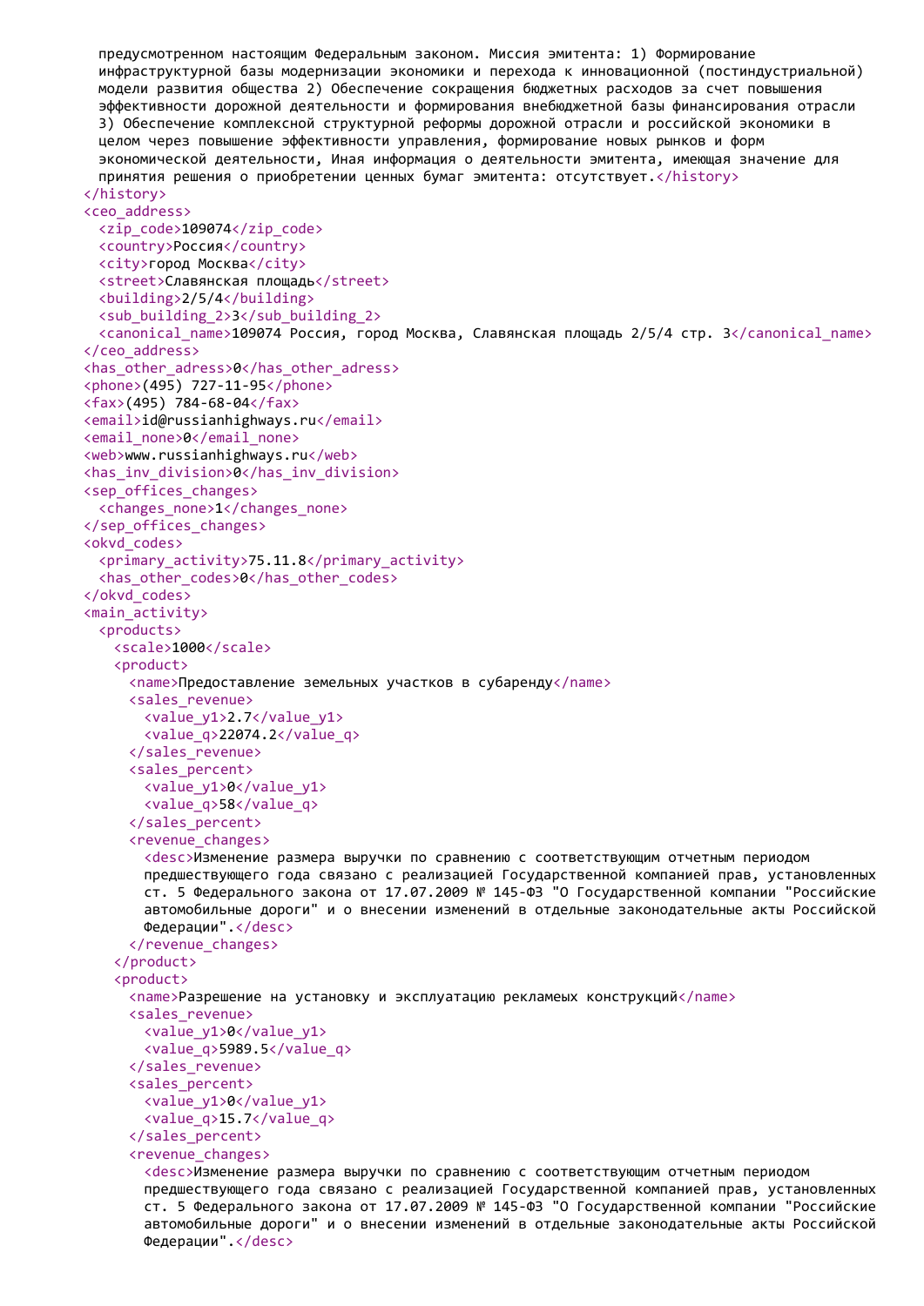```
    предусмотренном настоящим Федеральным законом. Миссия эмитента: 1) Формирование
    инфраструктурной базы модернизации экономики и перехода к инновационной (постиндустриальной)
    модели развития общества 2) Обеспечение сокращения бюджетных расходов за счет повышения
    эффективности дорожной деятельности и формирования внебюджетной базы финансирования отрасли
    3) Обеспечение комплексной структурной реформы дорожной отрасли и российской экономики в
    целом через повышение эффективности управления, формирование новых рынков и форм
    экономической деятельности, Иная информация о деятельности эмитента, имеющая значение для
    принятия решения о приобретении ценных бумаг эмитента: отсутствует.</history>
  </history>
  <ceo_address>
    <zip_code>109074</zip_code>
    <country>Россия</country>
    <city>город Москва</city>
    <street>Славянская площадь</street>
    <building>2/5/4</building>
    <sub_building_2>3</sub_building_2>
    <canonical_name>109074 Россия, город Москва, Славянская площадь 2/5/4 стр. 3</canonical_name>
  </ceo_address>
  <has_other_adress>0</has_other_adress>
  <phone>(495) 727-11-95</phone>
  <fax>(495) 784-68-04</fax>
  <email>id@russianhighways.ru</email>
  <email_none>0</email_none>
  <web>www.russianhighways.ru</web>
  <has_inv_division>0</has_inv_division>
  <sep_offices_changes>
    <changes_none>1</changes_none>
  </sep_offices_changes>
  <okvd_codes>
    <primary_activity>75.11.8</primary_activity>
    <has_other_codes>0</has_other_codes>
  </okvd_codes>
  <main_activity>
    <products>
      <scale>1000</scale>
      <product>
        <name>Предоставление земельных участков в субаренду</name>
        <sales_revenue>
          <value_y1>2.7</value_y1>
          <value_q>22074.2</value_q>
        </sales_revenue>
        <sales_percent>
          <value_y1>0</value_y1>
          <value_q>58</value_q>
        </sales_percent>
        <revenue_changes>
          <desc>Изменение размера выручки по сравнению с соответствующим отчетным периодом
          предшествующего года связано с реализацией Государственной компанией прав, установленных
          ст. 5 Федерального закона от 17.07.2009 № 145-ФЗ "О Государственной компании "Российские
          автомобильные дороги" и о внесении изменений в отдельные законодательные акты Российской
          Федерации".</desc>
        </revenue_changes>
      </product>
      <product>
        <name>Разрешение на установку и эксплуатацию рекламеых конструкций</name>
        <sales_revenue>
          <value_y1>0</value_y1>
          <value_q>5989.5</value_q>
        </sales_revenue>
        <sales_percent>
          <value_y1>0</value_y1>
          <value_q>15.7</value_q>
        </sales_percent>
        <revenue_changes>
          <desc>Изменение размера выручки по сравнению с соответствующим отчетным периодом
          предшествующего года связано с реализацией Государственной компанией прав, установленных
          ст. 5 Федерального закона от 17.07.2009 № 145-ФЗ "О Государственной компании "Российские
          автомобильные дороги" и о внесении изменений в отдельные законодательные акты Российской
          Федерации".</desc>
```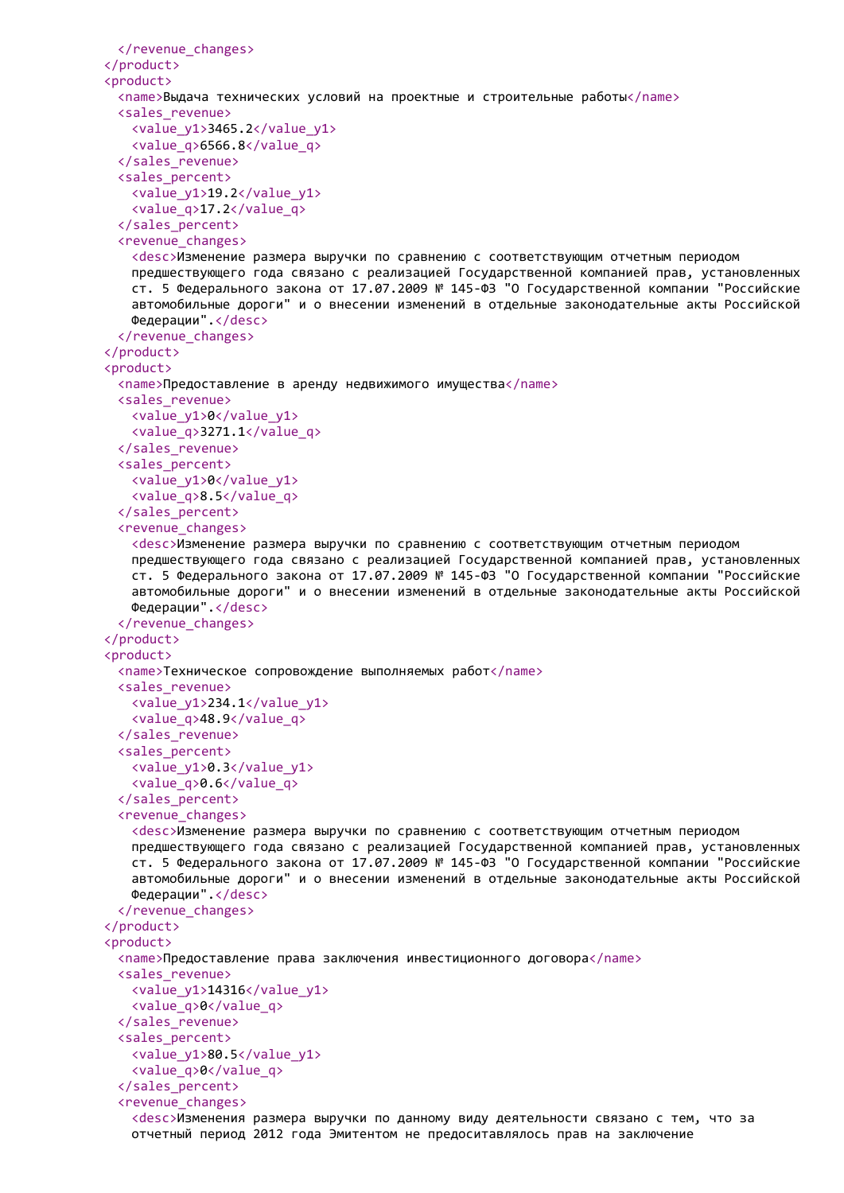```
    </revenue_changes>
  </product>
  <product>
    <name>Выдача технических условий на проектные и строительные работы</name>
    <sales_revenue>
      <value_y1>3465.2</value_y1>
      <value_q>6566.8</value_q>
    </sales_revenue>
    <sales_percent>
      <value_y1>19.2</value_y1>
      <value_q>17.2</value_q>
    </sales_percent>
    <revenue_changes>
      <desc>Изменение размера выручки по сравнению с соответствующим отчетным периодом
      предшествующего года связано с реализацией Государственной компанией прав, установленных
      ст. 5 Федерального закона от 17.07.2009 № 145-ФЗ "О Государственной компании "Российские
      автомобильные дороги" и о внесении изменений в отдельные законодательные акты Российской
      Федерации".</desc>
    </revenue_changes>
  </product>
  <product>
    <name>Предоставление в аренду недвижимого имущества</name>
    <sales_revenue>
      <value_y1>0</value_y1>
      <value_q>3271.1</value_q>
    </sales_revenue>
    <sales_percent>
      <value_y1>0</value_y1>
      <value_q>8.5</value_q>
    </sales_percent>
    <revenue_changes>
      <desc>Изменение размера выручки по сравнению с соответствующим отчетным периодом
      предшествующего года связано с реализацией Государственной компанией прав, установленных
      ст. 5 Федерального закона от 17.07.2009 № 145-ФЗ "О Государственной компании "Российские
      автомобильные дороги" и о внесении изменений в отдельные законодательные акты Российской
      Федерации".</desc>
    </revenue_changes>
  </product>
  <product>
    <name>Техническое сопровождение выполняемых работ</name>
    <sales_revenue>
      <value_y1>234.1</value_y1>
      <value_q>48.9</value_q>
    </sales_revenue>
    <sales_percent>
      <value_y1>0.3</value_y1>
      <value_q>0.6</value_q>
    </sales_percent>
    <revenue_changes>
      <desc>Изменение размера выручки по сравнению с соответствующим отчетным периодом
      предшествующего года связано с реализацией Государственной компанией прав, установленных
      ст. 5 Федерального закона от 17.07.2009 № 145-ФЗ "О Государственной компании "Российские
      автомобильные дороги" и о внесении изменений в отдельные законодательные акты Российской
      Федерации".</desc>
    </revenue_changes>
  </product>
  <product>
    <name>Предоставление права заключения инвестиционного договора</name>
    <sales_revenue>
      <value_y1>14316</value_y1>
      <value_q>0</value_q>
    </sales_revenue>
    <sales_percent>
      <value_y1>80.5</value_y1>
      <value_q>0</value_q>
    </sales_percent>
    <revenue_changes>
      <desc>Изменения размера выручки по данному виду деятельности связано с тем, что за
      отчетный период 2012 года Эмитентом не предоситавлялось прав на заключение
```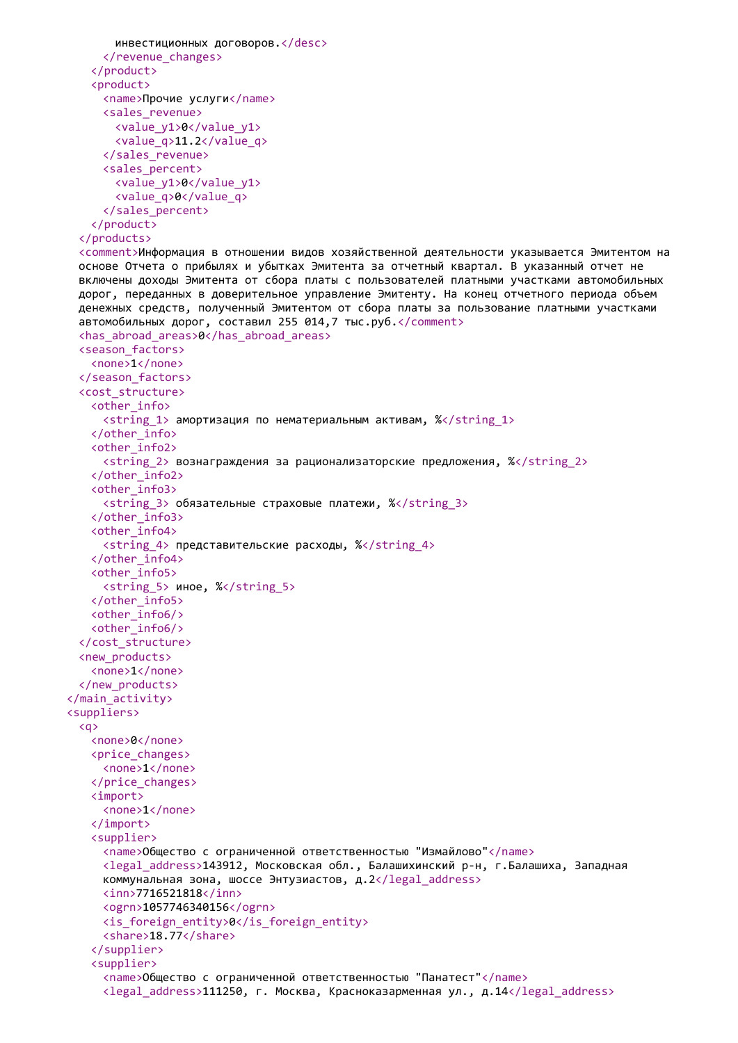```
        инвестиционных договоров.</desc>
      </revenue_changes>
    </product>
    <product>
      <name>Прочие услуги</name>
      <sales_revenue>
        <value_y1>0</value_y1>
        <value_q>11.2</value_q>
      </sales_revenue>
      <sales_percent>
        <value_y1>0</value_y1>
        <value_q>0</value_q>
      </sales_percent>
    </product>
  </products>
  <comment>Информация в отношении видов хозяйственной деятельности указывается Эмитентом на
  основе Отчета о прибылях и убытках Эмитента за отчетный квартал. В указанный отчет не
  включены доходы Эмитента от сбора платы с пользователей платными участками автомобильных
  дорог, переданных в доверительное управление Эмитенту. На конец отчетного периода объем
  денежных средств, полученный Эмитентом от сбора платы за пользование платными участками
  автомобильных дорог, составил 255 014,7 тыс.руб.</comment>
  <has_abroad_areas>0</has_abroad_areas>
  <season_factors>
    <none>1</none>
  </season_factors>
  <cost_structure>
    <other_info>
      <string_1> амортизация по нематериальным активам, %</string_1>
    </other_info>
    <other_info2>
      <string_2> вознаграждения за рационализаторские предложения, %</string_2>
    </other_info2>
    <other_info3>
      <string_3> обязательные страховые платежи, %</string_3>
    </other_info3>
    <other_info4>
      <string_4> представительские расходы, %</string_4>
    </other_info4>
    <other_info5>
      <string_5> иное, %</string_5>
    </other_info5>
    <other_info6/>
    <other_info6/>
  </cost_structure>
  <new_products>
    <none>1</none>
  </new_products>
</main_activity>
<suppliers>
  <q>
    <none>0</none>
    <price_changes>
      <none>1</none>
    </price_changes>
    <import>
      <none>1</none>
    </import>
    <supplier>
      <name>Общество с ограниченной ответственностью "Измайлово"</name>
      <legal_address>143912, Московская обл., Балашихинский р-н, г.Балашиха, Западная
      коммунальная зона, шоссе Энтузиастов, д.2</legal_address>
      <inn>7716521818</inn>
      <ogrn>1057746340156</ogrn>
      <is_foreign_entity>0</is_foreign_entity>
      <share>18.77</share>
    </supplier>
    <supplier>
      <name>Общество с ограниченной ответственностью "Панатест"</name>
      <legal_address>111250, г. Москва, Красноказарменная ул., д.14</legal_address>
```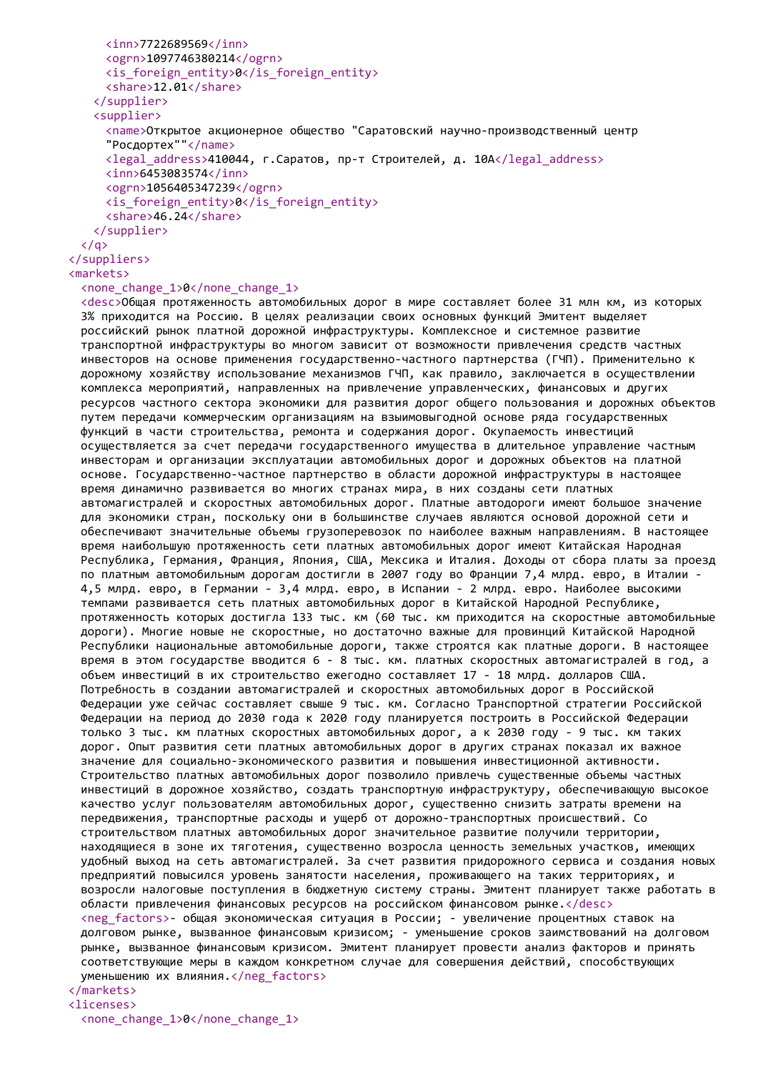```xml
      <inn>7722689569</inn>
      <ogrn>1097746380214</ogrn>
      <is_foreign_entity>0</is_foreign_entity>
      <share>12.01</share>
    </supplier>
    <supplier>
      <name>Открытое акционерное общество "Саратовский научно-производственный центр "Росдортех""</name>
      <legal_address>410044, г.Саратов, пр-т Строителей, д. 10А</legal_address>
      <inn>6453083574</inn>
      <ogrn>1056405347239</ogrn>
      <is_foreign_entity>0</is_foreign_entity>
      <share>46.24</share>
    </supplier>
  </q>
</suppliers>
<markets>
  <none_change_1>0</none_change_1>
  <desc>Общая протяженность автомобильных дорог в мире составляет более 31 млн км, из которых 3% приходится на Россию. В целях реализации своих основных функций Эмитент выделяет российский рынок платной дорожной инфраструктуры. Комплексное и системное развитие транспортной инфраструктуры во многом зависит от возможности привлечения средств частных инвесторов на основе применения государственно-частного партнерства (ГЧП). Применительно к дорожному хозяйству использование механизмов ГЧП, как правило, заключается в осуществлении комплекса мероприятий, направленных на привлечение управленческих, финансовых и других ресурсов частного сектора экономики для развития дорог общего пользования и дорожных объектов путем передачи коммерческим организациям на взымовыгодной основе ряда государственных функций в части строительства, ремонта и содержания дорог. Окупаемость инвестиций осуществляется за счет передачи государственного имущества в длительное управление частным инвесторам и организации эксплуатации автомобильных дорог и дорожных объектов на платной основе. Государственно-частное партнерство в области дорожной инфраструктуры в настоящее время динамично развивается во многих странах мира, в них созданы сети платных автомагистралей и скоростных автомобильных дорог. Платные автодороги имеют большое значение для экономики стран, поскольку они в большинстве случаев являются основой дорожной сети и обеспечивают значительные объемы грузоперевозок по наиболее важным направлениям. В настоящее время наибольшую протяженность сети платных автомобильных дорог имеют Китайская Народная Республика, Германия, Франция, Япония, США, Мексика и Италия. Доходы от сбора платы за проезд по платным автомобильным дорогам достигли в 2007 году во Франции 7,4 млрд. евро, в Италии - 4,5 млрд. евро, в Германии - 3,4 млрд. евро, в Испании - 2 млрд. евро. Наиболее высокими темпами развивается сеть платных автомобильных дорог в Китайской Народной Республике, протяженность которых достигла 133 тыс. км (60 тыс. км приходится на скоростные автомобильные дороги). Многие новые не скоростные, но достаточно важные для провинций Китайской Народной Республики национальные автомобильные дороги, также строятся как платные дороги. В настоящее время в этом государстве вводится 6 - 8 тыс. км. платных скоростных автомагистралей в год, а объем инвестиций в их строительство ежегодно составляет 17 - 18 млрд. долларов США. Потребность в создании автомагистралей и скоростных автомобильных дорог в Российской Федерации уже сейчас составляет свыше 9 тыс. км. Согласно Транспортной стратегии Российской Федерации на период до 2030 года к 2020 году планируется построить в Российской Федерации только 3 тыс. км платных скоростных автомобильных дорог, а к 2030 году - 9 тыс. км таких дорог. Опыт развития сети платных автомобильных дорог в других странах показал их важное значение для социально-экономического развития и повышения инвестиционной активности. Строительство платных автомобильных дорог позволило привлечь существенные объемы частных инвестиций в дорожное хозяйство, создать транспортную инфраструктуру, обеспечивающую высокое качество услуг пользователям автомобильных дорог, существенно снизить затраты времени на передвижения, транспортные расходы и ущерб от дорожно-транспортных происшествий. Со строительством платных автомобильных дорог значительное развитие получили территории, находящиеся в зоне их тяготения, существенно возросла ценность земельных участков, имеющих удобный выход на сеть автомагистралей. За счет развития придорожного сервиса и создания новых предприятий повысился уровень занятости населения, проживающего на таких территориях, и возросли налоговые поступления в бюджетную систему страны. Эмитент планирует также работать в области привлечения финансовых ресурсов на российском финансовом рынке.</desc>
  <neg_factors>- общая экономическая ситуация в России; - увеличение процентных ставок на долговом рынке, вызванное финансовым кризисом; - уменьшение сроков заимствований на долговом рынке, вызванное финансовым кризисом. Эмитент планирует провести анализ факторов и принять соответствующие меры в каждом конкретном случае для совершения действий, способствующих уменьшению их влияния.</neg_factors>
</markets>
<licenses>
  <none_change_1>0</none_change_1>
```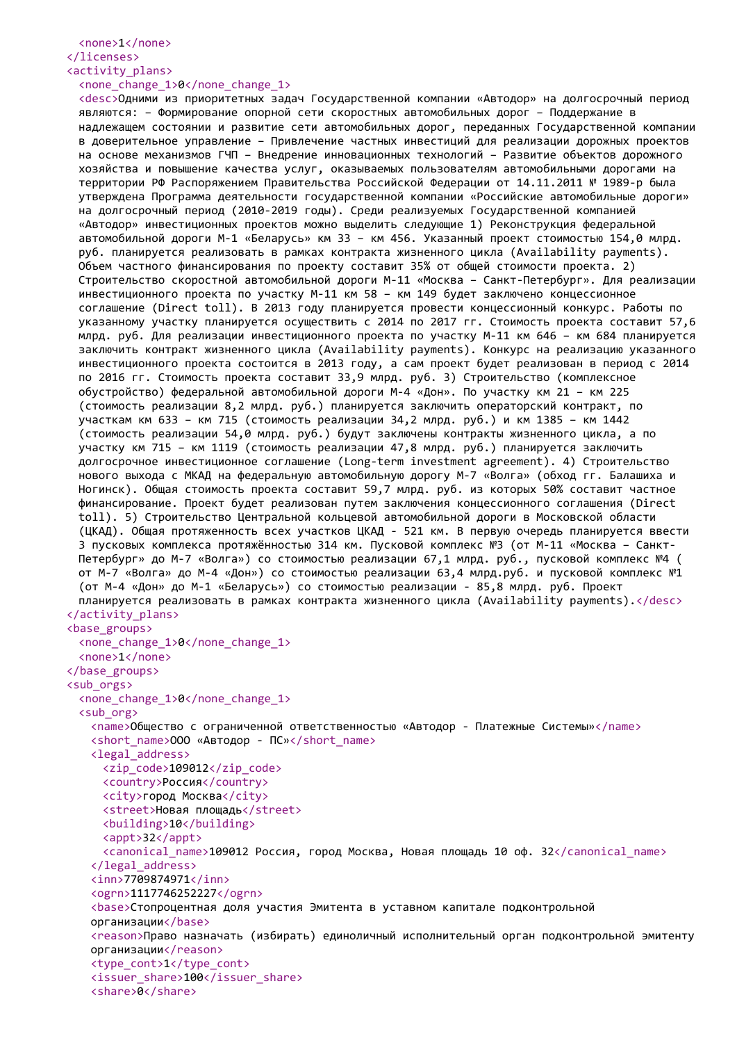```
    <none>1</none>
  </licenses>
  <activity_plans>
    <none_change_1>0</none_change_1>
    <desc>Одними из приоритетных задач Государственной компании «Автодор» на долгосрочный период являются: – Формирование опорной сети скоростных автомобильных дорог – Поддержание в надлежащем состоянии и развитие сети автомобильных дорог, переданных Государственной компании в доверительное управление – Привлечение частных инвестиций для реализации дорожных проектов на основе механизмов ГЧП – Внедрение инновационных технологий – Развитие объектов дорожного хозяйства и повышение качества услуг, оказываемых пользователям автомобильными дорогами на территории РФ Распоряжением Правительства Российской Федерации от 14.11.2011 № 1989-р была утверждена Программа деятельности государственной компании «Российские автомобильные дороги» на долгосрочный период (2010-2019 годы). Среди реализуемых Государственной компанией «Автодор» инвестиционных проектов можно выделить следующие 1) Реконструкция федеральной автомобильной дороги М-1 «Беларусь» км 33 – км 456. Указанный проект стоимостью 154,0 млрд. руб. планируется реализовать в рамках контракта жизненного цикла (Availability payments). Объем частного финансирования по проекту составит 35% от общей стоимости проекта. 2) Строительство скоростной автомобильной дороги М-11 «Москва – Санкт-Петербург». Для реализации инвестиционного проекта по участку М-11 км 58 – км 149 будет заключено концессионное соглашение (Direct toll). В 2013 году планируется провести концессионный конкурс. Работы по указанному участку планируется осуществить с 2014 по 2017 гг. Стоимость проекта составит 57,6 млрд. руб. Для реализации инвестиционного проекта по участку М-11 км 646 – км 684 планируется заключить контракт жизненного цикла (Availability payments). Конкурс на реализацию указанного инвестиционного проекта состоится в 2013 году, а сам проект будет реализован в период с 2014 по 2016 гг. Стоимость проекта составит 33,9 млрд. руб. 3) Строительство (комплексное обустройство) федеральной автомобильной дороги М-4 «Дон». По участку км 21 – км 225 (стоимость реализации 8,2 млрд. руб.) планируется заключить операторский контракт, по участкам км 633 – км 715 (стоимость реализации 34,2 млрд. руб.) и км 1385 – км 1442 (стоимость реализации 54,0 млрд. руб.) будут заключены контракты жизненного цикла, а по участку км 715 – км 1119 (стоимость реализации 47,8 млрд. руб.) планируется заключить долгосрочное инвестиционное соглашение (Long-term investment agreement). 4) Строительство нового выхода с МКАД на федеральную автомобильную дорогу М-7 «Волга» (обход гг. Балашиха и Ногинск). Общая стоимость проекта составит 59,7 млрд. руб. из которых 50% составит частное финансирование. Проект будет реализован путем заключения концессионного соглашения (Direct toll). 5) Строительство Центральной кольцевой автомобильной дороги в Московской области (ЦКАД). Общая протяженность всех участков ЦКАД - 521 км. В первую очередь планируется ввести 3 пусковых комплекса протяжённостью 314 км. Пусковой комплекс №3 (от М-11 «Москва – Санкт-Петербург» до М-7 «Волга») со стоимостью реализации 67,1 млрд. руб., пусковой комплекс №4 ( от М-7 «Волга» до М-4 «Дон») со стоимостью реализации 63,4 млрд.руб. и пусковой комплекс №1 (от М-4 «Дон» до М-1 «Беларусь») со стоимостью реализации - 85,8 млрд. руб. Проект планируется реализовать в рамках контракта жизненного цикла (Availability payments).</desc>
  </activity_plans>
  <base_groups>
    <none_change_1>0</none_change_1>
    <none>1</none>
  </base_groups>
  <sub_orgs>
    <none_change_1>0</none_change_1>
    <sub_org>
      <name>Общество с ограниченной ответственностью «Автодор - Платежные Системы»</name>
      <short_name>ООО «Автодор - ПС»</short_name>
      <legal_address>
        <zip_code>109012</zip_code>
        <country>Россия</country>
        <city>город Москва</city>
        <street>Новая площадь</street>
        <building>10</building>
        <appt>32</appt>
        <canonical_name>109012 Россия, город Москва, Новая площадь 10 оф. 32</canonical_name>
      </legal_address>
      <inn>7709874971</inn>
      <ogrn>1117746252227</ogrn>
      <base>Стопроцентная доля участия Эмитента в уставном капитале подконтрольной организации</base>
      <reason>Право назначать (избирать) единоличный исполнительный орган подконтрольной эмитенту организации</reason>
      <type_cont>1</type_cont>
      <issuer_share>100</issuer_share>
      <share>0</share>
```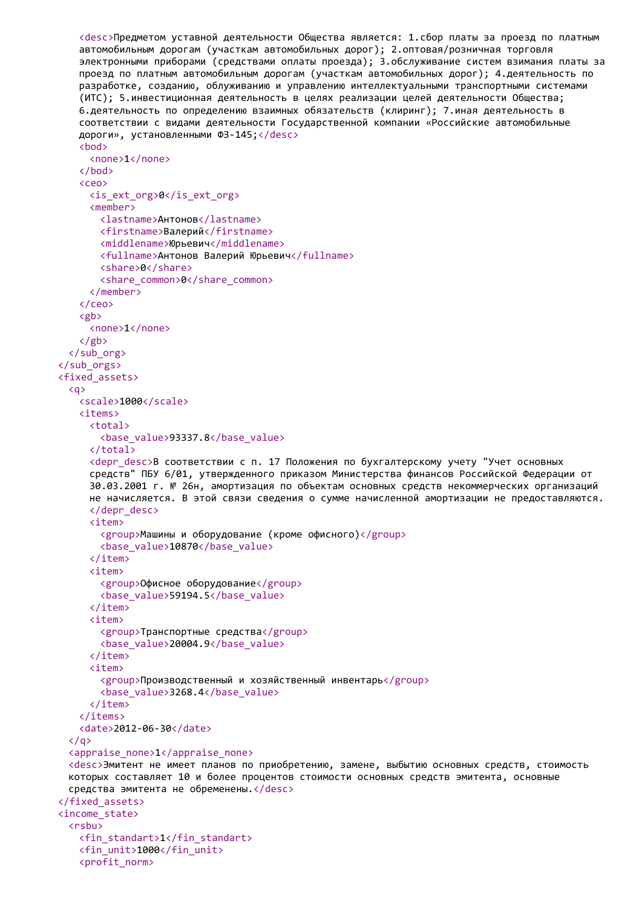```
    <desc>Предметом уставной деятельности Общества является: 1.сбор платы за проезд по платным
    автомобильным дорогам (участкам автомобильных дорог); 2.оптовая/розничная торговля
    электронными приборами (средствами оплаты проезда); 3.обслуживание систем взимания платы за
    проезд по платным автомобильным дорогам (участкам автомобильных дорог); 4.деятельность по
    разработке, созданию, облуживанию и управлению интеллектуальными транспортными системами
    (ИТС); 5.инвестиционная деятельность в целях реализации целей деятельности Общества;
    6.деятельность по определению взаимных обязательств (клиринг); 7.иная деятельность в
    соответствии с видами деятельности Государственной компании «Российские автомобильные
    дороги», установленными ФЗ-145;</desc>
    <bod>
      <none>1</none>
    </bod>
    <ceo>
      <is_ext_org>0</is_ext_org>
      <member>
        <lastname>Антонов</lastname>
        <firstname>Валерий</firstname>
        <middlename>Юрьевич</middlename>
        <fullname>Антонов Валерий Юрьевич</fullname>
        <share>0</share>
        <share_common>0</share_common>
      </member>
    </ceo>
    <gb>
      <none>1</none>
    </gb>
  </sub_org>
</sub_orgs>
<fixed_assets>
  <q>
    <scale>1000</scale>
    <items>
      <total>
        <base_value>93337.8</base_value>
      </total>
      <depr_desc>В соответствии с п. 17 Положения по бухгалтерскому учету "Учет основных
      средств" ПБУ 6/01, утвержденного приказом Министерства финансов Российской Федерации от
      30.03.2001 г. № 26н, амортизация по объектам основных средств некоммерческих организаций
      не начисляется. В этой связи сведения о сумме начисленной амортизации не предоставляются.
      </depr_desc>
      <item>
        <group>Машины и оборудование (кроме офисного)</group>
        <base_value>10870</base_value>
      </item>
      <item>
        <group>Офисное оборудование</group>
        <base_value>59194.5</base_value>
      </item>
      <item>
        <group>Транспортные средства</group>
        <base_value>20004.9</base_value>
      </item>
      <item>
        <group>Производственный и хозяйственный инвентарь</group>
        <base_value>3268.4</base_value>
      </item>
    </items>
    <date>2012-06-30</date>
  </q>
  <appraise_none>1</appraise_none>
  <desc>Эмитент не имеет планов по приобретению, замене, выбытию основных средств, стоимость
  которых составляет 10 и более процентов стоимости основных средств эмитента, основные
  средства эмитента не обременены.</desc>
</fixed_assets>
<income_state>
  <rsbu>
    <fin_standart>1</fin_standart>
    <fin_unit>1000</fin_unit>
    <profit_norm>
```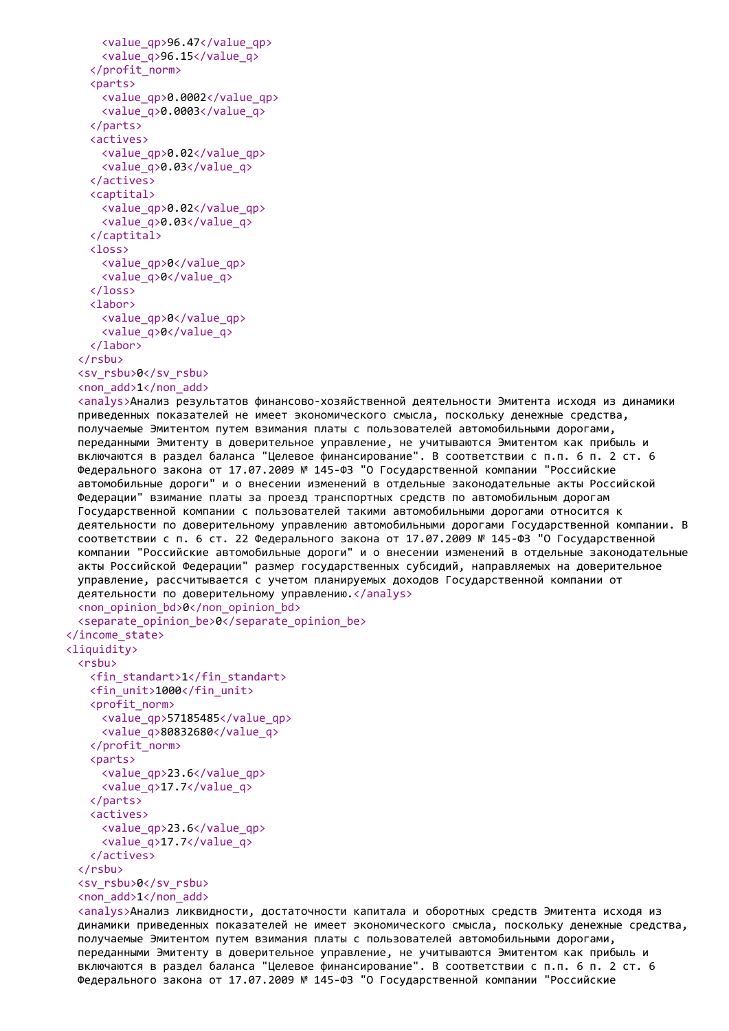```xml
      <value_qp>96.47</value_qp>
      <value_q>96.15</value_q>
    </profit_norm>
    <parts>
      <value_qp>0.0002</value_qp>
      <value_q>0.0003</value_q>
    </parts>
    <actives>
      <value_qp>0.02</value_qp>
      <value_q>0.03</value_q>
    </actives>
    <captital>
      <value_qp>0.02</value_qp>
      <value_q>0.03</value_q>
    </captital>
    <loss>
      <value_qp>0</value_qp>
      <value_q>0</value_q>
    </loss>
    <labor>
      <value_qp>0</value_qp>
      <value_q>0</value_q>
    </labor>
  </rsbu>
  <sv_rsbu>0</sv_rsbu>
  <non_add>1</non_add>
  <analys>Анализ результатов финансово-хозяйственной деятельности Эмитента исходя из динамики
  приведенных показателей не имеет экономического смысла, поскольку денежные средства,
  получаемые Эмитентом путем взимания платы с пользователей автомобильными дорогами,
  переданными Эмитенту в доверительное управление, не учитываются Эмитентом как прибыль и
  включаются в раздел баланса "Целевое финансирование". В соответствии с п.п. 6 п. 2 ст. 6
  Федерального закона от 17.07.2009 № 145-ФЗ "О Государственной компании "Российские
  автомобильные дороги" и о внесении изменений в отдельные законодательные акты Российской
  Федерации" взимание платы за проезд транспортных средств по автомобильным дорогам
  Государственной компании с пользователей такими автомобильными дорогами относится к
  деятельности по доверительному управлению автомобильными дорогами Государственной компании. В
  соответствии с п. 6 ст. 22 Федерального закона от 17.07.2009 № 145-ФЗ "О Государственной
  компании "Российские автомобильные дороги" и о внесении изменений в отдельные законодательные
  акты Российской Федерации" размер государственных субсидий, направляемых на доверительное
  управление, рассчитывается с учетом планируемых доходов Государственной компании от
  деятельности по доверительному управлению.</analys>
  <non_opinion_bd>0</non_opinion_bd>
  <separate_opinion_be>0</separate_opinion_be>
</income_state>
<liquidity>
  <rsbu>
    <fin_standart>1</fin_standart>
    <fin_unit>1000</fin_unit>
    <profit_norm>
      <value_qp>57185485</value_qp>
      <value_q>80832680</value_q>
    </profit_norm>
    <parts>
      <value_qp>23.6</value_qp>
      <value_q>17.7</value_q>
    </parts>
    <actives>
      <value_qp>23.6</value_qp>
      <value_q>17.7</value_q>
    </actives>
  </rsbu>
  <sv_rsbu>0</sv_rsbu>
  <non_add>1</non_add>
  <analys>Анализ ликвидности, достаточности капитала и оборотных средств Эмитента исходя из
  динамики приведенных показателей не имеет экономического смысла, поскольку денежные средства,
  получаемые Эмитентом путем взимания платы с пользователей автомобильными дорогами,
  переданными Эмитенту в доверительное управление, не учитываются Эмитентом как прибыль и
  включаются в раздел баланса "Целевое финансирование". В соответствии с п.п. 6 п. 2 ст. 6
  Федерального закона от 17.07.2009 № 145-ФЗ "О Государственной компании "Российские
```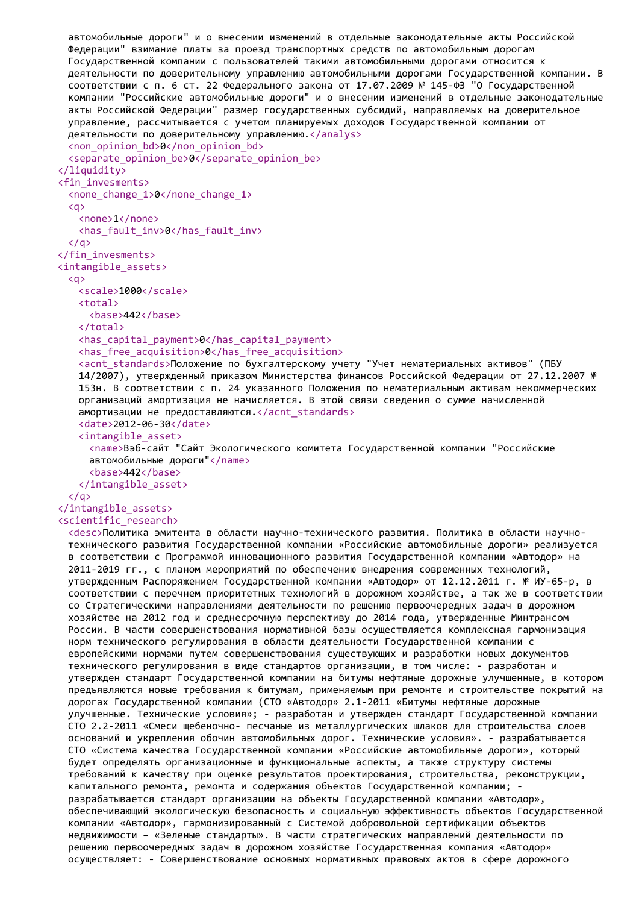```xml
  автомобильные дороги" и о внесении изменений в отдельные законодательные акты Российской
  Федерации" взимание платы за проезд транспортных средств по автомобильным дорогам
  Государственной компании с пользователей такими автомобильными дорогами относится к
  деятельности по доверительному управлению автомобильными дорогами Государственной компании. В
  соответствии с п. 6 ст. 22 Федерального закона от 17.07.2009 № 145-ФЗ "О Государственной
  компании "Российские автомобильные дороги" и о внесении изменений в отдельные законодательные
  акты Российской Федерации" размер государственных субсидий, направляемых на доверительное
  управление, рассчитывается с учетом планируемых доходов Государственной компании от
  деятельности по доверительному управлению.</analys>
  <non_opinion_bd>0</non_opinion_bd>
  <separate_opinion_be>0</separate_opinion_be>
</liquidity>
<fin_invesments>
  <none_change_1>0</none_change_1>
  <q>
    <none>1</none>
    <has_fault_inv>0</has_fault_inv>
  </q>
</fin_invesments>
<intangible_assets>
  <q>
    <scale>1000</scale>
    <total>
      <base>442</base>
    </total>
    <has_capital_payment>0</has_capital_payment>
    <has_free_acquisition>0</has_free_acquisition>
    <acnt_standards>Положение по бухгалтерскому учету "Учет нематериальных активов" (ПБУ
    14/2007), утвержденный приказом Министерства финансов Российской Федерации от 27.12.2007 №
    153н. В соответствии с п. 24 указанного Положения по нематериальным активам некоммерческих
    организаций амортизация не начисляется. В этой связи сведения о сумме начисленной
    амортизации не предоставляются.</acnt_standards>
    <date>2012-06-30</date>
    <intangible_asset>
      <name>Вэб-сайт "Сайт Экологического комитета Государственной компании "Российские
      автомобильные дороги"</name>
      <base>442</base>
    </intangible_asset>
  </q>
</intangible_assets>
<scientific_research>
  <desc>Политика эмитента в области научно-технического развития. Политика в области научно-
  технического развития Государственной компании «Российские автомобильные дороги» реализуется
  в соответствии с Программой инновационного развития Государственной компании «Автодор» на
  2011-2019 гг., с планом мероприятий по обеспечению внедрения современных технологий,
  утвержденным Распоряжением Государственной компании «Автодор» от 12.12.2011 г. № ИУ-65-р, в
  соответствии с перечнем приоритетных технологий в дорожном хозяйстве, а так же в соответствии
  со Стратегическими направлениями деятельности по решению первоочередных задач в дорожном
  хозяйстве на 2012 год и среднесрочную перспективу до 2014 года, утвержденные Минтрансом
  России. В части совершенствования нормативной базы осуществляется комплексная гармонизация
  норм технического регулирования в области деятельности Государственной компании с
  европейскими нормами путем совершенствования существующих и разработки новых документов
  технического регулирования в виде стандартов организации, в том числе: - разработан и
  утвержден стандарт Государственной компании на битумы нефтяные дорожные улучшенные, в котором
  предъявляются новые требования к битумам, применяемым при ремонте и строительстве покрытий на
  дорогах Государственной компании (СТО «Автодор» 2.1-2011 «Битумы нефтяные дорожные
  улучшенные. Технические условия»; - разработан и утвержден стандарт Государственной компании
  СТО 2.2-2011 «Смеси щебеночно- песчаные из металлургических шлаков для строительства слоев
  оснований и укрепления обочин автомобильных дорог. Технические условия». - разрабатывается
  СТО «Система качества Государственной компании «Российские автомобильные дороги», который
  будет определять организационные и функциональные аспекты, а также структуру системы
  требований к качеству при оценке результатов проектирования, строительства, реконструкции,
  капитального ремонта, ремонта и содержания объектов Государственной компании; -
  разрабатывается стандарт организации на объекты Государственной компании «Автодор»,
  обеспечивающий экологическую безопасность и социальную эффективность объектов Государственной
  компании «Автодор», гармонизированный с Системой добровольной сертификации объектов
  недвижимости – «Зеленые стандарты». В части стратегических направлений деятельности по
  решению первоочередных задач в дорожном хозяйстве Государственная компания «Автодор»
  осуществляет: - Совершенствование основных нормативных правовых актов в сфере дорожного
```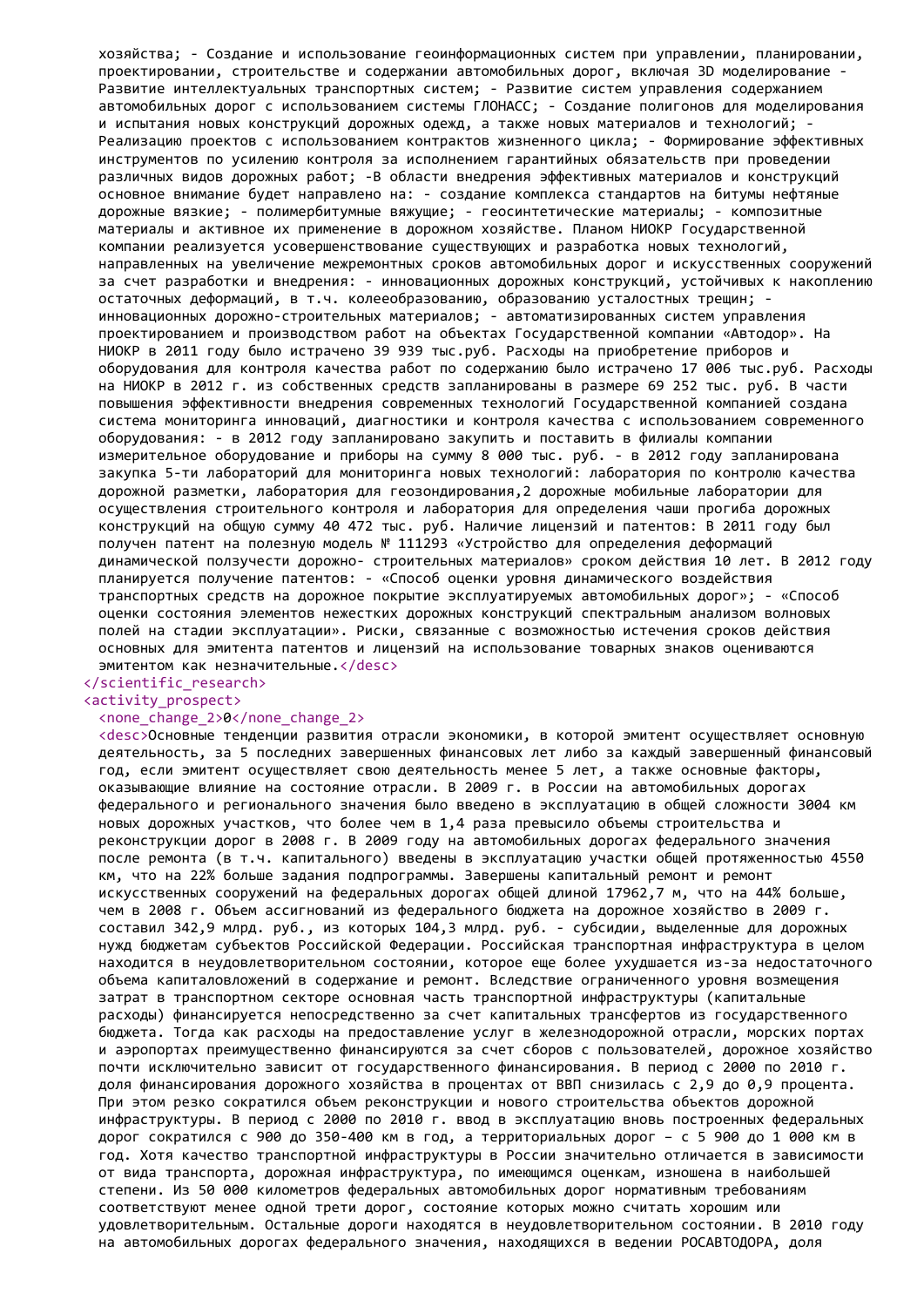хозяйства; - Создание и использование геоинформационных систем при управлении, планировании, проектировании, строительстве и содержании автомобильных дорог, включая 3D моделирование - Развитие интеллектуальных транспортных систем; - Развитие систем управления содержанием автомобильных дорог с использованием системы ГЛОНАСС; - Создание полигонов для моделирования и испытания новых конструкций дорожных одежд, а также новых материалов и технологий; - Реализацию проектов с использованием контрактов жизненного цикла; - Формирование эффективных инструментов по усилению контроля за исполнением гарантийных обязательств при проведении различных видов дорожных работ; -В области внедрения эффективных материалов и конструкций основное внимание будет направлено на: - создание комплекса стандартов на битумы нефтяные дорожные вязкие; - полимербитумные вяжущие; - геосинтетические материалы; - композитные материалы и активное их применение в дорожном хозяйстве. Планом НИОКР Государственной компании реализуется усовершенствование существующих и разработка новых технологий, направленных на увеличение межремонтных сроков автомобильных дорог и искусственных сооружений за счет разработки и внедрения: - инновационных дорожных конструкций, устойчивых к накоплению остаточных деформаций, в т.ч. колееобразованию, образованию усталостных трещин; - инновационных дорожно-строительных материалов; - автоматизированных систем управления проектированием и производством работ на объектах Государственной компании «Автодор». На НИОКР в 2011 году было истрачено 39 939 тыс.руб. Расходы на приобретение приборов и оборудования для контроля качества работ по содержанию было истрачено 17 006 тыс.руб. Расходы на НИОКР в 2012 г. из собственных средств запланированы в размере 69 252 тыс. руб. В части повышения эффективности внедрения современных технологий Государственной компанией создана система мониторинга инноваций, диагностики и контроля качества с использованием современного оборудования: - в 2012 году запланировано закупить и поставить в филиалы компании измерительное оборудование и приборы на сумму 8 000 тыс. руб. - в 2012 году запланирована закупка 5-ти лабораторий для мониторинга новых технологий: лаборатория по контролю качества дорожной разметки, лаборатория для геозондирования,2 дорожные мобильные лаборатории для осуществления строительного контроля и лаборатория для определения чаши прогиба дорожных конструкций на общую сумму 40 472 тыс. руб. Наличие лицензий и патентов: В 2011 году был получен патент на полезную модель № 111293 «Устройство для определения деформаций динамической ползучести дорожно- строительных материалов» сроком действия 10 лет. В 2012 году планируется получение патентов: - «Способ оценки уровня динамического воздействия транспортных средств на дорожное покрытие эксплуатируемых автомобильных дорог»; - «Способ оценки состояния элементов нежестких дорожных конструкций спектральным анализом волновых полей на стадии эксплуатации». Риски, связанные с возможностью истечения сроков действия основных для эмитента патентов и лицензий на использование товарных знаков оцениваются эмитентом как незначительные.</desc>
</scientific_research>
<activity_prospect>
<none_change_2>0</none_change_2>
<desc>Основные тенденции развития отрасли экономики, в которой эмитент осуществляет основную деятельность, за 5 последних завершенных финансовых лет либо за каждый завершенный финансовый год, если эмитент осуществляет свою деятельность менее 5 лет, а также основные факторы, оказывающие влияние на состояние отрасли. В 2009 г. в России на автомобильных дорогах федерального и регионального значения было введено в эксплуатацию в общей сложности 3004 км новых дорожных участков, что более чем в 1,4 раза превысило объемы строительства и реконструкции дорог в 2008 г. В 2009 году на автомобильных дорогах федерального значения после ремонта (в т.ч. капитального) введены в эксплуатацию участки общей протяженностью 4550 км, что на 22% больше задания подпрограммы. Завершены капитальный ремонт и ремонт искусственных сооружений на федеральных дорогах общей длиной 17962,7 м, что на 44% больше, чем в 2008 г. Объем ассигнований из федерального бюджета на дорожное хозяйство в 2009 г. составил 342,9 млрд. руб., из которых 104,3 млрд. руб. - субсидии, выделенные для дорожных нужд бюджетам субъектов Российской Федерации. Российская транспортная инфраструктура в целом находится в неудовлетворительном состоянии, которое еще более ухудшается из-за недостаточного объема капиталовложений в содержание и ремонт. Вследствие ограниченного уровня возмещения затрат в транспортном секторе основная часть транспортной инфраструктуры (капитальные расходы) финансируется непосредственно за счет капитальных трансфертов из государственного бюджета. Тогда как расходы на предоставление услуг в железнодорожной отрасли, морских портах и аэропортах преимущественно финансируются за счет сборов с пользователей, дорожное хозяйство почти исключительно зависит от государственного финансирования. В период с 2000 по 2010 г. доля финансирования дорожного хозяйства в процентах от ВВП снизилась с 2,9 до 0,9 процента. При этом резко сократился объем реконструкции и нового строительства объектов дорожной инфраструктуры. В период с 2000 по 2010 г. ввод в эксплуатацию вновь построенных федеральных дорог сократился с 900 до 350-400 км в год, а территориальных дорог – с 5 900 до 1 000 км в год. Хотя качество транспортной инфраструктуры в России значительно отличается в зависимости от вида транспорта, дорожная инфраструктура, по имеющимся оценкам, изношена в наибольшей степени. Из 50 000 километров федеральных автомобильных дорог нормативным требованиям соответствуют менее одной трети дорог, состояние которых можно считать хорошим или удовлетворительным. Остальные дороги находятся в неудовлетворительном состоянии. В 2010 году на автомобильных дорогах федерального значения, находящихся в ведении РОСАВТОДОРА, доля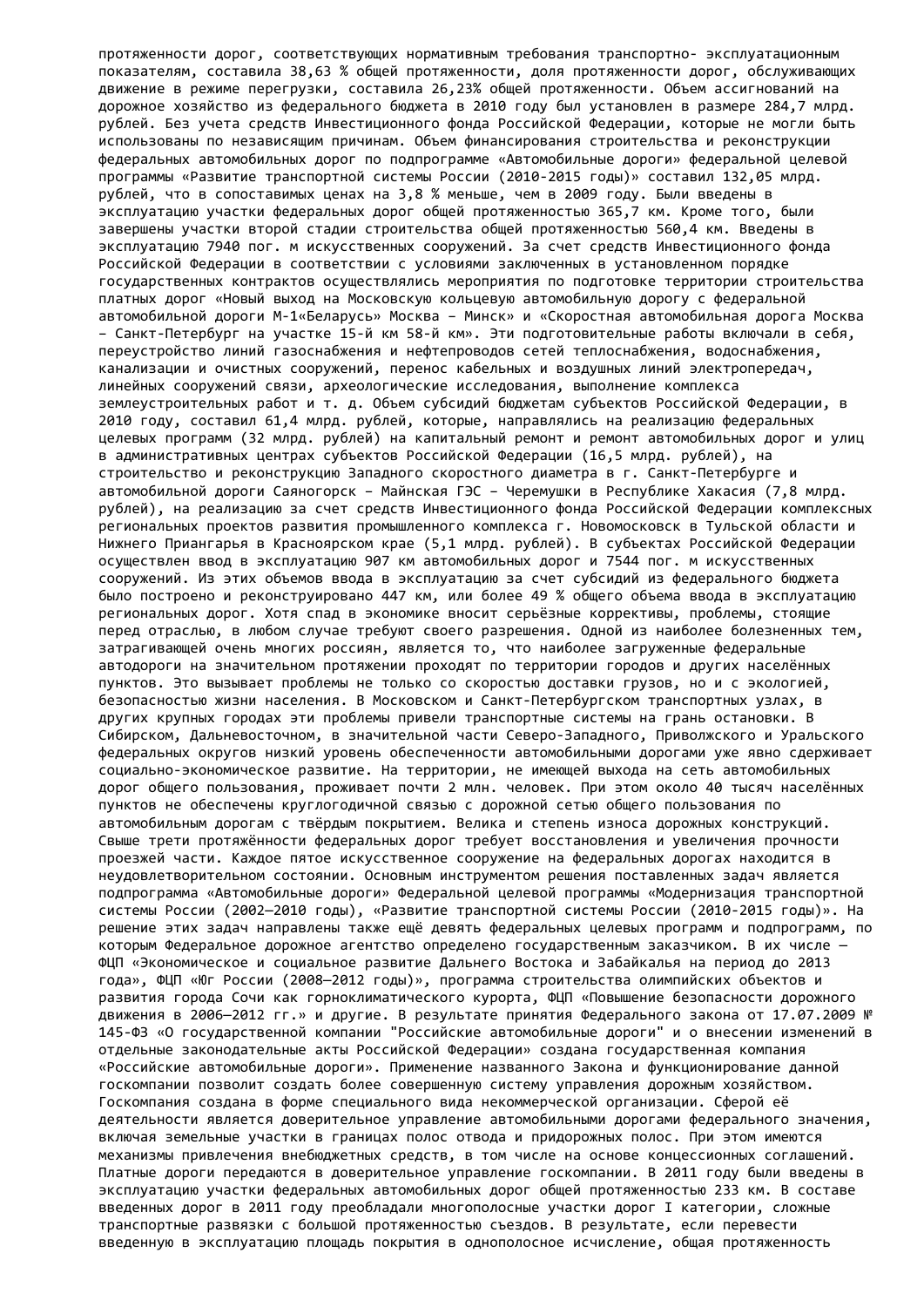протяженности дорог, соответствующих нормативным требования транспортно- эксплуатационным показателям, составила 38,63 % общей протяженности, доля протяженности дорог, обслуживающих движение в режиме перегрузки, составила 26,23% общей протяженности. Объем ассигнований на дорожное хозяйство из федерального бюджета в 2010 году был установлен в размере 284,7 млрд. рублей. Без учета средств Инвестиционного фонда Российской Федерации, которые не могли быть использованы по независящим причинам. Объем финансирования строительства и реконструкции федеральных автомобильных дорог по подпрограмме «Автомобильные дороги» федеральной целевой программы «Развитие транспортной системы России (2010-2015 годы)» составил 132,05 млрд. рублей, что в сопоставимых ценах на 3,8 % меньше, чем в 2009 году. Были введены в эксплуатацию участки федеральных дорог общей протяженностью 365,7 км. Кроме того, были завершены участки второй стадии строительства общей протяженностью 560,4 км. Введены в эксплуатацию 7940 пог. м искусственных сооружений. За счет средств Инвестиционного фонда Российской Федерации в соответствии с условиями заключенных в установленном порядке государственных контрактов осуществлялись мероприятия по подготовке территории строительства платных дорог «Новый выход на Московскую кольцевую автомобильную дорогу с федеральной автомобильной дороги М-1«Беларусь» Москва – Минск» и «Скоростная автомобильная дорога Москва – Санкт-Петербург на участке 15-й км 58-й км». Эти подготовительные работы включали в себя, переустройство линий газоснабжения и нефтепроводов сетей теплоснабжения, водоснабжения, канализации и очистных сооружений, перенос кабельных и воздушных линий электропередач, линейных сооружений связи, археологические исследования, выполнение комплекса землеустроительных работ и т. д. Объем субсидий бюджетам субъектов Российской Федерации, в 2010 году, составил 61,4 млрд. рублей, которые, направлялись на реализацию федеральных целевых программ (32 млрд. рублей) на капитальный ремонт и ремонт автомобильных дорог и улиц в административных центрах субъектов Российской Федерации (16,5 млрд. рублей), на строительство и реконструкцию Западного скоростного диаметра в г. Санкт-Петербурге и автомобильной дороги Саяногорск – Майнская ГЭС – Черемушки в Республике Хакасия (7,8 млрд. рублей), на реализацию за счет средств Инвестиционного фонда Российской Федерации комплексных региональных проектов развития промышленного комплекса г. Новомосковск в Тульской области и Нижнего Приангарья в Красноярском крае (5,1 млрд. рублей). В субъектах Российской Федерации осуществлен ввод в эксплуатацию 907 км автомобильных дорог и 7544 пог. м искусственных сооружений. Из этих объемов ввода в эксплуатацию за счет субсидий из федерального бюджета было построено и реконструировано 447 км, или более 49 % общего объема ввода в эксплуатацию региональных дорог. Хотя спад в экономике вносит серьёзные коррективы, проблемы, стоящие перед отраслью, в любом случае требуют своего разрешения. Одной из наиболее болезненных тем, затрагивающей очень многих россиян, является то, что наиболее загруженные федеральные автодороги на значительном протяжении проходят по территории городов и других населённых пунктов. Это вызывает проблемы не только со скоростью доставки грузов, но и с экологией, безопасностью жизни населения. В Московском и Санкт-Петербургском транспортных узлах, в других крупных городах эти проблемы привели транспортные системы на грань остановки. В Сибирском, Дальневосточном, в значительной части Северо-Западного, Приволжского и Уральского федеральных округов низкий уровень обеспеченности автомобильными дорогами уже явно сдерживает социально-экономическое развитие. На территории, не имеющей выхода на сеть автомобильных дорог общего пользования, проживает почти 2 млн. человек. При этом около 40 тысяч населённых пунктов не обеспечены круглогодичной связью с дорожной сетью общего пользования по автомобильным дорогам с твёрдым покрытием. Велика и степень износа дорожных конструкций. Свыше трети протяжённости федеральных дорог требует восстановления и увеличения прочности проезжей части. Каждое пятое искусственное сооружение на федеральных дорогах находится в неудовлетворительном состоянии. Основным инструментом решения поставленных задач является подпрограмма «Автомобильные дороги» Федеральной целевой программы «Модернизация транспортной системы России (2002—2010 годы), «Развитие транспортной системы России (2010-2015 годы)». На решение этих задач направлены также ещё девять федеральных целевых программ и подпрограмм, по которым Федеральное дорожное агентство определено государственным заказчиком. В их числе — ФЦП «Экономическое и социальное развитие Дальнего Востока и Забайкалья на период до 2013 года», ФЦП «Юг России (2008—2012 годы)», программа строительства олимпийских объектов и развития города Сочи как горноклиматического курорта, ФЦП «Повышение безопасности дорожного движения в 2006—2012 гг.» и другие. В результате принятия Федерального закона от 17.07.2009 № 145-ФЗ «О государственной компании "Российские автомобильные дороги" и о внесении изменений в отдельные законодательные акты Российской Федерации» создана государственная компания «Российские автомобильные дороги». Применение названного Закона и функционирование данной госкомпании позволит создать более совершенную систему управления дорожным хозяйством. Госкомпания создана в форме специального вида некоммерческой организации. Сферой её деятельности является доверительное управление автомобильными дорогами федерального значения, включая земельные участки в границах полос отвода и придорожных полос. При этом имеются механизмы привлечения внебюджетных средств, в том числе на основе концессионных соглашений. Платные дороги передаются в доверительное управление госкомпании. В 2011 году были введены в эксплуатацию участки федеральных автомобильных дорог общей протяженностью 233 км. В составе введенных дорог в 2011 году преобладали многополосные участки дорог I категории, сложные транспортные развязки с большой протяженностью съездов. В результате, если перевести введенную в эксплуатацию площадь покрытия в однополосное исчисление, общая протяженность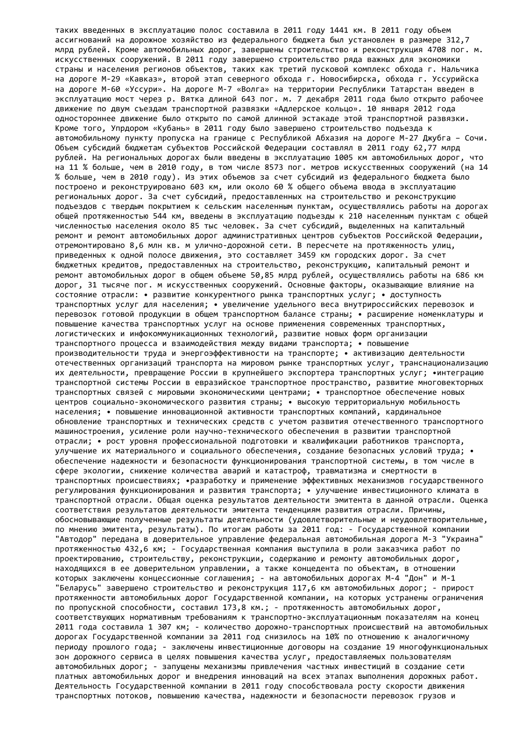таких введенных в эксплуатацию полос составила в 2011 году 1441 км. В 2011 году объем ассигнований на дорожное хозяйство из федерального бюджета был установлен в размере 312,7 млрд рублей. Кроме автомобильных дорог, завершены строительство и реконструкция 4708 пог. м. искусственных сооружений. В 2011 году завершено строительство ряда важных для экономики страны и населения регионов объектов, таких как третий пусковой комплекс обхода г. Нальчика на дороге М-29 «Кавказ», второй этап северного обхода г. Новосибирска, обхода г. Уссурийска на дороге М-60 «Уссури». На дороге М-7 «Волга» на территории Республики Татарстан введен в эксплуатацию мост через р. Вятка длиной 643 пог. м. 7 декабря 2011 года было открыто рабочее движение по двум съездам транспортной развязки «Адлерское кольцо». 10 января 2012 года одностороннее движение было открыто по самой длинной эстакаде этой транспортной развязки. Кроме того, Упрдором «Кубань» в 2011 году было завершено строительство подъезда к автомобильному пункту пропуска на границе с Республикой Абхазия на дороге М-27 Джубга – Сочи. Объем субсидий бюджетам субъектов Российской Федерации составлял в 2011 году 62,77 млрд рублей. На региональных дорогах были введены в эксплуатацию 1005 км автомобильных дорог, что на 11 % больше, чем в 2010 году, в том числе 8573 пог. метров искусственных сооружений (на 14 % больше, чем в 2010 году). Из этих объемов за счет субсидий из федерального бюджета было построено и реконструировано 603 км, или около 60 % общего объема ввода в эксплуатацию региональных дорог. За счет субсидий, предоставленных на строительство и реконструкцию подъездов с твердым покрытием к сельским населенным пунктам, осуществлялись работы на дорогах общей протяженностью 544 км, введены в эксплуатацию подъезды к 210 населенным пунктам с общей численностью населения около 85 тыс человек. За счет субсидий, выделенных на капитальный ремонт и ремонт автомобильных дорог административных центров субъектов Российской Федерации, отремонтировано 8,6 млн кв. м улично-дорожной сети. В пересчете на протяженность улиц, приведенных к одной полосе движения, это составляет 3459 км городских дорог. За счет бюджетных кредитов, предоставленных на строительство, реконструкцию, капитальный ремонт и ремонт автомобильных дорог в общем объеме 50,85 млрд рублей, осуществлялись работы на 686 км дорог, 31 тысяче пог. м искусственных сооружений. Основные факторы, оказывающие влияние на состояние отрасли: • развитие конкурентного рынка транспортных услуг; • доступность транспортных услуг для населения; • увеличение удельного веса внутрироссийских перевозок и перевозок готовой продукции в общем транспортном балансе страны; • расширение номенклатуры и повышение качества транспортных услуг на основе применения современных транспортных, логистических и инфокоммуникационных технологий, развитие новых форм организации транспортного процесса и взаимодействия между видами транспорта; • повышение производительности труда и энергоэффективности на транспорте; • активизацию деятельности отечественных организаций транспорта на мировом рынке транспортных услуг, транснационализацию их деятельности, превращение России в крупнейшего экспортера транспортных услуг; •интеграцию транспортной системы России в евразийское транспортное пространство, развитие многовекторных транспортных связей с мировыми экономическими центрами; • транспортное обеспечение новых центров социально-экономического развития страны; • высокую территориальную мобильность населения; • повышение инновационной активности транспортных компаний, кардинальное обновление транспортных и технических средств с учетом развития отечественного транспортного машиностроения, усиление роли научно-технического обеспечения в развитии транспортной отрасли; • рост уровня профессиональной подготовки и квалификации работников транспорта, улучшение их материального и социального обеспечения, создание безопасных условий труда; • обеспечение надежности и безопасности функционирования транспортной системы, в том числе в сфере экологии, снижение количества аварий и катастроф, травматизма и смертности в транспортных происшествиях; •разработку и применение эффективных механизмов государственного регулирования функционирования и развития транспорта; • улучшение инвестиционного климата в транспортной отрасли. Общая оценка результатов деятельности эмитента в данной отрасли. Оценка соответствия результатов деятельности эмитента тенденциям развития отрасли. Причины, обосновывающие полученные результаты деятельности (удовлетворительные и неудовлетворительные, по мнению эмитента, результаты). По итогам работы за 2011 год: - Государственной компании "Автодор" передана в доверительное управление федеральная автомобильная дорога М-3 "Украина" протяженностью 432,6 км; - Государственная компания выступила в роли заказчика работ по проектированию, строительству, реконструкции, содержанию и ремонту автомобильных дорог, находящихся в ее доверительном управлении, а также концедента по объектам, в отношении которых заключены концессионные соглашения; - на автомобильных дорогах М-4 "Дон" и М-1 "Беларусь" завершено строительство и реконструкция 117,6 км автомобильных дорог; - прирост протяженности автомобильных дорог Государственной компании, на которых устранены ограничения по пропускной способности, составил 173,8 км.; - протяженность автомобильных дорог, соответствующих нормативным требованиям к транспортно-эксплуатационным показателям на конец 2011 года составила 1 307 км; - количество дорожно-транспортных происшествий на автомобильных дорогах Государственной компании за 2011 год снизилось на 10% по отношению к аналогичному периоду прошлого года; - заключены инвестиционные договоры на создание 19 многофункциональных зон дорожного сервиса в целях повышения качества услуг, предоставляемых пользователям автомобильных дорог; - запущены механизмы привлечения частных инвестиций в создание сети платных автомобильных дорог и внедрения инноваций на всех этапах выполнения дорожных работ. Деятельность Государственной компании в 2011 году способствовала росту скорости движения транспортных потоков, повышению качества, надежности и безопасности перевозок грузов и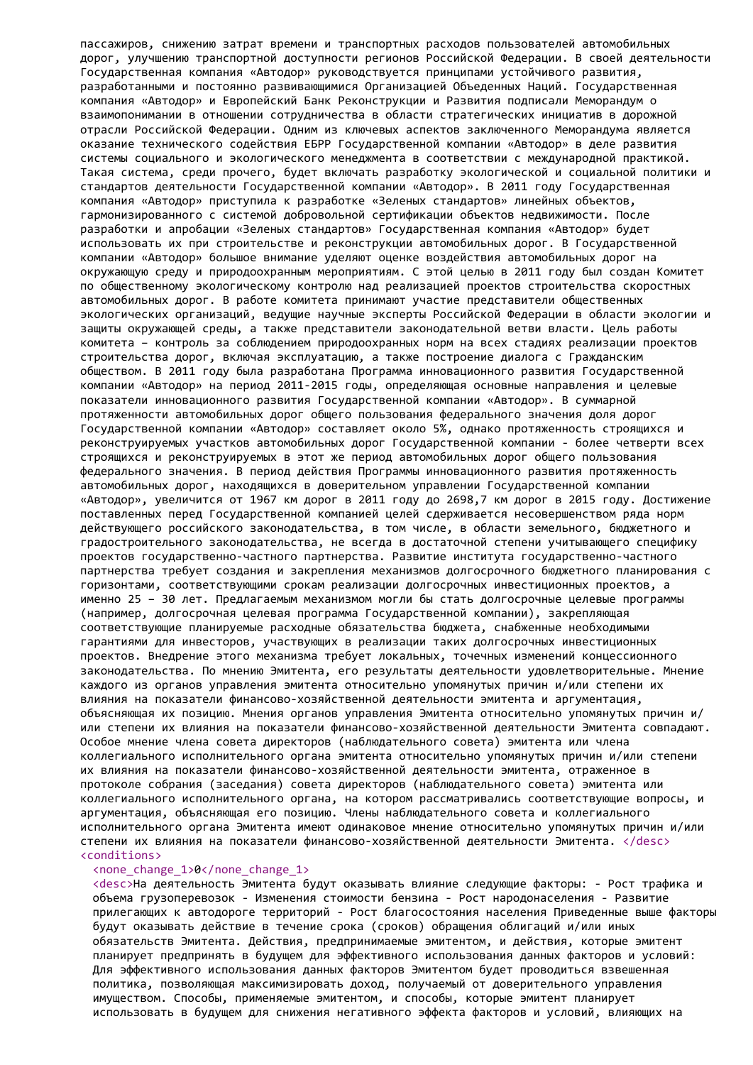пассажиров, снижению затрат времени и транспортных расходов пользователей автомобильных дорог, улучшению транспортной доступности регионов Российской Федерации. В своей деятельности Государственная компания «Автодор» руководствуется принципами устойчивого развития, разработанными и постоянно развивающимися Организацией Объеденных Наций. Государственная компания «Автодор» и Европейский Банк Реконструкции и Развития подписали Меморандум о взаимопонимании в отношении сотрудничества в области стратегических инициатив в дорожной отрасли Российской Федерации. Одним из ключевых аспектов заключенного Меморандума является оказание технического содействия ЕБРР Государственной компании «Автодор» в деле развития системы социального и экологического менеджмента в соответствии с международной практикой. Такая система, среди прочего, будет включать разработку экологической и социальной политики и стандартов деятельности Государственной компании «Автодор». В 2011 году Государственная компания «Автодор» приступила к разработке «Зеленых стандартов» линейных объектов, гармонизированного с системой добровольной сертификации объектов недвижимости. После разработки и апробации «Зеленых стандартов» Государственная компания «Автодор» будет использовать их при строительстве и реконструкции автомобильных дорог. В Государственной компании «Автодор» большое внимание уделяют оценке воздействия автомобильных дорог на окружающую среду и природоохранным мероприятиям. С этой целью в 2011 году был создан Комитет по общественному экологическому контролю над реализацией проектов строительства скоростных автомобильных дорог. В работе комитета принимают участие представители общественных экологических организаций, ведущие научные эксперты Российской Федерации в области экологии и защиты окружающей среды, а также представители законодательной ветви власти. Цель работы комитета – контроль за соблюдением природоохранных норм на всех стадиях реализации проектов строительства дорог, включая эксплуатацию, а также построение диалога с Гражданским обществом. В 2011 году была разработана Программа инновационного развития Государственной компании «Автодор» на период 2011-2015 годы, определяющая основные направления и целевые показатели инновационного развития Государственной компании «Автодор». В суммарной протяженности автомобильных дорог общего пользования федерального значения доля дорог Государственной компании «Автодор» составляет около 5%, однако протяженность строящихся и реконструируемых участков автомобильных дорог Государственной компании - более четверти всех строящихся и реконструируемых в этот же период автомобильных дорог общего пользования федерального значения. В период действия Программы инновационного развития протяженность автомобильных дорог, находящихся в доверительном управлении Государственной компании «Автодор», увеличится от 1967 км дорог в 2011 году до 2698,7 км дорог в 2015 году. Достижение поставленных перед Государственной компанией целей сдерживается несовершенством ряда норм действующего российского законодательства, в том числе, в области земельного, бюджетного и градостроительного законодательства, не всегда в достаточной степени учитывающего специфику проектов государственно-частного партнерства. Развитие института государственно-частного партнерства требует создания и закрепления механизмов долгосрочного бюджетного планирования с горизонтами, соответствующими срокам реализации долгосрочных инвестиционных проектов, а именно 25 – 30 лет. Предлагаемым механизмом могли бы стать долгосрочные целевые программы (например, долгосрочная целевая программа Государственной компании), закрепляющая соответствующие планируемые расходные обязательства бюджета, снабженные необходимыми гарантиями для инвесторов, участвующих в реализации таких долгосрочных инвестиционных проектов. Внедрение этого механизма требует локальных, точечных изменений концессионного законодательства. По мнению Эмитента, его результаты деятельности удовлетворительные. Мнение каждого из органов управления эмитента относительно упомянутых причин и/или степени их влияния на показатели финансово-хозяйственной деятельности эмитента и аргументация, объясняющая их позицию. Мнения органов управления Эмитента относительно упомянутых причин и/или степени их влияния на показатели финансово-хозяйственной деятельности Эмитента совпадают. Особое мнение члена совета директоров (наблюдательного совета) эмитента или члена коллегиального исполнительного органа эмитента относительно упомянутых причин и/или степени их влияния на показатели финансово-хозяйственной деятельности эмитента, отраженное в протоколе собрания (заседания) совета директоров (наблюдательного совета) эмитента или коллегиального исполнительного органа, на котором рассматривались соответствующие вопросы, и аргументация, объясняющая его позицию. Члены наблюдательного совета и коллегиального исполнительного органа Эмитента имеют одинаковое мнение относительно упомянутых причин и/или степени их влияния на показатели финансово-хозяйственной деятельности Эмитента. </desc>
<conditions>
<none_change_1>0</none_change_1>
<desc>На деятельность Эмитента будут оказывать влияние следующие факторы: - Рост трафика и объема грузоперевозок - Изменения стоимости бензина - Рост народонаселения - Развитие прилегающих к автодороге территорий - Рост благосостояния населения Приведенные выше факторы будут оказывать действие в течение срока (сроков) обращения облигаций и/или иных обязательств Эмитента. Действия, предпринимаемые эмитентом, и действия, которые эмитент планирует предпринять в будущем для эффективного использования данных факторов и условий: Для эффективного использования данных факторов Эмитентом будет проводиться взвешенная политика, позволяющая максимизировать доход, получаемый от доверительного управления имуществом. Способы, применяемые эмитентом, и способы, которые эмитент планирует использовать в будущем для снижения негативного эффекта факторов и условий, влияющих на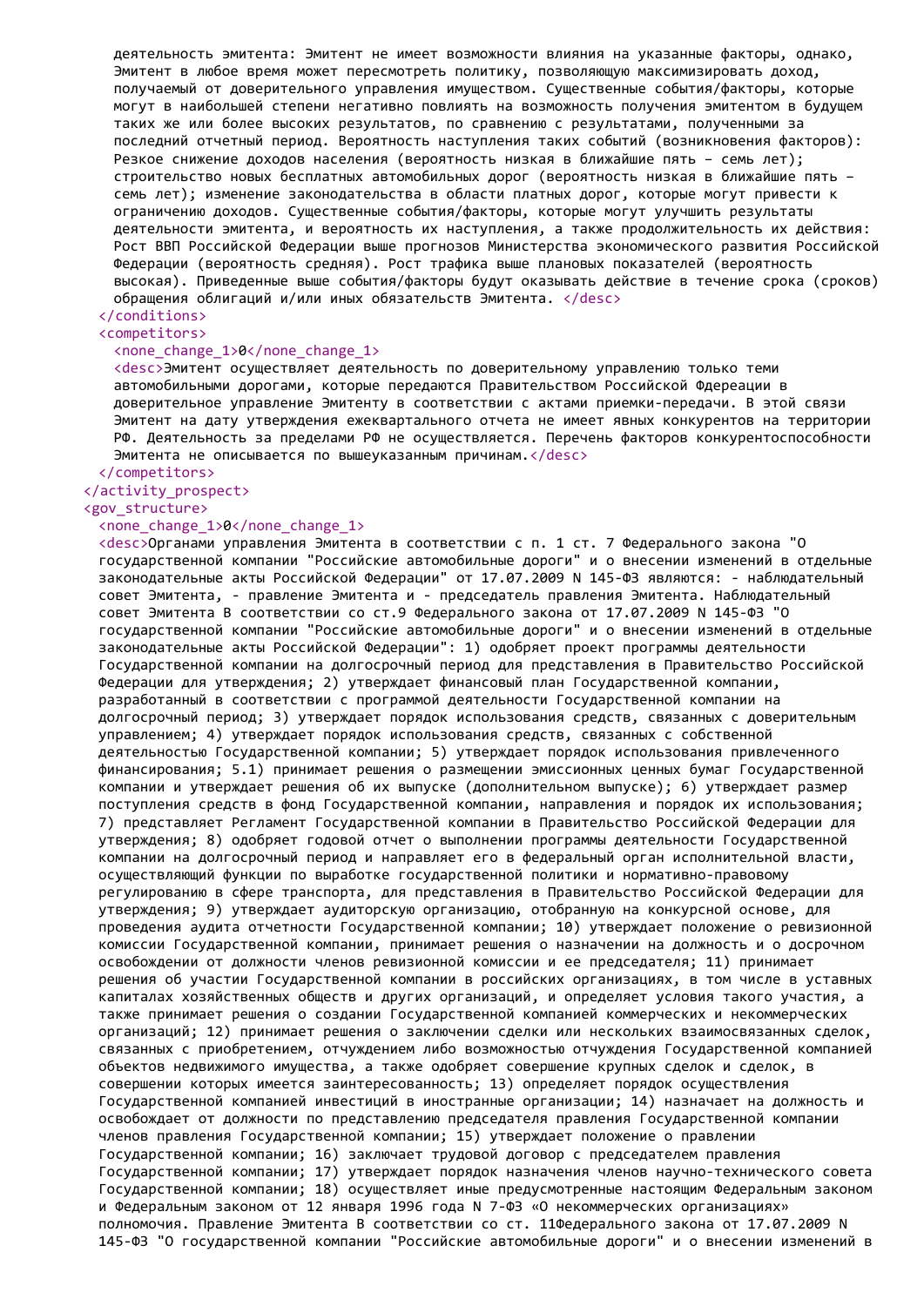деятельность эмитента: Эмитент не имеет возможности влияния на указанные факторы, однако, Эмитент в любое время может пересмотреть политику, позволяющую максимизировать доход, получаемый от доверительного управления имуществом. Существенные события/факторы, которые могут в наибольшей степени негативно повлиять на возможность получения эмитентом в будущем таких же или более высоких результатов, по сравнению с результатами, полученными за последний отчетный период. Вероятность наступления таких событий (возникновения факторов): Резкое снижение доходов населения (вероятность низкая в ближайшие пять – семь лет); строительство новых бесплатных автомобильных дорог (вероятность низкая в ближайшие пять – семь лет); изменение законодательства в области платных дорог, которые могут привести к ограничению доходов. Существенные события/факторы, которые могут улучшить результаты деятельности эмитента, и вероятность их наступления, а также продолжительность их действия: Рост ВВП Российской Федерации выше прогнозов Министерства экономического развития Российской Федерации (вероятность средняя). Рост трафика выше плановых показателей (вероятность высокая). Приведенные выше события/факторы будут оказывать действие в течение срока (сроков) обращения облигаций и/или иных обязательств Эмитента. </desc>
</conditions>
<competitors>
<none_change_1>0</none_change_1>
<desc>Эмитент осуществляет деятельность по доверительному управлению только теми автомобильными дорогами, которые передаются Правительством Российской Фдереации в доверительное управление Эмитенту в соответствии с актами приемки-передачи. В этой связи Эмитент на дату утверждения ежеквартального отчета не имеет явных конкурентов на территории РФ. Деятельность за пределами РФ не осуществляется. Перечень факторов конкурентоспособности Эмитента не описывается по вышеуказанным причинам.</desc>
</competitors>
</activity_prospect>
<gov_structure>
<none_change_1>0</none_change_1>
<desc>Органами управления Эмитента в соответствии с п. 1 ст. 7 Федерального закона "О государственной компании "Российские автомобильные дороги" и о внесении изменений в отдельные законодательные акты Российской Федерации" от 17.07.2009 N 145-ФЗ являются: - наблюдательный совет Эмитента, - правление Эмитента и - председатель правления Эмитента. Наблюдательный совет Эмитента В соответствии со ст.9 Федерального закона от 17.07.2009 N 145-ФЗ "О государственной компании "Российские автомобильные дороги" и о внесении изменений в отдельные законодательные акты Российской Федерации": 1) одобряет проект программы деятельности Государственной компании на долгосрочный период для представления в Правительство Российской Федерации для утверждения; 2) утверждает финансовый план Государственной компании, разработанный в соответствии с программой деятельности Государственной компании на долгосрочный период; 3) утверждает порядок использования средств, связанных с доверительным управлением; 4) утверждает порядок использования средств, связанных с собственной деятельностью Государственной компании; 5) утверждает порядок использования привлеченного финансирования; 5.1) принимает решения о размещении эмиссионных ценных бумаг Государственной компании и утверждает решения об их выпуске (дополнительном выпуске); 6) утверждает размер поступления средств в фонд Государственной компании, направления и порядок их использования; 7) представляет Регламент Государственной компании в Правительство Российской Федерации для утверждения; 8) одобряет годовой отчет о выполнении программы деятельности Государственной компании на долгосрочный период и направляет его в федеральный орган исполнительной власти, осуществляющий функции по выработке государственной политики и нормативно-правовому регулированию в сфере транспорта, для представления в Правительство Российской Федерации для утверждения; 9) утверждает аудиторскую организацию, отобранную на конкурсной основе, для проведения аудита отчетности Государственной компании; 10) утверждает положение о ревизионной комиссии Государственной компании, принимает решения о назначении на должность и о досрочном освобождении от должности членов ревизионной комиссии и ее председателя; 11) принимает решения об участии Государственной компании в российских организациях, в том числе в уставных капиталах хозяйственных обществ и других организаций, и определяет условия такого участия, а также принимает решения о создании Государственной компанией коммерческих и некоммерческих организаций; 12) принимает решения о заключении сделки или нескольких взаимосвязанных сделок, связанных с приобретением, отчуждением либо возможностью отчуждения Государственной компанией объектов недвижимого имущества, а также одобряет совершение крупных сделок и сделок, в совершении которых имеется заинтересованность; 13) определяет порядок осуществления Государственной компанией инвестиций в иностранные организации; 14) назначает на должность и освобождает от должности по представлению председателя правления Государственной компании членов правления Государственной компании; 15) утверждает положение о правлении Государственной компании; 16) заключает трудовой договор с председателем правления Государственной компании; 17) утверждает порядок назначения членов научно-технического совета Государственной компании; 18) осуществляет иные предусмотренные настоящим Федеральным законом и Федеральным законом от 12 января 1996 года N 7-ФЗ «О некоммерческих организациях» полномочия. Правление Эмитента В соответствии со ст. 11Федерального закона от 17.07.2009 N 145-ФЗ "О государственной компании "Российские автомобильные дороги" и о внесении изменений в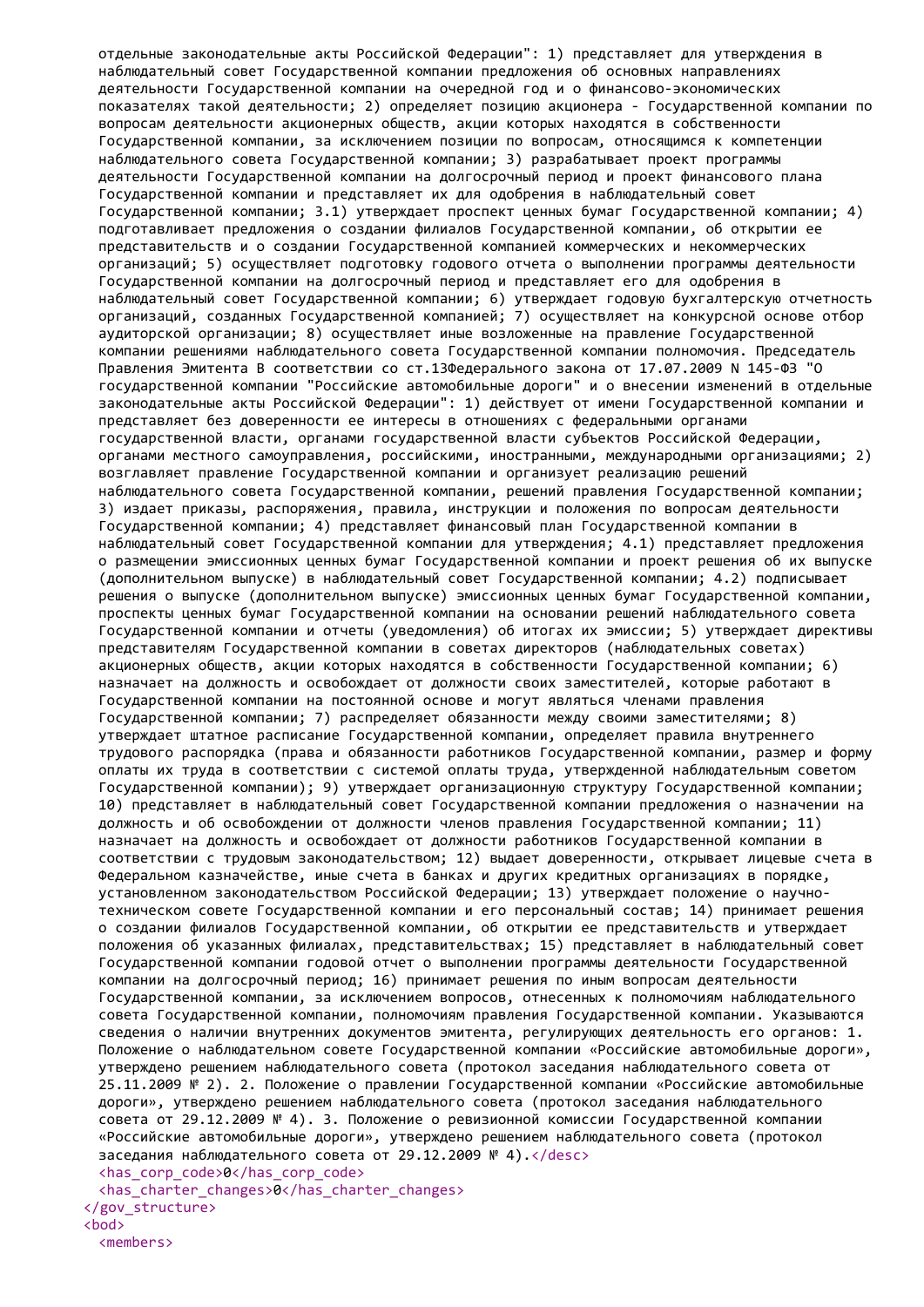отдельные законодательные акты Российской Федерации": 1) представляет для утверждения в наблюдательный совет Государственной компании предложения об основных направлениях деятельности Государственной компании на очередной год и о финансово-экономических показателях такой деятельности; 2) определяет позицию акционера - Государственной компании по вопросам деятельности акционерных обществ, акции которых находятся в собственности Государственной компании, за исключением позиции по вопросам, относящимся к компетенции наблюдательного совета Государственной компании; 3) разрабатывает проект программы деятельности Государственной компании на долгосрочный период и проект финансового плана Государственной компании и представляет их для одобрения в наблюдательный совет Государственной компании; 3.1) утверждает проспект ценных бумаг Государственной компании; 4) подготавливает предложения о создании филиалов Государственной компании, об открытии ее представительств и о создании Государственной компанией коммерческих и некоммерческих организаций; 5) осуществляет подготовку годового отчета о выполнении программы деятельности Государственной компании на долгосрочный период и представляет его для одобрения в наблюдательный совет Государственной компании; 6) утверждает годовую бухгалтерскую отчетность организаций, созданных Государственной компанией; 7) осуществляет на конкурсной основе отбор аудиторской организации; 8) осуществляет иные возложенные на правление Государственной компании решениями наблюдательного совета Государственной компании полномочия. Председатель Правления Эмитента В соответствии со ст.13Федерального закона от 17.07.2009 N 145-ФЗ "О государственной компании "Российские автомобильные дороги" и о внесении изменений в отдельные законодательные акты Российской Федерации": 1) действует от имени Государственной компании и представляет без доверенности ее интересы в отношениях с федеральными органами государственной власти, органами государственной власти субъектов Российской Федерации, органами местного самоуправления, российскими, иностранными, международными организациями; 2) возглавляет правление Государственной компании и организует реализацию решений наблюдательного совета Государственной компании, решений правления Государственной компании; 3) издает приказы, распоряжения, правила, инструкции и положения по вопросам деятельности Государственной компании; 4) представляет финансовый план Государственной компании в наблюдательный совет Государственной компании для утверждения; 4.1) представляет предложения о размещении эмиссионных ценных бумаг Государственной компании и проект решения об их выпуске (дополнительном выпуске) в наблюдательный совет Государственной компании; 4.2) подписывает решения о выпуске (дополнительном выпуске) эмиссионных ценных бумаг Государственной компании, проспекты ценных бумаг Государственной компании на основании решений наблюдательного совета Государственной компании и отчеты (уведомления) об итогах их эмиссии; 5) утверждает директивы представителям Государственной компании в советах директоров (наблюдательных советах) акционерных обществ, акции которых находятся в собственности Государственной компании; 6) назначает на должность и освобождает от должности своих заместителей, которые работают в Государственной компании на постоянной основе и могут являться членами правления Государственной компании; 7) распределяет обязанности между своими заместителями; 8) утверждает штатное расписание Государственной компании, определяет правила внутреннего трудового распорядка (права и обязанности работников Государственной компании, размер и форму оплаты их труда в соответствии с системой оплаты труда, утвержденной наблюдательным советом Государственной компании); 9) утверждает организационную структуру Государственной компании; 10) представляет в наблюдательный совет Государственной компании предложения о назначении на должность и об освобождении от должности членов правления Государственной компании; 11) назначает на должность и освобождает от должности работников Государственной компании в соответствии с трудовым законодательством; 12) выдает доверенности, открывает лицевые счета в Федеральном казначействе, иные счета в банках и других кредитных организациях в порядке, установленном законодательством Российской Федерации; 13) утверждает положение о научно-техническом совете Государственной компании и его персональный состав; 14) принимает решения о создании филиалов Государственной компании, об открытии ее представительств и утверждает положения об указанных филиалах, представительствах; 15) представляет в наблюдательный совет Государственной компании годовой отчет о выполнении программы деятельности Государственной компании на долгосрочный период; 16) принимает решения по иным вопросам деятельности Государственной компании, за исключением вопросов, отнесенных к полномочиям наблюдательного совета Государственной компании, полномочиям правления Государственной компании. Указываются сведения о наличии внутренних документов эмитента, регулирующих деятельность его органов: 1. Положение о наблюдательном совете Государственной компании «Российские автомобильные дороги», утверждено решением наблюдательного совета (протокол заседания наблюдательного совета от 25.11.2009 № 2). 2. Положение о правлении Государственной компании «Российские автомобильные дороги», утверждено решением наблюдательного совета (протокол заседания наблюдательного совета от 29.12.2009 № 4). 3. Положение о ревизионной комиссии Государственной компании «Российские автомобильные дороги», утверждено решением наблюдательного совета (протокол заседания наблюдательного совета от 29.12.2009 № 4).</desc>

```
    <has_corp_code>0</has_corp_code>
    <has_charter_changes>0</has_charter_changes>
  </gov_structure>
  <bod>
    <members>
```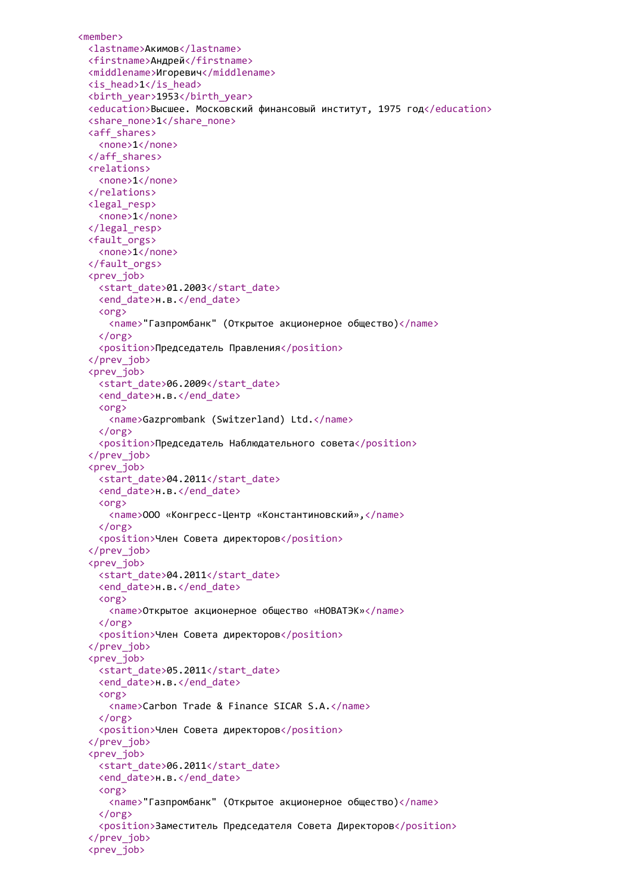```
<member>
  <lastname>Акимов</lastname>
  <firstname>Андрей</firstname>
  <middlename>Игоревич</middlename>
  <is_head>1</is_head>
  <birth_year>1953</birth_year>
  <education>Высшее. Московский финансовый институт, 1975 год</education>
  <share_none>1</share_none>
  <aff_shares>
    <none>1</none>
  </aff_shares>
  <relations>
    <none>1</none>
  </relations>
  <legal_resp>
    <none>1</none>
  </legal_resp>
  <fault_orgs>
    <none>1</none>
  </fault_orgs>
  <prev_job>
    <start_date>01.2003</start_date>
    <end_date>н.в.</end_date>
    <org>
      <name>"Газпромбанк" (Открытое акционерное общество)</name>
    </org>
    <position>Председатель Правления</position>
  </prev_job>
  <prev_job>
    <start_date>06.2009</start_date>
    <end_date>н.в.</end_date>
    <org>
      <name>Gazprombank (Switzerland) Ltd.</name>
    </org>
    <position>Председатель Наблюдательного совета</position>
  </prev_job>
  <prev_job>
    <start_date>04.2011</start_date>
    <end_date>н.в.</end_date>
    <org>
      <name>ООО «Конгресс-Центр «Константиновский»,</name>
    </org>
    <position>Член Совета директоров</position>
  </prev_job>
  <prev_job>
    <start_date>04.2011</start_date>
    <end_date>н.в.</end_date>
    <org>
      <name>Открытое акционерное общество «НОВАТЭК»</name>
    </org>
    <position>Член Совета директоров</position>
  </prev_job>
  <prev_job>
    <start_date>05.2011</start_date>
    <end_date>н.в.</end_date>
    <org>
      <name>Carbon Trade & Finance SICAR S.A.</name>
    </org>
    <position>Член Совета директоров</position>
  </prev_job>
  <prev_job>
    <start_date>06.2011</start_date>
    <end_date>н.в.</end_date>
    <org>
      <name>"Газпромбанк" (Открытое акционерное общество)</name>
    </org>
    <position>Заместитель Председателя Совета Директоров</position>
  </prev_job>
  <prev_job>
```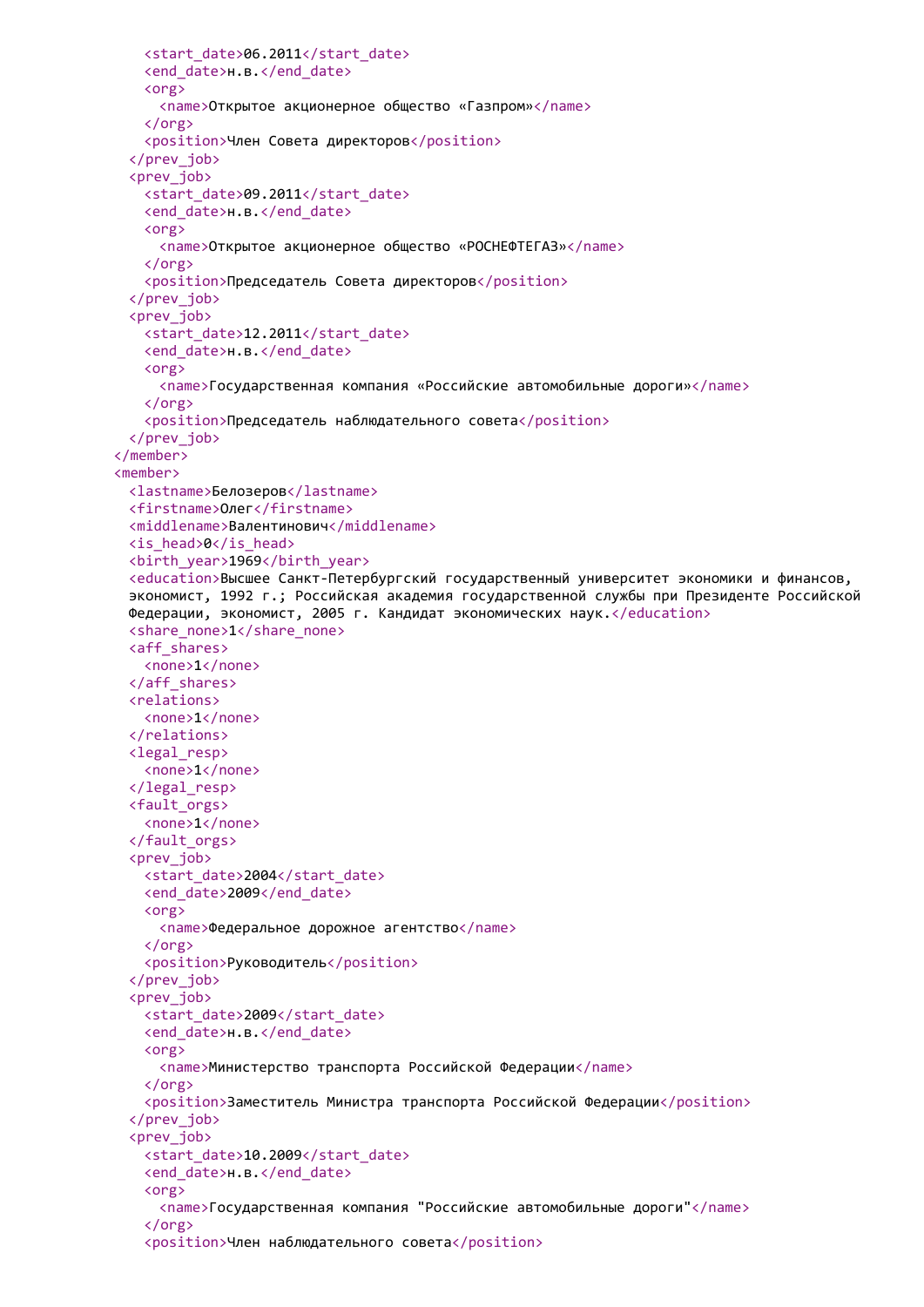```
      <start_date>06.2011</start_date>
      <end_date>н.в.</end_date>
      <org>
        <name>Открытое акционерное общество «Газпром»</name>
      </org>
      <position>Член Совета директоров</position>
    </prev_job>
    <prev_job>
      <start_date>09.2011</start_date>
      <end_date>н.в.</end_date>
      <org>
        <name>Открытое акционерное общество «РОСНЕФТЕГАЗ»</name>
      </org>
      <position>Председатель Совета директоров</position>
    </prev_job>
    <prev_job>
      <start_date>12.2011</start_date>
      <end_date>н.в.</end_date>
      <org>
        <name>Государственная компания «Российские автомобильные дороги»</name>
      </org>
      <position>Председатель наблюдательного совета</position>
    </prev_job>
  </member>
  <member>
    <lastname>Белозеров</lastname>
    <firstname>Олег</firstname>
    <middlename>Валентинович</middlename>
    <is_head>0</is_head>
    <birth_year>1969</birth_year>
    <education>Высшее Санкт-Петербургский государственный университет экономики и финансов,
    экономист, 1992 г.; Российская академия государственной службы при Президенте Российской
    Федерации, экономист, 2005 г. Кандидат экономических наук.</education>
    <share_none>1</share_none>
    <aff_shares>
      <none>1</none>
    </aff_shares>
    <relations>
      <none>1</none>
    </relations>
    <legal_resp>
      <none>1</none>
    </legal_resp>
    <fault_orgs>
      <none>1</none>
    </fault_orgs>
    <prev_job>
      <start_date>2004</start_date>
      <end_date>2009</end_date>
      <org>
        <name>Федеральное дорожное агентство</name>
      </org>
      <position>Руководитель</position>
    </prev_job>
    <prev_job>
      <start_date>2009</start_date>
      <end_date>н.в.</end_date>
      <org>
        <name>Министерство транспорта Российской Федерации</name>
      </org>
      <position>Заместитель Министра транспорта Российской Федерации</position>
    </prev_job>
    <prev_job>
      <start_date>10.2009</start_date>
      <end_date>н.в.</end_date>
      <org>
        <name>Государственная компания "Российские автомобильные дороги"</name>
      </org>
      <position>Член наблюдательного совета</position>
```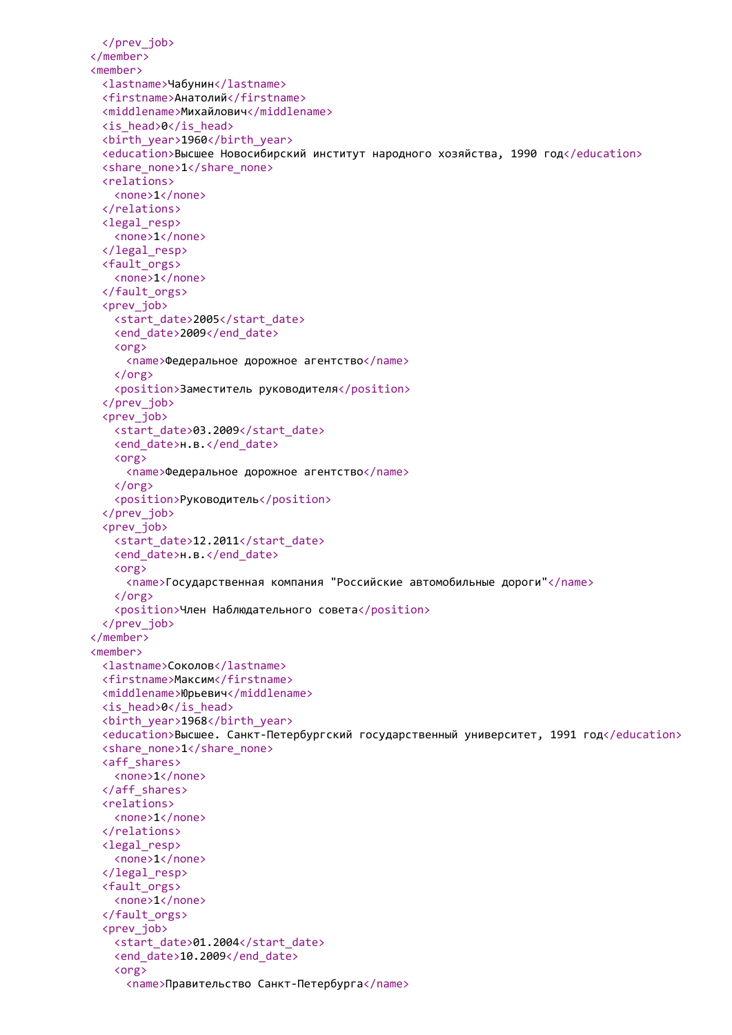```xml
      </prev_job>
    </member>
    <member>
      <lastname>Чабунин</lastname>
      <firstname>Анатолий</firstname>
      <middlename>Михайлович</middlename>
      <is_head>0</is_head>
      <birth_year>1960</birth_year>
      <education>Высшее Новосибирский институт народного хозяйства, 1990 год</education>
      <share_none>1</share_none>
      <relations>
        <none>1</none>
      </relations>
      <legal_resp>
        <none>1</none>
      </legal_resp>
      <fault_orgs>
        <none>1</none>
      </fault_orgs>
      <prev_job>
        <start_date>2005</start_date>
        <end_date>2009</end_date>
        <org>
          <name>Федеральное дорожное агентство</name>
        </org>
        <position>Заместитель руководителя</position>
      </prev_job>
      <prev_job>
        <start_date>03.2009</start_date>
        <end_date>н.в.</end_date>
        <org>
          <name>Федеральное дорожное агентство</name>
        </org>
        <position>Руководитель</position>
      </prev_job>
      <prev_job>
        <start_date>12.2011</start_date>
        <end_date>н.в.</end_date>
        <org>
          <name>Государственная компания "Российские автомобильные дороги"</name>
        </org>
        <position>Член Наблюдательного совета</position>
      </prev_job>
    </member>
    <member>
      <lastname>Соколов</lastname>
      <firstname>Максим</firstname>
      <middlename>Юрьевич</middlename>
      <is_head>0</is_head>
      <birth_year>1968</birth_year>
      <education>Высшее. Санкт-Петербургский государственный университет, 1991 год</education>
      <share_none>1</share_none>
      <aff_shares>
        <none>1</none>
      </aff_shares>
      <relations>
        <none>1</none>
      </relations>
      <legal_resp>
        <none>1</none>
      </legal_resp>
      <fault_orgs>
        <none>1</none>
      </fault_orgs>
      <prev_job>
        <start_date>01.2004</start_date>
        <end_date>10.2009</end_date>
        <org>
          <name>Правительство Санкт-Петербурга</name>
```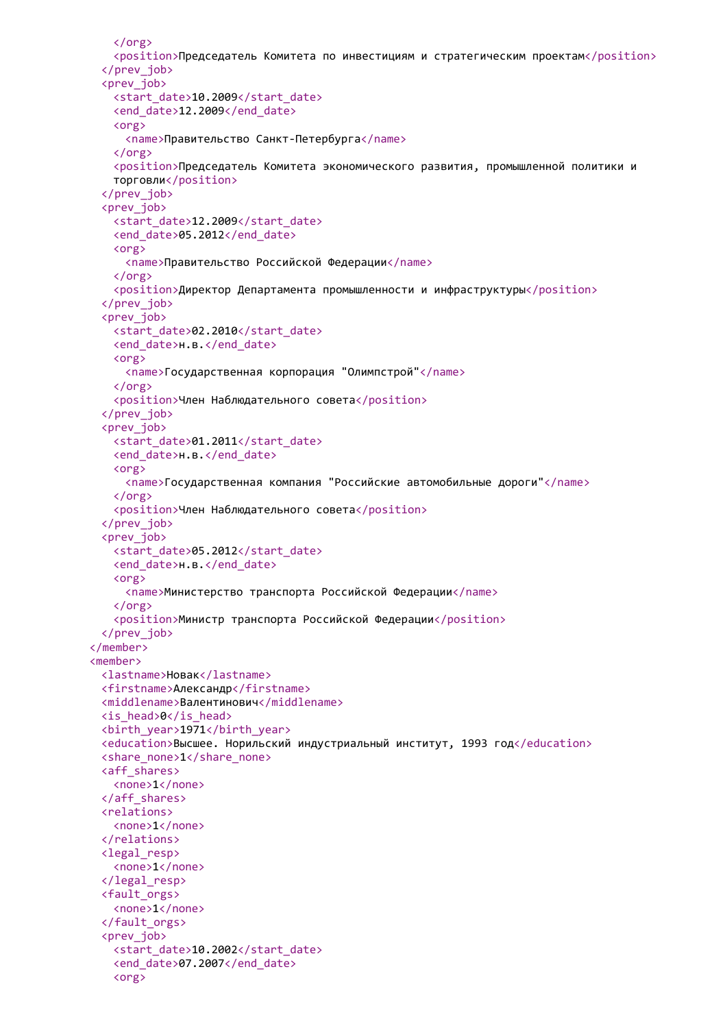```
      </org>
      <position>Председатель Комитета по инвестициям и стратегическим проектам</position>
    </prev_job>
    <prev_job>
      <start_date>10.2009</start_date>
      <end_date>12.2009</end_date>
      <org>
        <name>Правительство Санкт-Петербурга</name>
      </org>
      <position>Председатель Комитета экономического развития, промышленной политики и
      торговли</position>
    </prev_job>
    <prev_job>
      <start_date>12.2009</start_date>
      <end_date>05.2012</end_date>
      <org>
        <name>Правительство Российской Федерации</name>
      </org>
      <position>Директор Департамента промышленности и инфраструктуры</position>
    </prev_job>
    <prev_job>
      <start_date>02.2010</start_date>
      <end_date>н.в.</end_date>
      <org>
        <name>Государственная корпорация "Олимпстрой"</name>
      </org>
      <position>Член Наблюдательного совета</position>
    </prev_job>
    <prev_job>
      <start_date>01.2011</start_date>
      <end_date>н.в.</end_date>
      <org>
        <name>Государственная компания "Российские автомобильные дороги"</name>
      </org>
      <position>Член Наблюдательного совета</position>
    </prev_job>
    <prev_job>
      <start_date>05.2012</start_date>
      <end_date>н.в.</end_date>
      <org>
        <name>Министерство транспорта Российской Федерации</name>
      </org>
      <position>Министр транспорта Российской Федерации</position>
    </prev_job>
  </member>
  <member>
    <lastname>Новак</lastname>
    <firstname>Александр</firstname>
    <middlename>Валентинович</middlename>
    <is_head>0</is_head>
    <birth_year>1971</birth_year>
    <education>Высшее. Норильский индустриальный институт, 1993 год</education>
    <share_none>1</share_none>
    <aff_shares>
      <none>1</none>
    </aff_shares>
    <relations>
      <none>1</none>
    </relations>
    <legal_resp>
      <none>1</none>
    </legal_resp>
    <fault_orgs>
      <none>1</none>
    </fault_orgs>
    <prev_job>
      <start_date>10.2002</start_date>
      <end_date>07.2007</end_date>
      <org>
```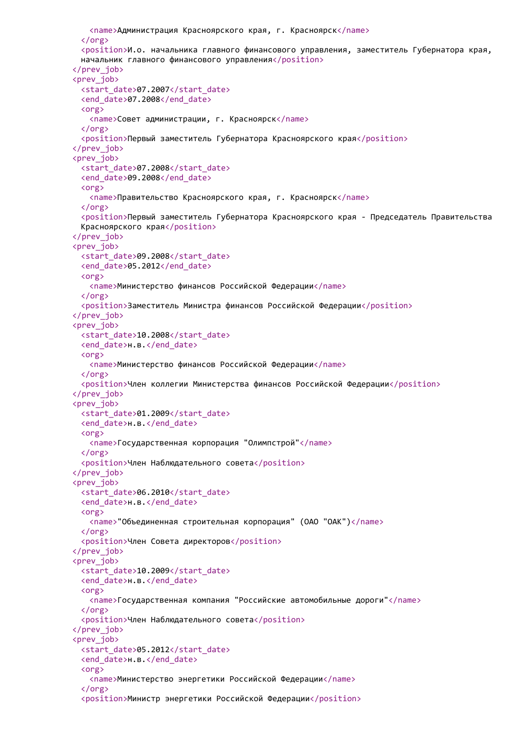```
      <name>Администрация Красноярского края, г. Красноярск</name>
    </org>
    <position>И.о. начальника главного финансового управления, заместитель Губернатора края,
    начальник главного финансового управления</position>
  </prev_job>
  <prev_job>
    <start_date>07.2007</start_date>
    <end_date>07.2008</end_date>
    <org>
      <name>Совет администрации, г. Красноярск</name>
    </org>
    <position>Первый заместитель Губернатора Красноярского края</position>
  </prev_job>
  <prev_job>
    <start_date>07.2008</start_date>
    <end_date>09.2008</end_date>
    <org>
      <name>Правительство Красноярского края, г. Красноярск</name>
    </org>
    <position>Первый заместитель Губернатора Красноярского края - Председатель Правительства
    Красноярского края</position>
  </prev_job>
  <prev_job>
    <start_date>09.2008</start_date>
    <end_date>05.2012</end_date>
    <org>
      <name>Министерство финансов Российской Федерации</name>
    </org>
    <position>Заместитель Министра финансов Российской Федерации</position>
  </prev_job>
  <prev_job>
    <start_date>10.2008</start_date>
    <end_date>н.в.</end_date>
    <org>
      <name>Министерство финансов Российской Федерации</name>
    </org>
    <position>Член коллегии Министерства финансов Российской Федерации</position>
  </prev_job>
  <prev_job>
    <start_date>01.2009</start_date>
    <end_date>н.в.</end_date>
    <org>
      <name>Государственная корпорация "Олимпстрой"</name>
    </org>
    <position>Член Наблюдательного совета</position>
  </prev_job>
  <prev_job>
    <start_date>06.2010</start_date>
    <end_date>н.в.</end_date>
    <org>
      <name>"Объединенная строительная корпорация" (ОАО "ОАК")</name>
    </org>
    <position>Член Совета директоров</position>
  </prev_job>
  <prev_job>
    <start_date>10.2009</start_date>
    <end_date>н.в.</end_date>
    <org>
      <name>Государственная компания "Российские автомобильные дороги"</name>
    </org>
    <position>Член Наблюдательного совета</position>
  </prev_job>
  <prev_job>
    <start_date>05.2012</start_date>
    <end_date>н.в.</end_date>
    <org>
      <name>Министерство энергетики Российской Федерации</name>
    </org>
    <position>Министр энергетики Российской Федерации</position>
```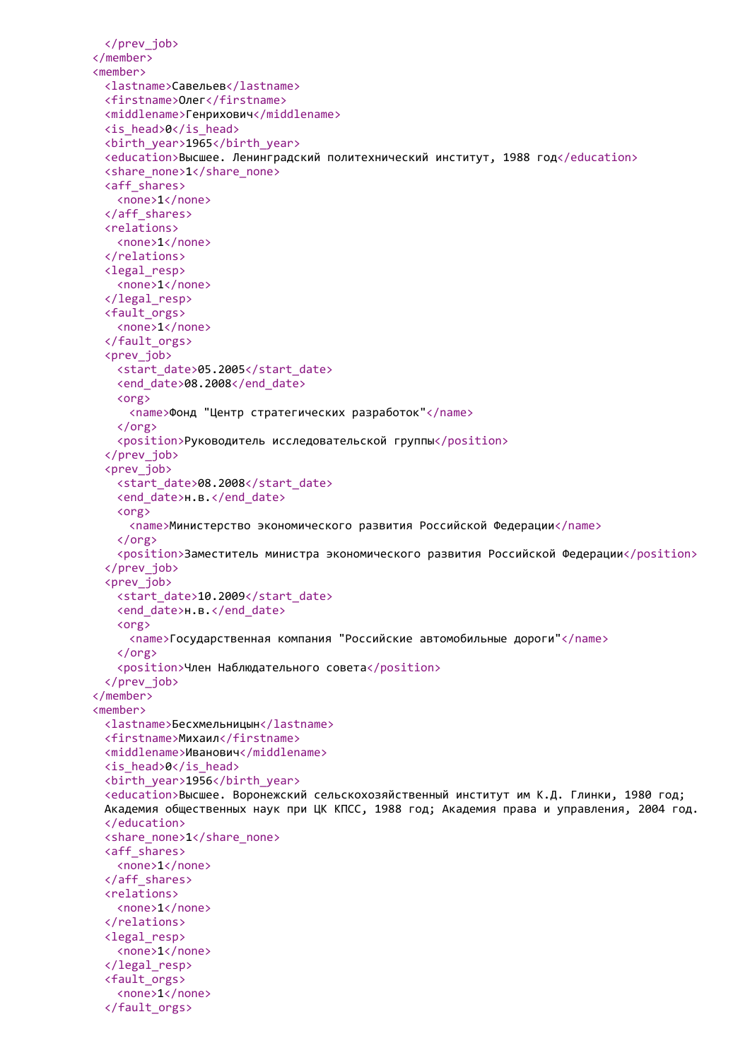```xml
      </prev_job>
    </member>
    <member>
      <lastname>Савельев</lastname>
      <firstname>Олег</firstname>
      <middlename>Генрихович</middlename>
      <is_head>0</is_head>
      <birth_year>1965</birth_year>
      <education>Высшее. Ленинградский политехнический институт, 1988 год</education>
      <share_none>1</share_none>
      <aff_shares>
        <none>1</none>
      </aff_shares>
      <relations>
        <none>1</none>
      </relations>
      <legal_resp>
        <none>1</none>
      </legal_resp>
      <fault_orgs>
        <none>1</none>
      </fault_orgs>
      <prev_job>
        <start_date>05.2005</start_date>
        <end_date>08.2008</end_date>
        <org>
          <name>Фонд "Центр стратегических разработок"</name>
        </org>
        <position>Руководитель исследовательской группы</position>
      </prev_job>
      <prev_job>
        <start_date>08.2008</start_date>
        <end_date>н.в.</end_date>
        <org>
          <name>Министерство экономического развития Российской Федерации</name>
        </org>
        <position>Заместитель министра экономического развития Российской Федерации</position>
      </prev_job>
      <prev_job>
        <start_date>10.2009</start_date>
        <end_date>н.в.</end_date>
        <org>
          <name>Государственная компания "Российские автомобильные дороги"</name>
        </org>
        <position>Член Наблюдательного совета</position>
      </prev_job>
    </member>
    <member>
      <lastname>Бесхмельницын</lastname>
      <firstname>Михаил</firstname>
      <middlename>Иванович</middlename>
      <is_head>0</is_head>
      <birth_year>1956</birth_year>
      <education>Высшее. Воронежский сельскохозяйственный институт им К.Д. Глинки, 1980 год;
      Академия общественных наук при ЦК КПСС, 1988 год; Академия права и управления, 2004 год.
      </education>
      <share_none>1</share_none>
      <aff_shares>
        <none>1</none>
      </aff_shares>
      <relations>
        <none>1</none>
      </relations>
      <legal_resp>
        <none>1</none>
      </legal_resp>
      <fault_orgs>
        <none>1</none>
      </fault_orgs>
```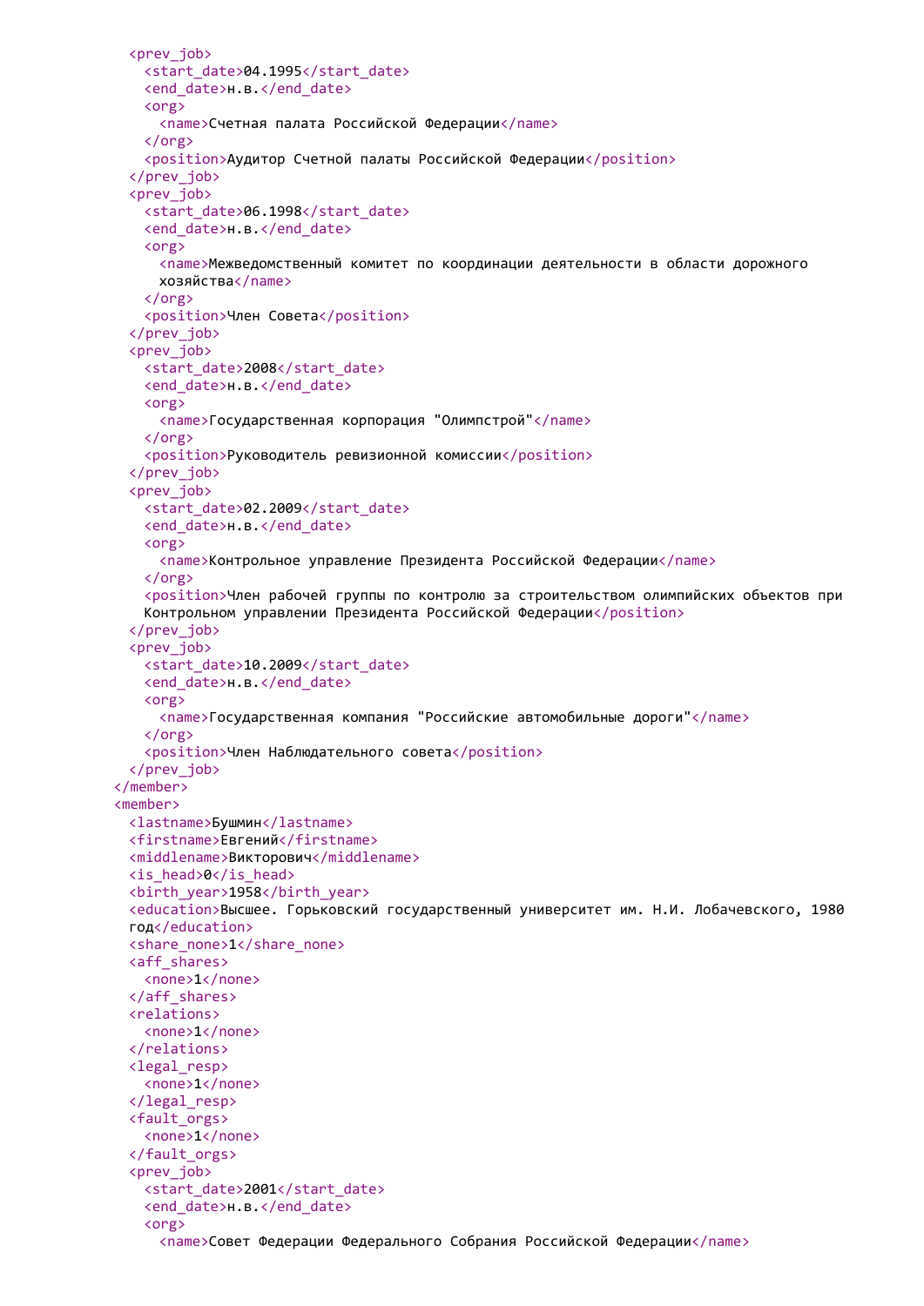```xml
      <prev_job>
        <start_date>04.1995</start_date>
        <end_date>н.в.</end_date>
        <org>
          <name>Счетная палата Российской Федерации</name>
        </org>
        <position>Аудитор Счетной палаты Российской Федерации</position>
      </prev_job>
      <prev_job>
        <start_date>06.1998</start_date>
        <end_date>н.в.</end_date>
        <org>
          <name>Межведомственный комитет по координации деятельности в области дорожного
          хозяйства</name>
        </org>
        <position>Член Совета</position>
      </prev_job>
      <prev_job>
        <start_date>2008</start_date>
        <end_date>н.в.</end_date>
        <org>
          <name>Государственная корпорация "Олимпстрой"</name>
        </org>
        <position>Руководитель ревизионной комиссии</position>
      </prev_job>
      <prev_job>
        <start_date>02.2009</start_date>
        <end_date>н.в.</end_date>
        <org>
          <name>Контрольное управление Президента Российской Федерации</name>
        </org>
        <position>Член рабочей группы по контролю за строительством олимпийских объектов при
        Контрольном управлении Президента Российской Федерации</position>
      </prev_job>
      <prev_job>
        <start_date>10.2009</start_date>
        <end_date>н.в.</end_date>
        <org>
          <name>Государственная компания "Российские автомобильные дороги"</name>
        </org>
        <position>Член Наблюдательного совета</position>
      </prev_job>
    </member>
    <member>
      <lastname>Бушмин</lastname>
      <firstname>Евгений</firstname>
      <middlename>Викторович</middlename>
      <is_head>0</is_head>
      <birth_year>1958</birth_year>
      <education>Высшее. Горьковский государственный университет им. Н.И. Лобачевского, 1980
      год</education>
      <share_none>1</share_none>
      <aff_shares>
        <none>1</none>
      </aff_shares>
      <relations>
        <none>1</none>
      </relations>
      <legal_resp>
        <none>1</none>
      </legal_resp>
      <fault_orgs>
        <none>1</none>
      </fault_orgs>
      <prev_job>
        <start_date>2001</start_date>
        <end_date>н.в.</end_date>
        <org>
          <name>Совет Федерации Федерального Собрания Российской Федерации</name>
```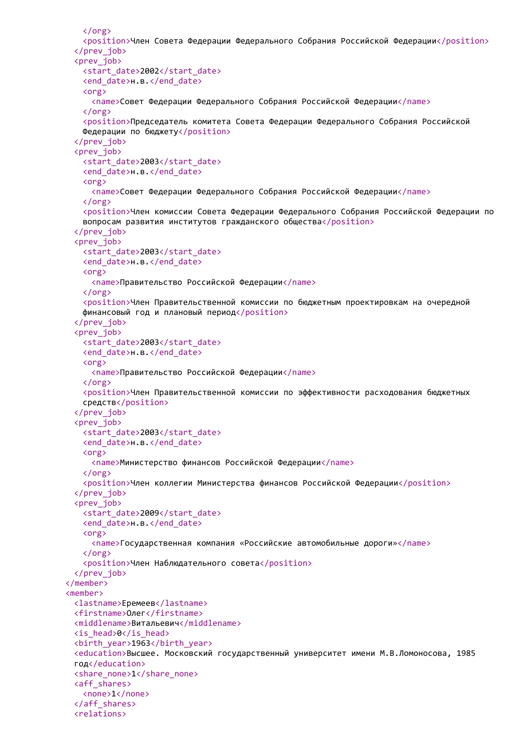```
      </org>
      <position>Член Совета Федерации Федерального Собрания Российской Федерации</position>
    </prev_job>
    <prev_job>
      <start_date>2002</start_date>
      <end_date>н.в.</end_date>
      <org>
        <name>Совет Федерации Федерального Собрания Российской Федерации</name>
      </org>
      <position>Председатель комитета Совета Федерации Федерального Собрания Российской
      Федерации по бюджету</position>
    </prev_job>
    <prev_job>
      <start_date>2003</start_date>
      <end_date>н.в.</end_date>
      <org>
        <name>Совет Федерации Федерального Собрания Российской Федерации</name>
      </org>
      <position>Член комиссии Совета Федерации Федерального Собрания Российской Федерации по
      вопросам развития институтов гражданского общества</position>
    </prev_job>
    <prev_job>
      <start_date>2003</start_date>
      <end_date>н.в.</end_date>
      <org>
        <name>Правительство Российской Федерации</name>
      </org>
      <position>Член Правительственной комиссии по бюджетным проектировкам на очередной
      финансовый год и плановый период</position>
    </prev_job>
    <prev_job>
      <start_date>2003</start_date>
      <end_date>н.в.</end_date>
      <org>
        <name>Правительство Российской Федерации</name>
      </org>
      <position>Член Правительственной комиссии по эффективности расходования бюджетных
      средств</position>
    </prev_job>
    <prev_job>
      <start_date>2003</start_date>
      <end_date>н.в.</end_date>
      <org>
        <name>Министерство финансов Российской Федерации</name>
      </org>
      <position>Член коллегии Министерства финансов Российской Федерации</position>
    </prev_job>
    <prev_job>
      <start_date>2009</start_date>
      <end_date>н.в.</end_date>
      <org>
        <name>Государственная компания «Российские автомобильные дороги»</name>
      </org>
      <position>Член Наблюдательного совета</position>
    </prev_job>
  </member>
  <member>
    <lastname>Еремеев</lastname>
    <firstname>Олег</firstname>
    <middlename>Витальевич</middlename>
    <is_head>0</is_head>
    <birth_year>1963</birth_year>
    <education>Высшее. Московский государственный университет имени М.В.Ломоносова, 1985
    год</education>
    <share_none>1</share_none>
    <aff_shares>
      <none>1</none>
    </aff_shares>
    <relations>
```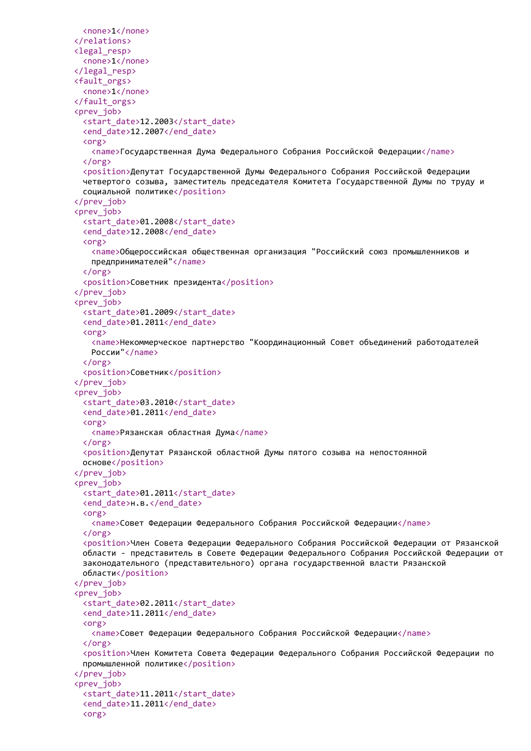```xml
      <none>1</none>
    </relations>
    <legal_resp>
      <none>1</none>
    </legal_resp>
    <fault_orgs>
      <none>1</none>
    </fault_orgs>
    <prev_job>
      <start_date>12.2003</start_date>
      <end_date>12.2007</end_date>
      <org>
        <name>Государственная Дума Федерального Собрания Российской Федерации</name>
      </org>
      <position>Депутат Государственной Думы Федерального Собрания Российской Федерации
      четвертого созыва, заместитель председателя Комитета Государственной Думы по труду и
      социальной политике</position>
    </prev_job>
    <prev_job>
      <start_date>01.2008</start_date>
      <end_date>12.2008</end_date>
      <org>
        <name>Общероссийская общественная организация "Российский союз промышленников и
        предпринимателей"</name>
      </org>
      <position>Советник президента</position>
    </prev_job>
    <prev_job>
      <start_date>01.2009</start_date>
      <end_date>01.2011</end_date>
      <org>
        <name>Некоммерческое партнерство "Координационный Совет объединений работодателей
        России"</name>
      </org>
      <position>Советник</position>
    </prev_job>
    <prev_job>
      <start_date>03.2010</start_date>
      <end_date>01.2011</end_date>
      <org>
        <name>Рязанская областная Дума</name>
      </org>
      <position>Депутат Рязанской областной Думы пятого созыва на непостоянной
      основе</position>
    </prev_job>
    <prev_job>
      <start_date>01.2011</start_date>
      <end_date>н.в.</end_date>
      <org>
        <name>Совет Федерации Федерального Собрания Российской Федерации</name>
      </org>
      <position>Член Совета Федерации Федерального Собрания Российской Федерации от Рязанской
      области - представитель в Совете Федерации Федерального Собрания Российской Федерации от
      законодательного (представительного) органа государственной власти Рязанской
      области</position>
    </prev_job>
    <prev_job>
      <start_date>02.2011</start_date>
      <end_date>11.2011</end_date>
      <org>
        <name>Совет Федерации Федерального Собрания Российской Федерации</name>
      </org>
      <position>Член Комитета Совета Федерации Федерального Собрания Российской Федерации по
      промышленной политике</position>
    </prev_job>
    <prev_job>
      <start_date>11.2011</start_date>
      <end_date>11.2011</end_date>
      <org>
```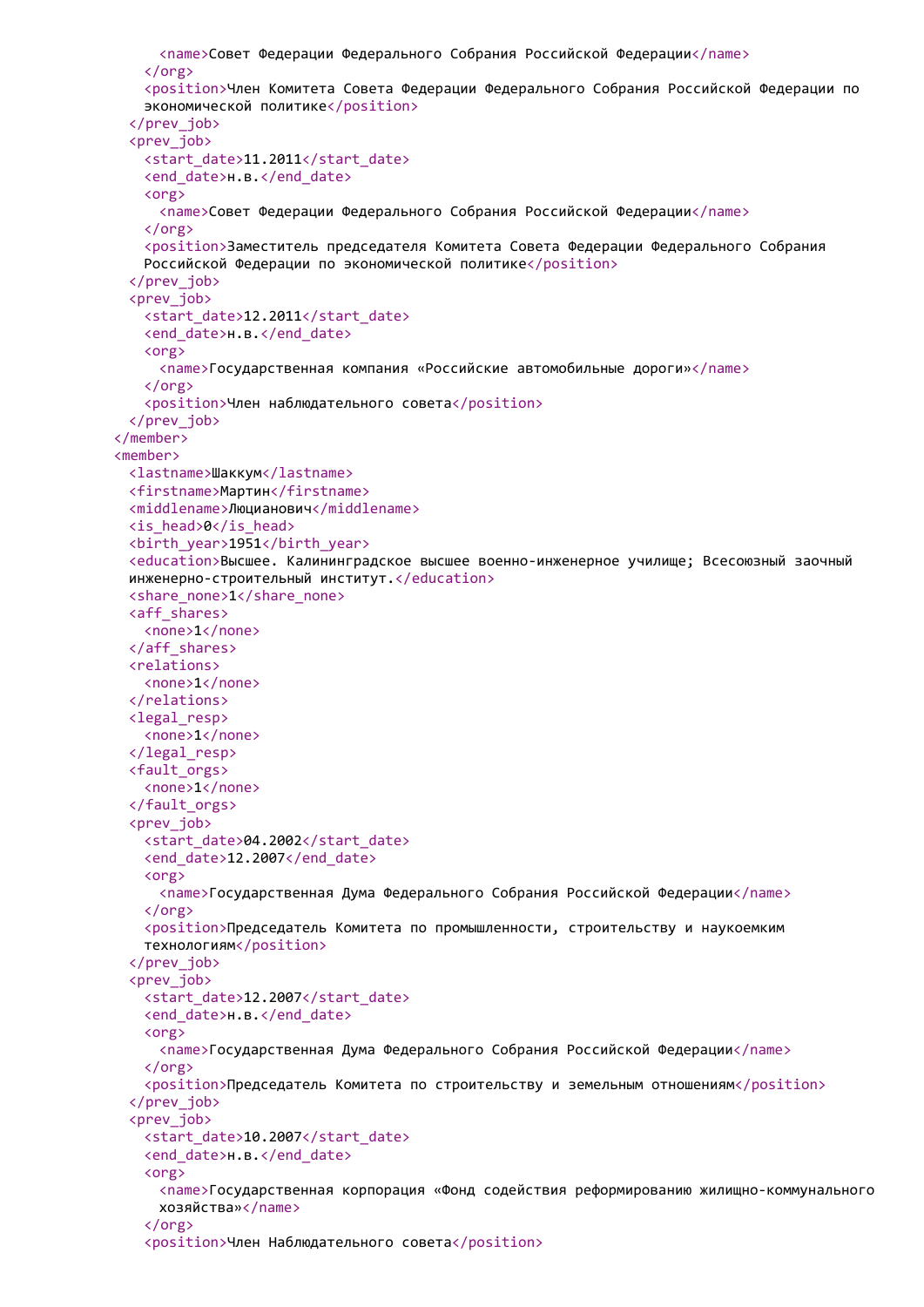```
      <name>Совет Федерации Федерального Собрания Российской Федерации</name>
    </org>
    <position>Член Комитета Совета Федерации Федерального Собрания Российской Федерации по
    экономической политике</position>
  </prev_job>
  <prev_job>
    <start_date>11.2011</start_date>
    <end_date>н.в.</end_date>
    <org>
      <name>Совет Федерации Федерального Собрания Российской Федерации</name>
    </org>
    <position>Заместитель председателя Комитета Совета Федерации Федерального Собрания
    Российской Федерации по экономической политике</position>
  </prev_job>
  <prev_job>
    <start_date>12.2011</start_date>
    <end_date>н.в.</end_date>
    <org>
      <name>Государственная компания «Российские автомобильные дороги»</name>
    </org>
    <position>Член наблюдательного совета</position>
  </prev_job>
</member>
<member>
  <lastname>Шаккум</lastname>
  <firstname>Мартин</firstname>
  <middlename>Люцианович</middlename>
  <is_head>0</is_head>
  <birth_year>1951</birth_year>
  <education>Высшее. Калининградское высшее военно-инженерное училище; Всесоюзный заочный
  инженерно-строительный институт.</education>
  <share_none>1</share_none>
  <aff_shares>
    <none>1</none>
  </aff_shares>
  <relations>
    <none>1</none>
  </relations>
  <legal_resp>
    <none>1</none>
  </legal_resp>
  <fault_orgs>
    <none>1</none>
  </fault_orgs>
  <prev_job>
    <start_date>04.2002</start_date>
    <end_date>12.2007</end_date>
    <org>
      <name>Государственная Дума Федерального Собрания Российской Федерации</name>
    </org>
    <position>Председатель Комитета по промышленности, строительству и наукоемким
    технологиям</position>
  </prev_job>
  <prev_job>
    <start_date>12.2007</start_date>
    <end_date>н.в.</end_date>
    <org>
      <name>Государственная Дума Федерального Собрания Российской Федерации</name>
    </org>
    <position>Председатель Комитета по строительству и земельным отношениям</position>
  </prev_job>
  <prev_job>
    <start_date>10.2007</start_date>
    <end_date>н.в.</end_date>
    <org>
      <name>Государственная корпорация «Фонд содействия реформированию жилищно-коммунального
      хозяйства»</name>
    </org>
    <position>Член Наблюдательного совета</position>
```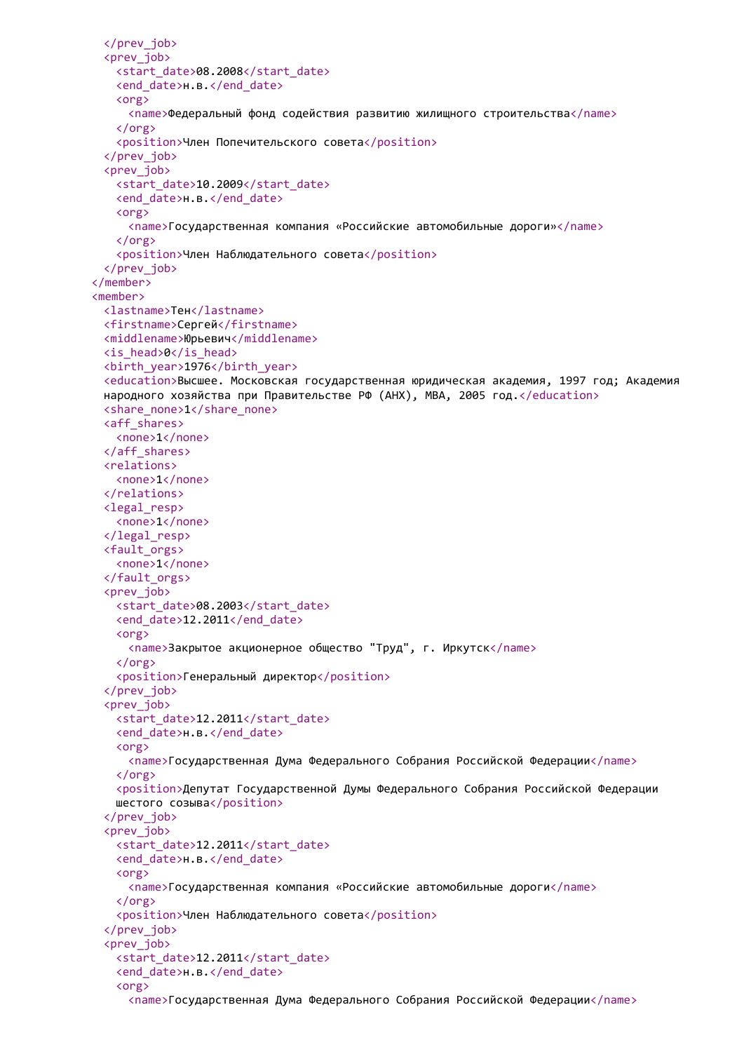```xml
      </prev_job>
      <prev_job>
        <start_date>08.2008</start_date>
        <end_date>н.в.</end_date>
        <org>
          <name>Федеральный фонд содействия развитию жилищного строительства</name>
        </org>
        <position>Член Попечительского совета</position>
      </prev_job>
      <prev_job>
        <start_date>10.2009</start_date>
        <end_date>н.в.</end_date>
        <org>
          <name>Государственная компания «Российские автомобильные дороги»</name>
        </org>
        <position>Член Наблюдательного совета</position>
      </prev_job>
    </member>
    <member>
      <lastname>Тен</lastname>
      <firstname>Сергей</firstname>
      <middlename>Юрьевич</middlename>
      <is_head>0</is_head>
      <birth_year>1976</birth_year>
      <education>Высшее. Московская государственная юридическая академия, 1997 год; Академия
      народного хозяйства при Правительстве РФ (АНХ), MBA, 2005 год.</education>
      <share_none>1</share_none>
      <aff_shares>
        <none>1</none>
      </aff_shares>
      <relations>
        <none>1</none>
      </relations>
      <legal_resp>
        <none>1</none>
      </legal_resp>
      <fault_orgs>
        <none>1</none>
      </fault_orgs>
      <prev_job>
        <start_date>08.2003</start_date>
        <end_date>12.2011</end_date>
        <org>
          <name>Закрытое акционерное общество "Труд", г. Иркутск</name>
        </org>
        <position>Генеральный директор</position>
      </prev_job>
      <prev_job>
        <start_date>12.2011</start_date>
        <end_date>н.в.</end_date>
        <org>
          <name>Государственная Дума Федерального Собрания Российской Федерации</name>
        </org>
        <position>Депутат Государственной Думы Федерального Собрания Российской Федерации
        шестого созыва</position>
      </prev_job>
      <prev_job>
        <start_date>12.2011</start_date>
        <end_date>н.в.</end_date>
        <org>
          <name>Государственная компания «Российские автомобильные дороги</name>
        </org>
        <position>Член Наблюдательного совета</position>
      </prev_job>
      <prev_job>
        <start_date>12.2011</start_date>
        <end_date>н.в.</end_date>
        <org>
          <name>Государственная Дума Федерального Собрания Российской Федерации</name>
```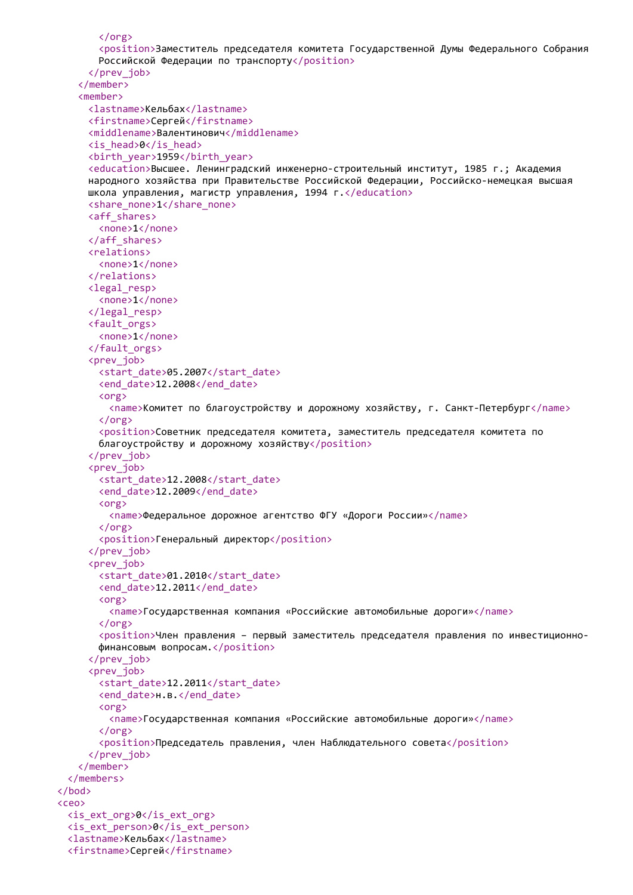```
        </org>
        <position>Заместитель председателя комитета Государственной Думы Федерального Собрания
        Российской Федерации по транспорту</position>
      </prev_job>
    </member>
    <member>
      <lastname>Кельбах</lastname>
      <firstname>Сергей</firstname>
      <middlename>Валентинович</middlename>
      <is_head>0</is_head>
      <birth_year>1959</birth_year>
      <education>Высшее. Ленинградский инженерно-строительный институт, 1985 г.; Академия
      народного хозяйства при Правительстве Российской Федерации, Российско-немецкая высшая
      школа управления, магистр управления, 1994 г.</education>
      <share_none>1</share_none>
      <aff_shares>
        <none>1</none>
      </aff_shares>
      <relations>
        <none>1</none>
      </relations>
      <legal_resp>
        <none>1</none>
      </legal_resp>
      <fault_orgs>
        <none>1</none>
      </fault_orgs>
      <prev_job>
        <start_date>05.2007</start_date>
        <end_date>12.2008</end_date>
        <org>
          <name>Комитет по благоустройству и дорожному хозяйству, г. Санкт-Петербург</name>
        </org>
        <position>Советник председателя комитета, заместитель председателя комитета по
        благоустройству и дорожному хозяйству</position>
      </prev_job>
      <prev_job>
        <start_date>12.2008</start_date>
        <end_date>12.2009</end_date>
        <org>
          <name>Федеральное дорожное агентство ФГУ «Дороги России»</name>
        </org>
        <position>Генеральный директор</position>
      </prev_job>
      <prev_job>
        <start_date>01.2010</start_date>
        <end_date>12.2011</end_date>
        <org>
          <name>Государственная компания «Российские автомобильные дороги»</name>
        </org>
        <position>Член правления – первый заместитель председателя правления по инвестиционно-
        финансовым вопросам.</position>
      </prev_job>
      <prev_job>
        <start_date>12.2011</start_date>
        <end_date>н.в.</end_date>
        <org>
          <name>Государственная компания «Российские автомобильные дороги»</name>
        </org>
        <position>Председатель правления, член Наблюдательного совета</position>
      </prev_job>
    </member>
  </members>
</bod>
<ceo>
  <is_ext_org>0</is_ext_org>
  <is_ext_person>0</is_ext_person>
  <lastname>Кельбах</lastname>
  <firstname>Сергей</firstname>
```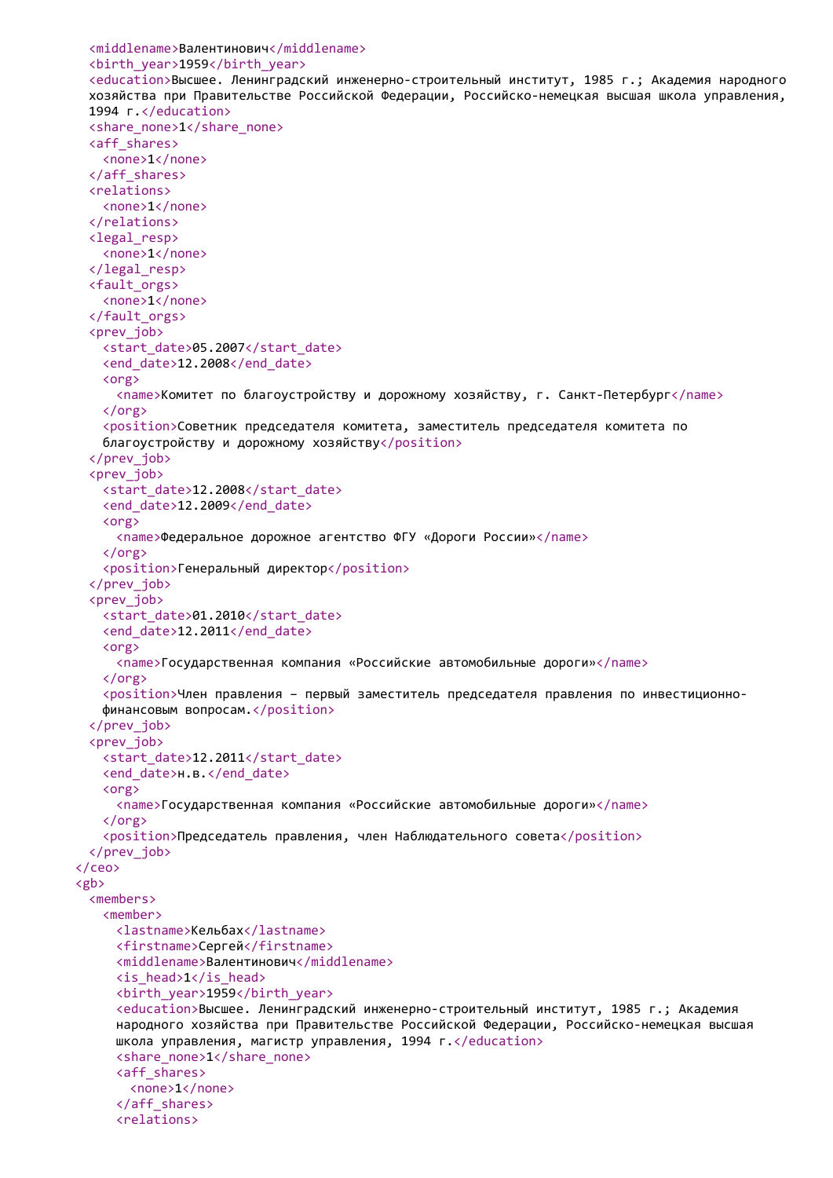```xml
    <middlename>Валентинович</middlename>
    <birth_year>1959</birth_year>
    <education>Высшее. Ленинградский инженерно-строительный институт, 1985 г.; Академия народного
    хозяйства при Правительстве Российской Федерации, Российско-немецкая высшая школа управления,
    1994 г.</education>
    <share_none>1</share_none>
    <aff_shares>
      <none>1</none>
    </aff_shares>
    <relations>
      <none>1</none>
    </relations>
    <legal_resp>
      <none>1</none>
    </legal_resp>
    <fault_orgs>
      <none>1</none>
    </fault_orgs>
    <prev_job>
      <start_date>05.2007</start_date>
      <end_date>12.2008</end_date>
      <org>
        <name>Комитет по благоустройству и дорожному хозяйству, г. Санкт-Петербург</name>
      </org>
      <position>Советник председателя комитета, заместитель председателя комитета по
      благоустройству и дорожному хозяйству</position>
    </prev_job>
    <prev_job>
      <start_date>12.2008</start_date>
      <end_date>12.2009</end_date>
      <org>
        <name>Федеральное дорожное агентство ФГУ «Дороги России»</name>
      </org>
      <position>Генеральный директор</position>
    </prev_job>
    <prev_job>
      <start_date>01.2010</start_date>
      <end_date>12.2011</end_date>
      <org>
        <name>Государственная компания «Российские автомобильные дороги»</name>
      </org>
      <position>Член правления – первый заместитель председателя правления по инвестиционно-
      финансовым вопросам.</position>
    </prev_job>
    <prev_job>
      <start_date>12.2011</start_date>
      <end_date>н.в.</end_date>
      <org>
        <name>Государственная компания «Российские автомобильные дороги»</name>
      </org>
      <position>Председатель правления, член Наблюдательного совета</position>
    </prev_job>
  </ceo>
  <gb>
    <members>
      <member>
        <lastname>Кельбах</lastname>
        <firstname>Сергей</firstname>
        <middlename>Валентинович</middlename>
        <is_head>1</is_head>
        <birth_year>1959</birth_year>
        <education>Высшее. Ленинградский инженерно-строительный институт, 1985 г.; Академия
        народного хозяйства при Правительстве Российской Федерации, Российско-немецкая высшая
        школа управления, магистр управления, 1994 г.</education>
        <share_none>1</share_none>
        <aff_shares>
          <none>1</none>
        </aff_shares>
        <relations>
```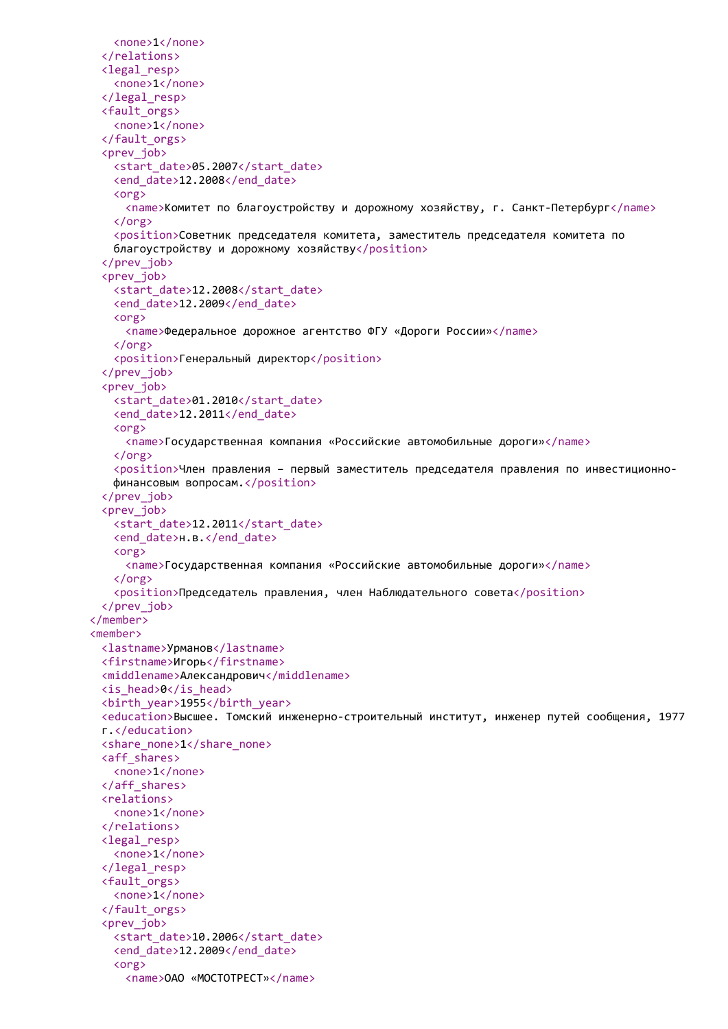```
      <none>1</none>
    </relations>
    <legal_resp>
      <none>1</none>
    </legal_resp>
    <fault_orgs>
      <none>1</none>
    </fault_orgs>
    <prev_job>
      <start_date>05.2007</start_date>
      <end_date>12.2008</end_date>
      <org>
        <name>Комитет по благоустройству и дорожному хозяйству, г. Санкт-Петербург</name>
      </org>
      <position>Советник председателя комитета, заместитель председателя комитета по
      благоустройству и дорожному хозяйству</position>
    </prev_job>
    <prev_job>
      <start_date>12.2008</start_date>
      <end_date>12.2009</end_date>
      <org>
        <name>Федеральное дорожное агентство ФГУ «Дороги России»</name>
      </org>
      <position>Генеральный директор</position>
    </prev_job>
    <prev_job>
      <start_date>01.2010</start_date>
      <end_date>12.2011</end_date>
      <org>
        <name>Государственная компания «Российские автомобильные дороги»</name>
      </org>
      <position>Член правления – первый заместитель председателя правления по инвестиционно-
      финансовым вопросам.</position>
    </prev_job>
    <prev_job>
      <start_date>12.2011</start_date>
      <end_date>н.в.</end_date>
      <org>
        <name>Государственная компания «Российские автомобильные дороги»</name>
      </org>
      <position>Председатель правления, член Наблюдательного совета</position>
    </prev_job>
  </member>
  <member>
    <lastname>Урманов</lastname>
    <firstname>Игорь</firstname>
    <middlename>Александрович</middlename>
    <is_head>0</is_head>
    <birth_year>1955</birth_year>
    <education>Высшее. Томский инженерно-строительный институт, инженер путей сообщения, 1977
    г.</education>
    <share_none>1</share_none>
    <aff_shares>
      <none>1</none>
    </aff_shares>
    <relations>
      <none>1</none>
    </relations>
    <legal_resp>
      <none>1</none>
    </legal_resp>
    <fault_orgs>
      <none>1</none>
    </fault_orgs>
    <prev_job>
      <start_date>10.2006</start_date>
      <end_date>12.2009</end_date>
      <org>
        <name>ОАО «МОСТОТРЕСТ»</name>
```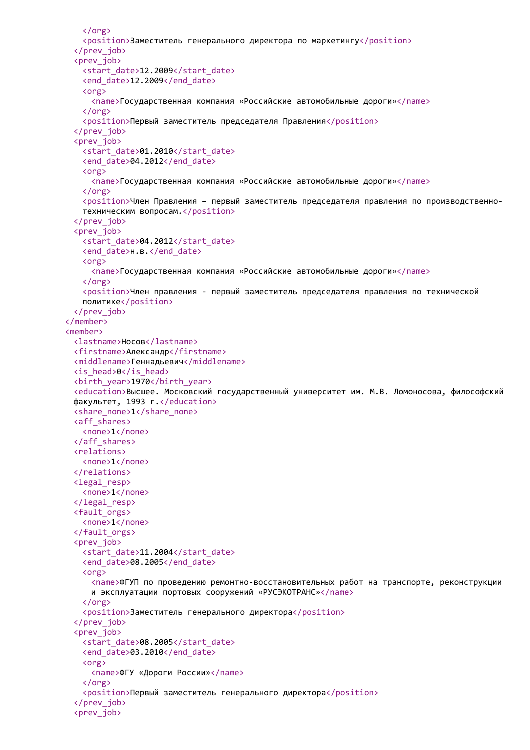```
      </org>
      <position>Заместитель генерального директора по маркетингу</position>
    </prev_job>
    <prev_job>
      <start_date>12.2009</start_date>
      <end_date>12.2009</end_date>
      <org>
        <name>Государственная компания «Российские автомобильные дороги»</name>
      </org>
      <position>Первый заместитель председателя Правления</position>
    </prev_job>
    <prev_job>
      <start_date>01.2010</start_date>
      <end_date>04.2012</end_date>
      <org>
        <name>Государственная компания «Российские автомобильные дороги»</name>
      </org>
      <position>Член Правления – первый заместитель председателя правления по производственно-
      техническим вопросам.</position>
    </prev_job>
    <prev_job>
      <start_date>04.2012</start_date>
      <end_date>н.в.</end_date>
      <org>
        <name>Государственная компания «Российские автомобильные дороги»</name>
      </org>
      <position>Член правления - первый заместитель председателя правления по технической
      политике</position>
    </prev_job>
  </member>
  <member>
    <lastname>Носов</lastname>
    <firstname>Александр</firstname>
    <middlename>Геннадьевич</middlename>
    <is_head>0</is_head>
    <birth_year>1970</birth_year>
    <education>Высшее. Московский государственный университет им. М.В. Ломоносова, философский
    факультет, 1993 г.</education>
    <share_none>1</share_none>
    <aff_shares>
      <none>1</none>
    </aff_shares>
    <relations>
      <none>1</none>
    </relations>
    <legal_resp>
      <none>1</none>
    </legal_resp>
    <fault_orgs>
      <none>1</none>
    </fault_orgs>
    <prev_job>
      <start_date>11.2004</start_date>
      <end_date>08.2005</end_date>
      <org>
        <name>ФГУП по проведению ремонтно-восстановительных работ на транспорте, реконструкции
        и эксплуатации портовых сооружений «РУСЭКОТРАНС»</name>
      </org>
      <position>Заместитель генерального директора</position>
    </prev_job>
    <prev_job>
      <start_date>08.2005</start_date>
      <end_date>03.2010</end_date>
      <org>
        <name>ФГУ «Дороги России»</name>
      </org>
      <position>Первый заместитель генерального директора</position>
    </prev_job>
    <prev_job>
```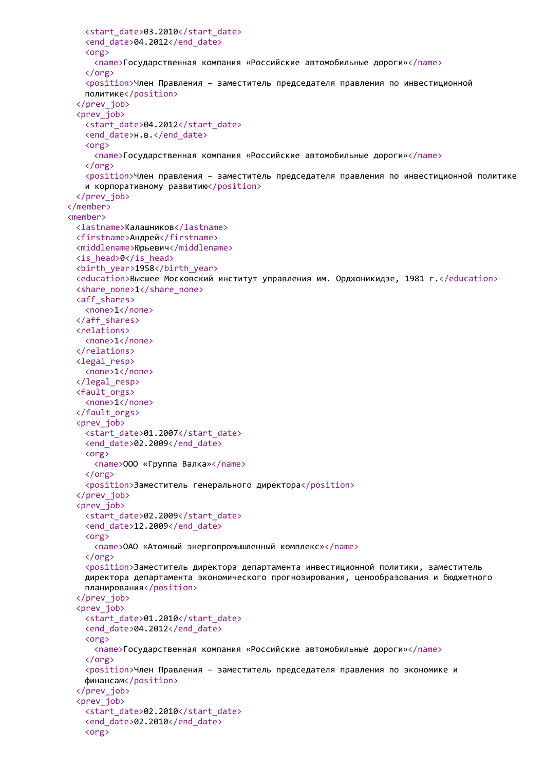```
      <start_date>03.2010</start_date>
      <end_date>04.2012</end_date>
      <org>
        <name>Государственная компания «Российские автомобильные дороги»</name>
      </org>
      <position>Член Правления – заместитель председателя правления по инвестиционной
      политике</position>
    </prev_job>
    <prev_job>
      <start_date>04.2012</start_date>
      <end_date>н.в.</end_date>
      <org>
        <name>Государственная компания «Российские автомобильные дороги»</name>
      </org>
      <position>Член правления – заместитель председателя правления по инвестиционной политике
      и корпоративному развитию</position>
    </prev_job>
  </member>
  <member>
    <lastname>Калашников</lastname>
    <firstname>Андрей</firstname>
    <middlename>Юрьевич</middlename>
    <is_head>0</is_head>
    <birth_year>1958</birth_year>
    <education>Высшее Московский институт управления им. Орджоникидзе, 1981 г.</education>
    <share_none>1</share_none>
    <aff_shares>
      <none>1</none>
    </aff_shares>
    <relations>
      <none>1</none>
    </relations>
    <legal_resp>
      <none>1</none>
    </legal_resp>
    <fault_orgs>
      <none>1</none>
    </fault_orgs>
    <prev_job>
      <start_date>01.2007</start_date>
      <end_date>02.2009</end_date>
      <org>
        <name>ООО «Группа Валка»</name>
      </org>
      <position>Заместитель генерального директора</position>
    </prev_job>
    <prev_job>
      <start_date>02.2009</start_date>
      <end_date>12.2009</end_date>
      <org>
        <name>ОАО «Атомный энергопромышленный комплекс»</name>
      </org>
      <position>Заместитель директора департамента инвестиционной политики, заместитель
      директора департамента экономического прогнозирования, ценообразования и бюджетного
      планирования</position>
    </prev_job>
    <prev_job>
      <start_date>01.2010</start_date>
      <end_date>04.2012</end_date>
      <org>
        <name>Государственная компания «Российские автомобильные дороги»</name>
      </org>
      <position>Член Правления – заместитель председателя правления по экономике и
      финансам</position>
    </prev_job>
    <prev_job>
      <start_date>02.2010</start_date>
      <end_date>02.2010</end_date>
      <org>
```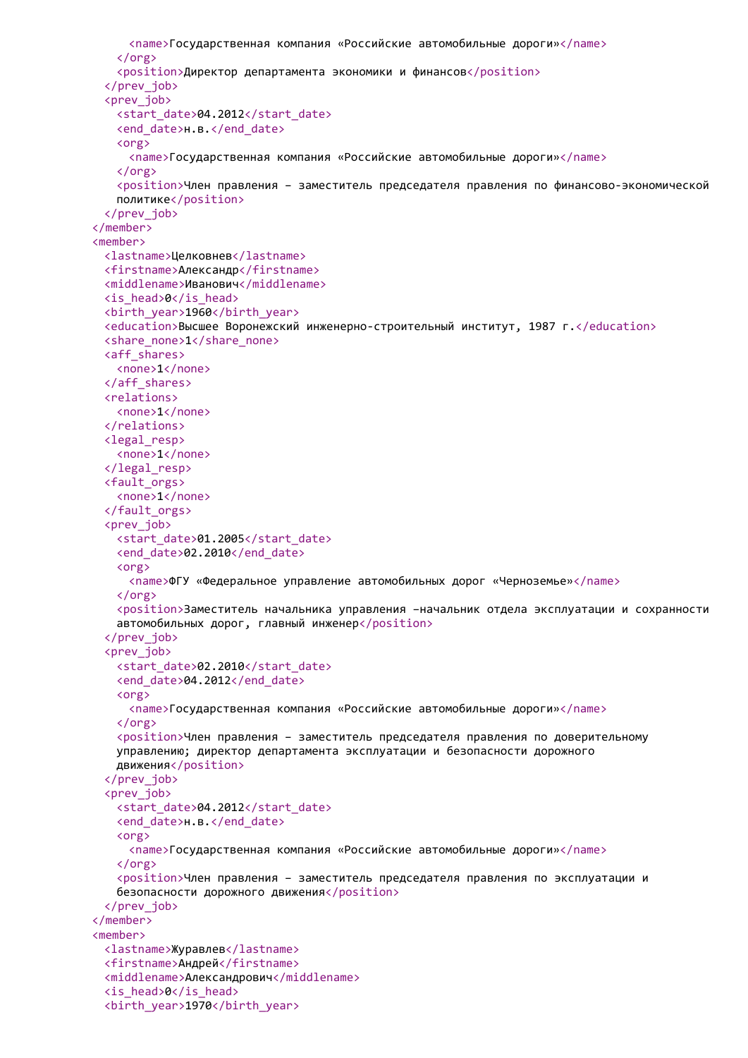```
        <name>Государственная компания «Российские автомобильные дороги»</name>
      </org>
      <position>Директор департамента экономики и финансов</position>
    </prev_job>
    <prev_job>
      <start_date>04.2012</start_date>
      <end_date>н.в.</end_date>
      <org>
        <name>Государственная компания «Российские автомобильные дороги»</name>
      </org>
      <position>Член правления – заместитель председателя правления по финансово-экономической
      политике</position>
    </prev_job>
  </member>
  <member>
    <lastname>Целковнев</lastname>
    <firstname>Александр</firstname>
    <middlename>Иванович</middlename>
    <is_head>0</is_head>
    <birth_year>1960</birth_year>
    <education>Высшее Воронежский инженерно-строительный институт, 1987 г.</education>
    <share_none>1</share_none>
    <aff_shares>
      <none>1</none>
    </aff_shares>
    <relations>
      <none>1</none>
    </relations>
    <legal_resp>
      <none>1</none>
    </legal_resp>
    <fault_orgs>
      <none>1</none>
    </fault_orgs>
    <prev_job>
      <start_date>01.2005</start_date>
      <end_date>02.2010</end_date>
      <org>
        <name>ФГУ «Федеральное управление автомобильных дорог «Черноземье»</name>
      </org>
      <position>Заместитель начальника управления –начальник отдела эксплуатации и сохранности
      автомобильных дорог, главный инженер</position>
    </prev_job>
    <prev_job>
      <start_date>02.2010</start_date>
      <end_date>04.2012</end_date>
      <org>
        <name>Государственная компания «Российские автомобильные дороги»</name>
      </org>
      <position>Член правления – заместитель председателя правления по доверительному
      управлению; директор департамента эксплуатации и безопасности дорожного
      движения</position>
    </prev_job>
    <prev_job>
      <start_date>04.2012</start_date>
      <end_date>н.в.</end_date>
      <org>
        <name>Государственная компания «Российские автомобильные дороги»</name>
      </org>
      <position>Член правления – заместитель председателя правления по эксплуатации и
      безопасности дорожного движения</position>
    </prev_job>
  </member>
  <member>
    <lastname>Журавлев</lastname>
    <firstname>Андрей</firstname>
    <middlename>Александрович</middlename>
    <is_head>0</is_head>
    <birth_year>1970</birth_year>
```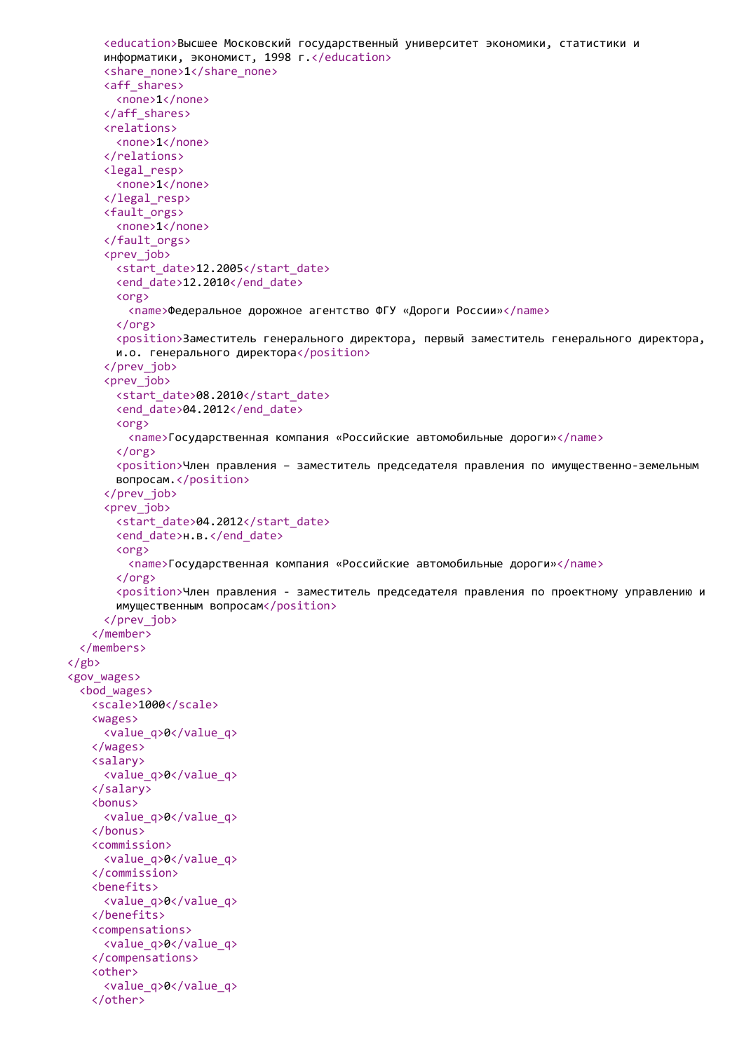```xml
      <education>Высшее Московский государственный университет экономики, статистики и
      информатики, экономист, 1998 г.</education>
      <share_none>1</share_none>
      <aff_shares>
        <none>1</none>
      </aff_shares>
      <relations>
        <none>1</none>
      </relations>
      <legal_resp>
        <none>1</none>
      </legal_resp>
      <fault_orgs>
        <none>1</none>
      </fault_orgs>
      <prev_job>
        <start_date>12.2005</start_date>
        <end_date>12.2010</end_date>
        <org>
          <name>Федеральное дорожное агентство ФГУ «Дороги России»</name>
        </org>
        <position>Заместитель генерального директора, первый заместитель генерального директора,
        и.о. генерального директора</position>
      </prev_job>
      <prev_job>
        <start_date>08.2010</start_date>
        <end_date>04.2012</end_date>
        <org>
          <name>Государственная компания «Российские автомобильные дороги»</name>
        </org>
        <position>Член правления – заместитель председателя правления по имущественно-земельным
        вопросам.</position>
      </prev_job>
      <prev_job>
        <start_date>04.2012</start_date>
        <end_date>н.в.</end_date>
        <org>
          <name>Государственная компания «Российские автомобильные дороги»</name>
        </org>
        <position>Член правления - заместитель председателя правления по проектному управлению и
        имущественным вопросам</position>
      </prev_job>
    </member>
  </members>
</gb>
<gov_wages>
  <bod_wages>
    <scale>1000</scale>
    <wages>
      <value_q>0</value_q>
    </wages>
    <salary>
      <value_q>0</value_q>
    </salary>
    <bonus>
      <value_q>0</value_q>
    </bonus>
    <commission>
      <value_q>0</value_q>
    </commission>
    <benefits>
      <value_q>0</value_q>
    </benefits>
    <compensations>
      <value_q>0</value_q>
    </compensations>
    <other>
      <value_q>0</value_q>
    </other>
```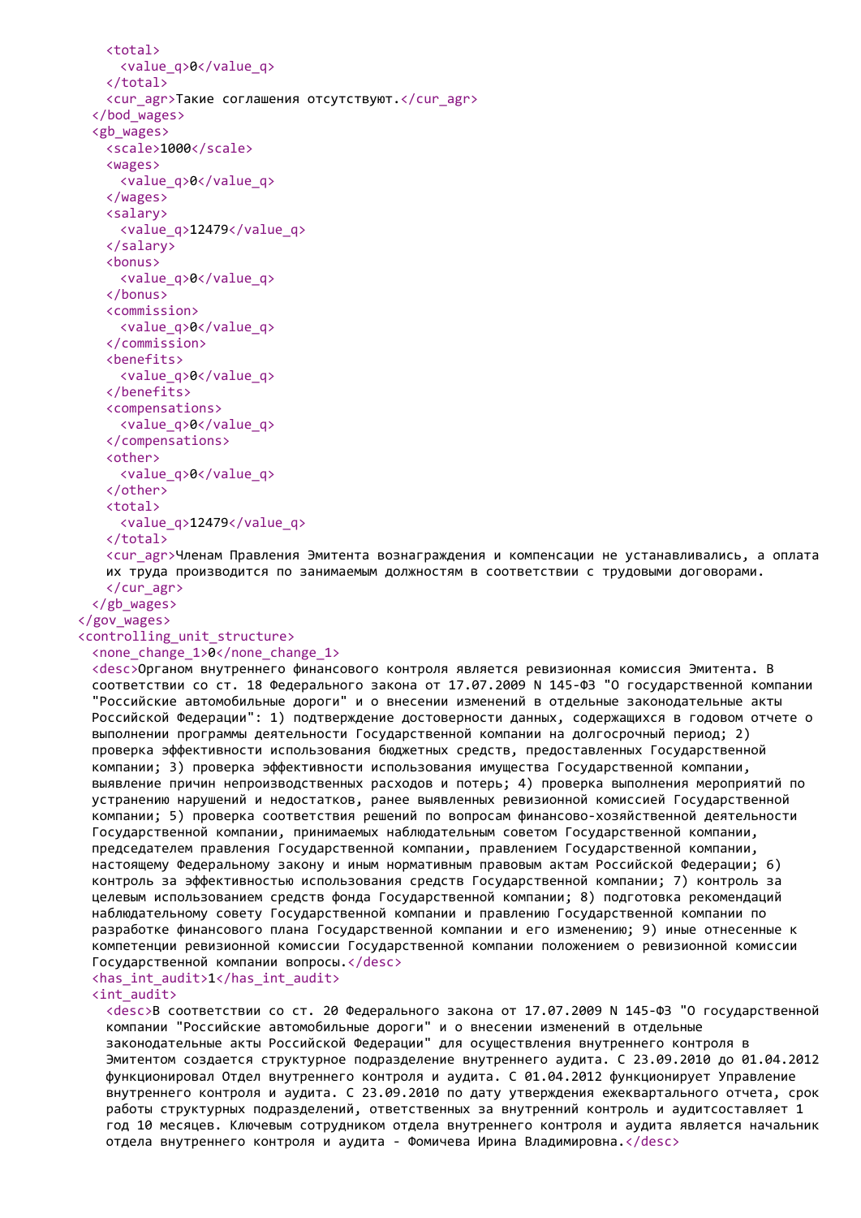```
    <total>
      <value_q>0</value_q>
    </total>
    <cur_agr>Такие соглашения отсутствуют.</cur_agr>
  </bod_wages>
  <gb_wages>
    <scale>1000</scale>
    <wages>
      <value_q>0</value_q>
    </wages>
    <salary>
      <value_q>12479</value_q>
    </salary>
    <bonus>
      <value_q>0</value_q>
    </bonus>
    <commission>
      <value_q>0</value_q>
    </commission>
    <benefits>
      <value_q>0</value_q>
    </benefits>
    <compensations>
      <value_q>0</value_q>
    </compensations>
    <other>
      <value_q>0</value_q>
    </other>
    <total>
      <value_q>12479</value_q>
    </total>
    <cur_agr>Членам Правления Эмитента вознаграждения и компенсации не устанавливались, а оплата
    их труда производится по занимаемым должностям в соответствии с трудовыми договорами.
    </cur_agr>
  </gb_wages>
</gov_wages>
<controlling_unit_structure>
  <none_change_1>0</none_change_1>
  <desc>Органом внутреннего финансового контроля является ревизионная комиссия Эмитента. В
  соответствии со ст. 18 Федерального закона от 17.07.2009 N 145-ФЗ "О государственной компании
  "Российские автомобильные дороги" и о внесении изменений в отдельные законодательные акты
  Российской Федерации": 1) подтверждение достоверности данных, содержащихся в годовом отчете о
  выполнении программы деятельности Государственной компании на долгосрочный период; 2)
  проверка эффективности использования бюджетных средств, предоставленных Государственной
  компании; 3) проверка эффективности использования имущества Государственной компании,
  выявление причин непроизводственных расходов и потерь; 4) проверка выполнения мероприятий по
  устранению нарушений и недостатков, ранее выявленных ревизионной комиссией Государственной
  компании; 5) проверка соответствия решений по вопросам финансово-хозяйственной деятельности
  Государственной компании, принимаемых наблюдательным советом Государственной компании,
  председателем правления Государственной компании, правлением Государственной компании,
  настоящему Федеральному закону и иным нормативным правовым актам Российской Федерации; 6)
  контроль за эффективностью использования средств Государственной компании; 7) контроль за
  целевым использованием средств фонда Государственной компании; 8) подготовка рекомендаций
  наблюдательному совету Государственной компании и правлению Государственной компании по
  разработке финансового плана Государственной компании и его изменению; 9) иные отнесенные к
  компетенции ревизионной комиссии Государственной компании положением о ревизионной комиссии
  Государственной компании вопросы.</desc>
  <has_int_audit>1</has_int_audit>
  <int_audit>
    <desc>В соответствии со ст. 20 Федерального закона от 17.07.2009 N 145-ФЗ "О государственной
    компании "Российские автомобильные дороги" и о внесении изменений в отдельные
    законодательные акты Российской Федерации" для осуществления внутреннего контроля в
    Эмитентом создается структурное подразделение внутреннего аудита. С 23.09.2010 до 01.04.2012
    функционировал Отдел внутреннего контроля и аудита. С 01.04.2012 функционирует Управление
    внутреннего контроля и аудита. С 23.09.2010 по дату утверждения ежеквартального отчета, срок
    работы структурных подразделений, ответственных за внутренний контроль и аудитсоставляет 1
    год 10 месяцев. Ключевым сотрудником отдела внутреннего контроля и аудита является начальник
    отдела внутреннего контроля и аудита - Фомичева Ирина Владимировна.</desc>
```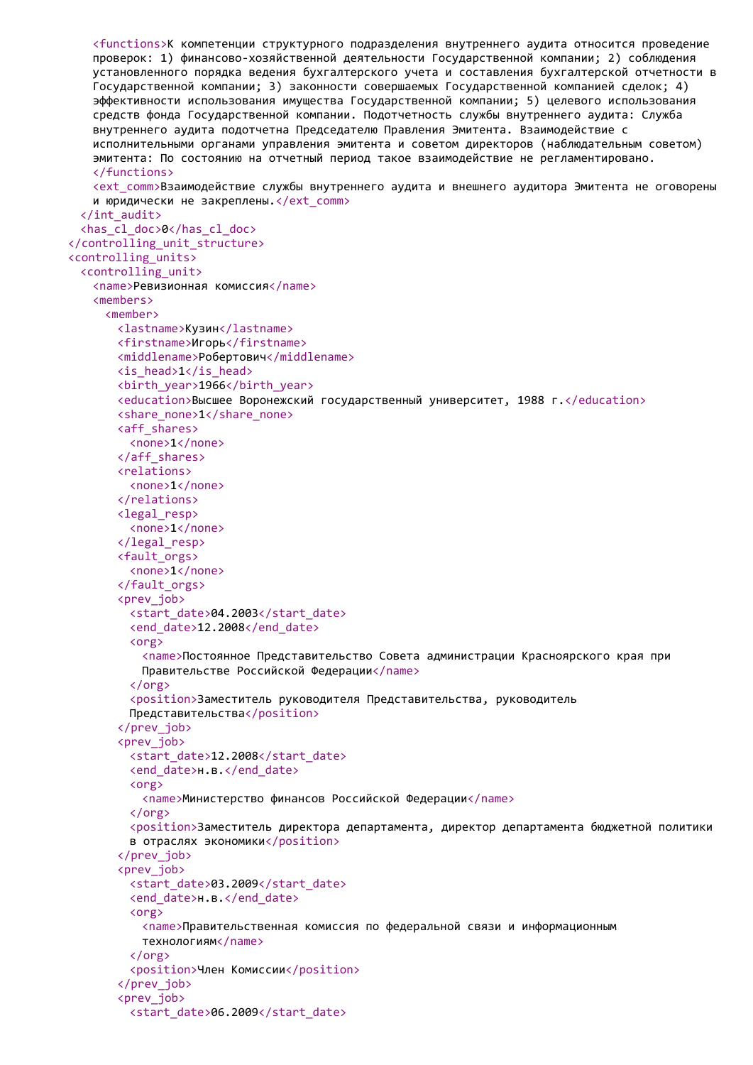```xml
      <functions>К компетенции структурного подразделения внутреннего аудита относится проведение
      проверок: 1) финансово-хозяйственной деятельности Государственной компании; 2) соблюдения
      установленного порядка ведения бухгалтерского учета и составления бухгалтерской отчетности в
      Государственной компании; 3) законности совершаемых Государственной компанией сделок; 4)
      эффективности использования имущества Государственной компании; 5) целевого использования
      средств фонда Государственной компании. Подотчетность службы внутреннего аудита: Служба
      внутреннего аудита подотчетна Председателю Правления Эмитента. Взаимодействие с
      исполнительными органами управления эмитента и советом директоров (наблюдательным советом)
      эмитента: По состоянию на отчетный период такое взаимодействие не регламентировано.
      </functions>
      <ext_comm>Взаимодействие службы внутреннего аудита и внешнего аудитора Эмитента не оговорены
      и юридически не закреплены.</ext_comm>
    </int_audit>
    <has_cl_doc>0</has_cl_doc>
  </controlling_unit_structure>
  <controlling_units>
    <controlling_unit>
      <name>Ревизионная комиссия</name>
      <members>
        <member>
          <lastname>Кузин</lastname>
          <firstname>Игорь</firstname>
          <middlename>Робертович</middlename>
          <is_head>1</is_head>
          <birth_year>1966</birth_year>
          <education>Высшее Воронежский государственный университет, 1988 г.</education>
          <share_none>1</share_none>
          <aff_shares>
            <none>1</none>
          </aff_shares>
          <relations>
            <none>1</none>
          </relations>
          <legal_resp>
            <none>1</none>
          </legal_resp>
          <fault_orgs>
            <none>1</none>
          </fault_orgs>
          <prev_job>
            <start_date>04.2003</start_date>
            <end_date>12.2008</end_date>
            <org>
              <name>Постоянное Представительство Совета администрации Красноярского края при
              Правительстве Российской Федерации</name>
            </org>
            <position>Заместитель руководителя Представительства, руководитель
            Представительства</position>
          </prev_job>
          <prev_job>
            <start_date>12.2008</start_date>
            <end_date>н.в.</end_date>
            <org>
              <name>Министерство финансов Российской Федерации</name>
            </org>
            <position>Заместитель директора департамента, директор департамента бюджетной политики
            в отраслях экономики</position>
          </prev_job>
          <prev_job>
            <start_date>03.2009</start_date>
            <end_date>н.в.</end_date>
            <org>
              <name>Правительственная комиссия по федеральной связи и информационным
              технологиям</name>
            </org>
            <position>Член Комиссии</position>
          </prev_job>
          <prev_job>
            <start_date>06.2009</start_date>
```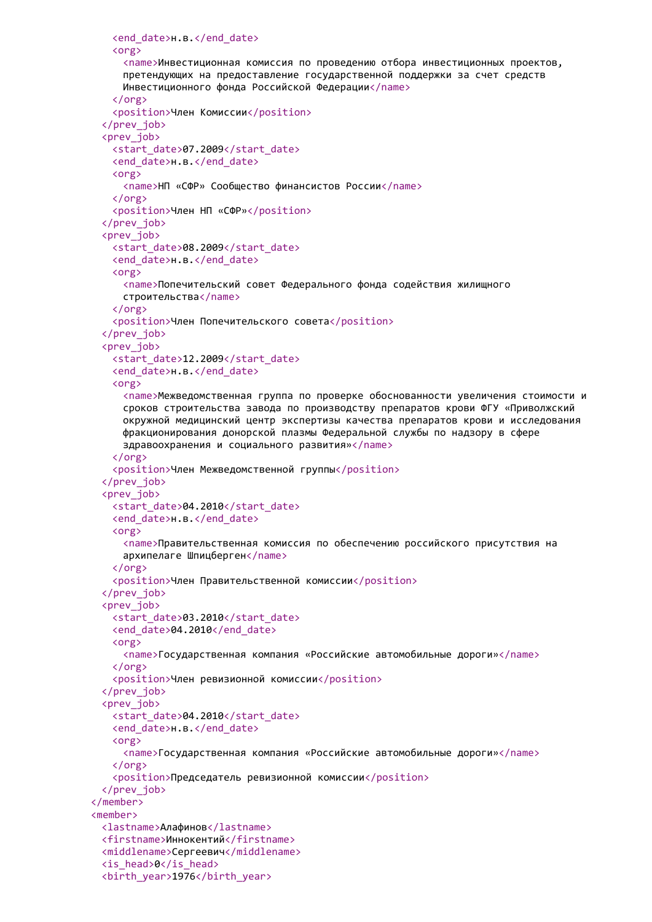```
      <end_date>н.в.</end_date>
      <org>
        <name>Инвестиционная комиссия по проведению отбора инвестиционных проектов,
        претендующих на предоставление государственной поддержки за счет средств
        Инвестиционного фонда Российской Федерации</name>
      </org>
      <position>Член Комиссии</position>
    </prev_job>
    <prev_job>
      <start_date>07.2009</start_date>
      <end_date>н.в.</end_date>
      <org>
        <name>НП «СФР» Сообщество финансистов России</name>
      </org>
      <position>Член НП «СФР»</position>
    </prev_job>
    <prev_job>
      <start_date>08.2009</start_date>
      <end_date>н.в.</end_date>
      <org>
        <name>Попечительский совет Федерального фонда содействия жилищного
        строительства</name>
      </org>
      <position>Член Попечительского совета</position>
    </prev_job>
    <prev_job>
      <start_date>12.2009</start_date>
      <end_date>н.в.</end_date>
      <org>
        <name>Межведомственная группа по проверке обоснованности увеличения стоимости и
        сроков строительства завода по производству препаратов крови ФГУ «Приволжский
        окружной медицинский центр экспертизы качества препаратов крови и исследования
        фракционирования донорской плазмы Федеральной службы по надзору в сфере
        здравоохранения и социального развития»</name>
      </org>
      <position>Член Межведомственной группы</position>
    </prev_job>
    <prev_job>
      <start_date>04.2010</start_date>
      <end_date>н.в.</end_date>
      <org>
        <name>Правительственная комиссия по обеспечению российского присутствия на
        архипелаге Шпицберген</name>
      </org>
      <position>Член Правительственной комиссии</position>
    </prev_job>
    <prev_job>
      <start_date>03.2010</start_date>
      <end_date>04.2010</end_date>
      <org>
        <name>Государственная компания «Российские автомобильные дороги»</name>
      </org>
      <position>Член ревизионной комиссии</position>
    </prev_job>
    <prev_job>
      <start_date>04.2010</start_date>
      <end_date>н.в.</end_date>
      <org>
        <name>Государственная компания «Российские автомобильные дороги»</name>
      </org>
      <position>Председатель ревизионной комиссии</position>
    </prev_job>
  </member>
  <member>
    <lastname>Алафинов</lastname>
    <firstname>Иннокентий</firstname>
    <middlename>Сергеевич</middlename>
    <is_head>0</is_head>
    <birth_year>1976</birth_year>
```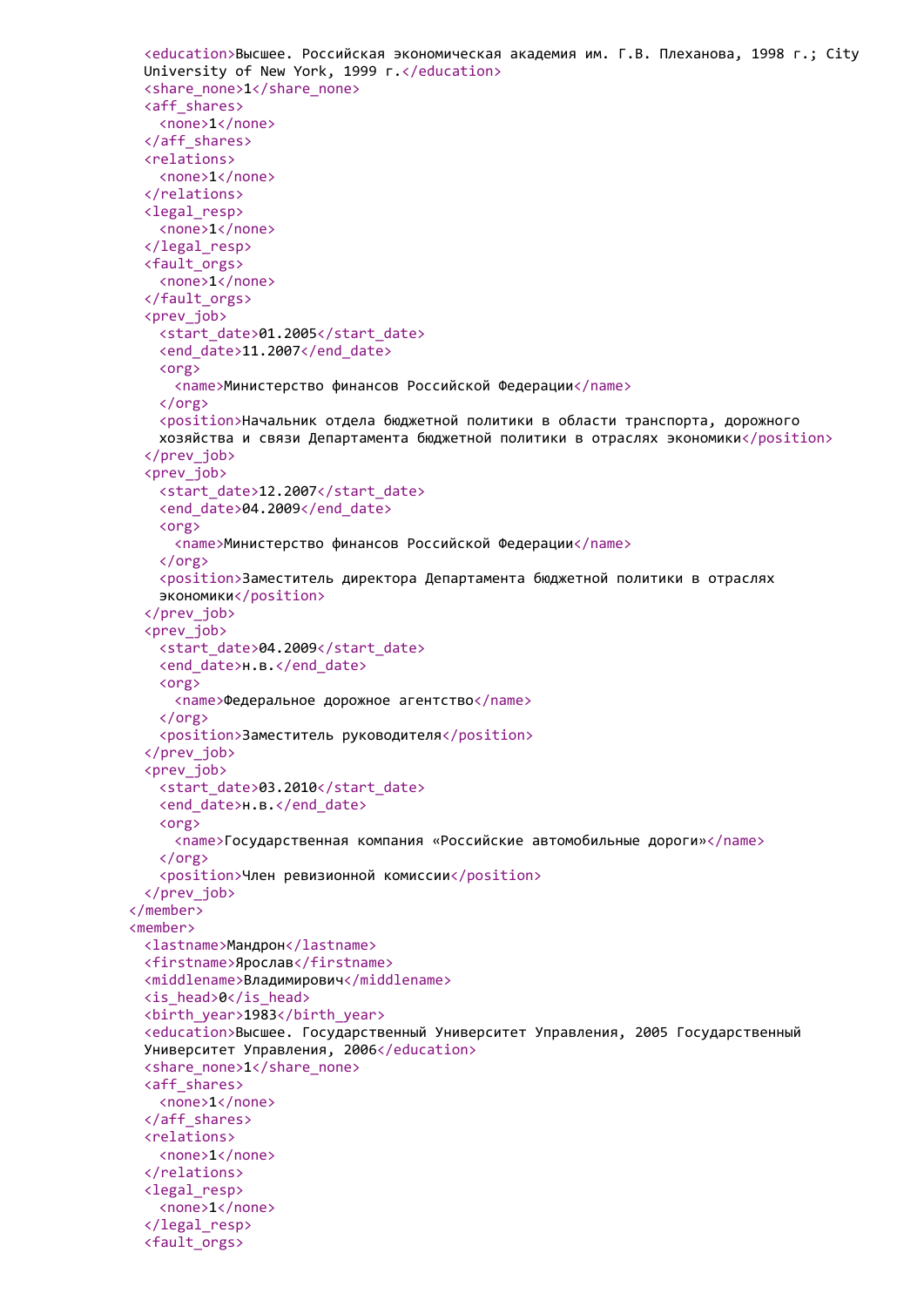```xml
      <education>Высшее. Российская экономическая академия им. Г.В. Плеханова, 1998 г.; City
      University of New York, 1999 г.</education>
      <share_none>1</share_none>
      <aff_shares>
        <none>1</none>
      </aff_shares>
      <relations>
        <none>1</none>
      </relations>
      <legal_resp>
        <none>1</none>
      </legal_resp>
      <fault_orgs>
        <none>1</none>
      </fault_orgs>
      <prev_job>
        <start_date>01.2005</start_date>
        <end_date>11.2007</end_date>
        <org>
          <name>Министерство финансов Российской Федерации</name>
        </org>
        <position>Начальник отдела бюджетной политики в области транспорта, дорожного
        хозяйства и связи Департамента бюджетной политики в отраслях экономики</position>
      </prev_job>
      <prev_job>
        <start_date>12.2007</start_date>
        <end_date>04.2009</end_date>
        <org>
          <name>Министерство финансов Российской Федерации</name>
        </org>
        <position>Заместитель директора Департамента бюджетной политики в отраслях
        экономики</position>
      </prev_job>
      <prev_job>
        <start_date>04.2009</start_date>
        <end_date>н.в.</end_date>
        <org>
          <name>Федеральное дорожное агентство</name>
        </org>
        <position>Заместитель руководителя</position>
      </prev_job>
      <prev_job>
        <start_date>03.2010</start_date>
        <end_date>н.в.</end_date>
        <org>
          <name>Государственная компания «Российские автомобильные дороги»</name>
        </org>
        <position>Член ревизионной комиссии</position>
      </prev_job>
    </member>
    <member>
      <lastname>Мандрон</lastname>
      <firstname>Ярослав</firstname>
      <middlename>Владимирович</middlename>
      <is_head>0</is_head>
      <birth_year>1983</birth_year>
      <education>Высшее. Государственный Университет Управления, 2005 Государственный
      Университет Управления, 2006</education>
      <share_none>1</share_none>
      <aff_shares>
        <none>1</none>
      </aff_shares>
      <relations>
        <none>1</none>
      </relations>
      <legal_resp>
        <none>1</none>
      </legal_resp>
      <fault_orgs>
```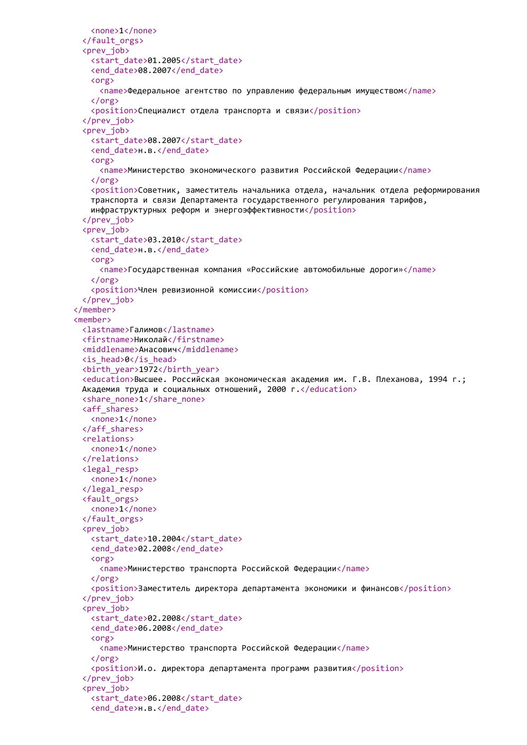```
      <none>1</none>
    </fault_orgs>
    <prev_job>
      <start_date>01.2005</start_date>
      <end_date>08.2007</end_date>
      <org>
        <name>Федеральное агентство по управлению федеральным имуществом</name>
      </org>
      <position>Специалист отдела транспорта и связи</position>
    </prev_job>
    <prev_job>
      <start_date>08.2007</start_date>
      <end_date>н.в.</end_date>
      <org>
        <name>Министерство экономического развития Российской Федерации</name>
      </org>
      <position>Советник, заместитель начальника отдела, начальник отдела реформирования
      транспорта и связи Департамента государственного регулирования тарифов,
      инфраструктурных реформ и энергоэффективности</position>
    </prev_job>
    <prev_job>
      <start_date>03.2010</start_date>
      <end_date>н.в.</end_date>
      <org>
        <name>Государственная компания «Российские автомобильные дороги»</name>
      </org>
      <position>Член ревизионной комиссии</position>
    </prev_job>
  </member>
  <member>
    <lastname>Галимов</lastname>
    <firstname>Николай</firstname>
    <middlename>Анасович</middlename>
    <is_head>0</is_head>
    <birth_year>1972</birth_year>
    <education>Высшее. Российская экономическая академия им. Г.В. Плеханова, 1994 г.;
    Академия труда и социальных отношений, 2000 г.</education>
    <share_none>1</share_none>
    <aff_shares>
      <none>1</none>
    </aff_shares>
    <relations>
      <none>1</none>
    </relations>
    <legal_resp>
      <none>1</none>
    </legal_resp>
    <fault_orgs>
      <none>1</none>
    </fault_orgs>
    <prev_job>
      <start_date>10.2004</start_date>
      <end_date>02.2008</end_date>
      <org>
        <name>Министерство транспорта Российской Федерации</name>
      </org>
      <position>Заместитель директора департамента экономики и финансов</position>
    </prev_job>
    <prev_job>
      <start_date>02.2008</start_date>
      <end_date>06.2008</end_date>
      <org>
        <name>Министерство транспорта Российской Федерации</name>
      </org>
      <position>И.о. директора департамента программ развития</position>
    </prev_job>
    <prev_job>
      <start_date>06.2008</start_date>
      <end_date>н.в.</end_date>
```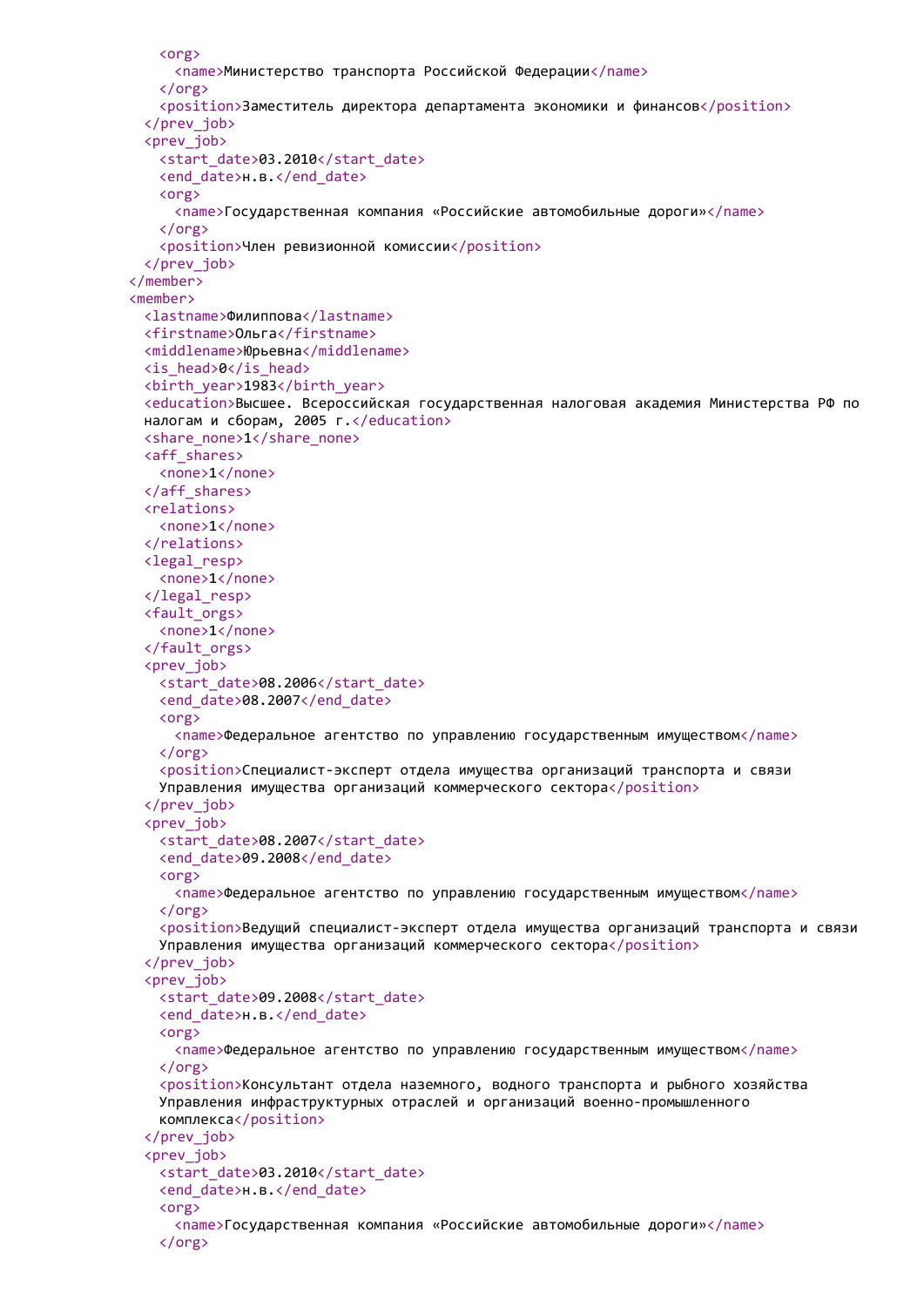```xml
        <org>
          <name>Министерство транспорта Российской Федерации</name>
        </org>
        <position>Заместитель директора департамента экономики и финансов</position>
      </prev_job>
      <prev_job>
        <start_date>03.2010</start_date>
        <end_date>н.в.</end_date>
        <org>
          <name>Государственная компания «Российские автомобильные дороги»</name>
        </org>
        <position>Член ревизионной комиссии</position>
      </prev_job>
    </member>
    <member>
      <lastname>Филиппова</lastname>
      <firstname>Ольга</firstname>
      <middlename>Юрьевна</middlename>
      <is_head>0</is_head>
      <birth_year>1983</birth_year>
      <education>Высшее. Всероссийская государственная налоговая академия Министерства РФ по
      налогам и сборам, 2005 г.</education>
      <share_none>1</share_none>
      <aff_shares>
        <none>1</none>
      </aff_shares>
      <relations>
        <none>1</none>
      </relations>
      <legal_resp>
        <none>1</none>
      </legal_resp>
      <fault_orgs>
        <none>1</none>
      </fault_orgs>
      <prev_job>
        <start_date>08.2006</start_date>
        <end_date>08.2007</end_date>
        <org>
          <name>Федеральное агентство по управлению государственным имуществом</name>
        </org>
        <position>Специалист-эксперт отдела имущества организаций транспорта и связи
        Управления имущества организаций коммерческого сектора</position>
      </prev_job>
      <prev_job>
        <start_date>08.2007</start_date>
        <end_date>09.2008</end_date>
        <org>
          <name>Федеральное агентство по управлению государственным имуществом</name>
        </org>
        <position>Ведущий специалист-эксперт отдела имущества организаций транспорта и связи
        Управления имущества организаций коммерческого сектора</position>
      </prev_job>
      <prev_job>
        <start_date>09.2008</start_date>
        <end_date>н.в.</end_date>
        <org>
          <name>Федеральное агентство по управлению государственным имуществом</name>
        </org>
        <position>Консультант отдела наземного, водного транспорта и рыбного хозяйства
        Управления инфраструктурных отраслей и организаций военно-промышленного
        комплекса</position>
      </prev_job>
      <prev_job>
        <start_date>03.2010</start_date>
        <end_date>н.в.</end_date>
        <org>
          <name>Государственная компания «Российские автомобильные дороги»</name>
        </org>
```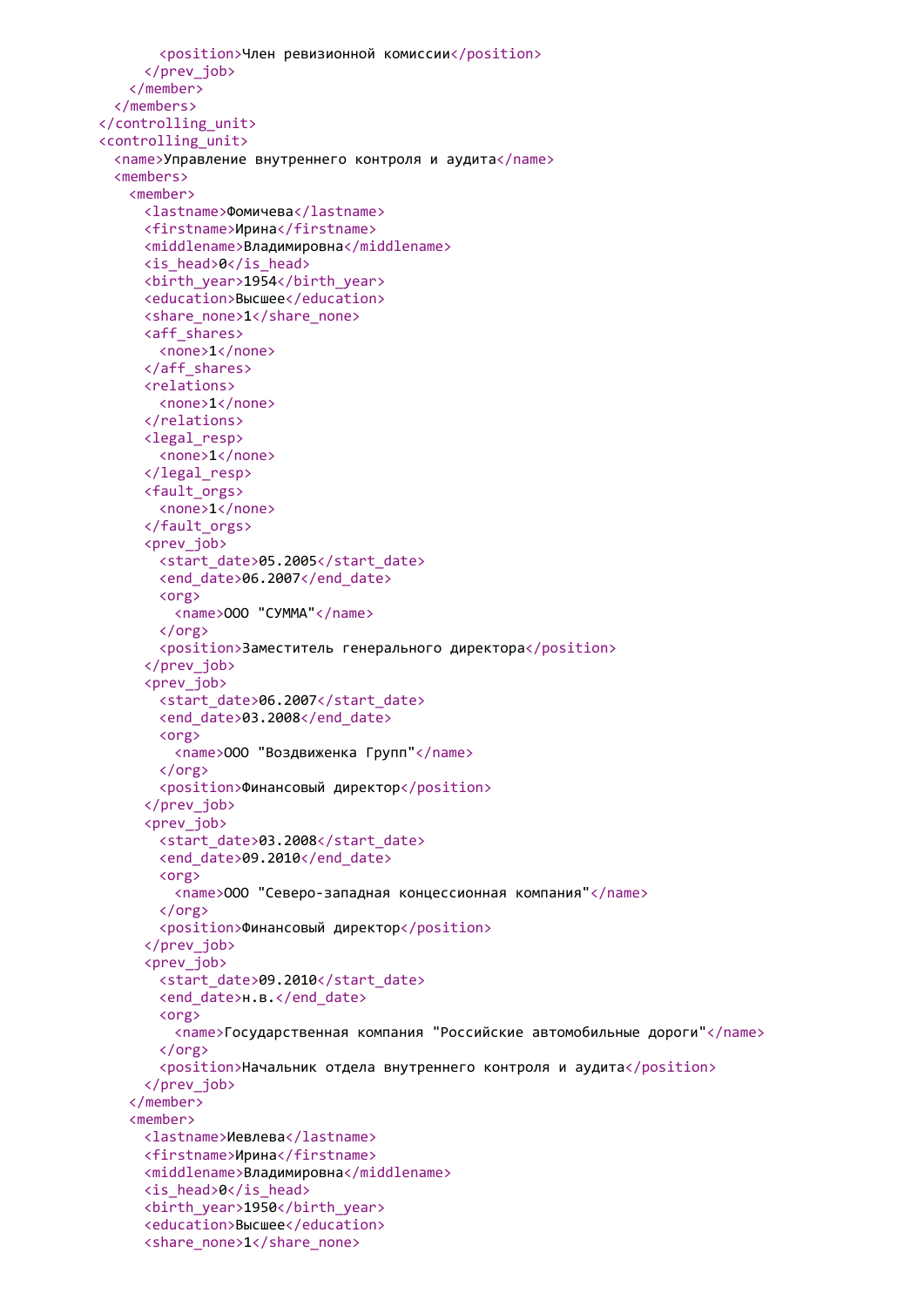```
        <position>Член ревизионной комиссии</position>
      </prev_job>
    </member>
  </members>
</controlling_unit>
<controlling_unit>
  <name>Управление внутреннего контроля и аудита</name>
  <members>
    <member>
      <lastname>Фомичева</lastname>
      <firstname>Ирина</firstname>
      <middlename>Владимировна</middlename>
      <is_head>0</is_head>
      <birth_year>1954</birth_year>
      <education>Высшее</education>
      <share_none>1</share_none>
      <aff_shares>
        <none>1</none>
      </aff_shares>
      <relations>
        <none>1</none>
      </relations>
      <legal_resp>
        <none>1</none>
      </legal_resp>
      <fault_orgs>
        <none>1</none>
      </fault_orgs>
      <prev_job>
        <start_date>05.2005</start_date>
        <end_date>06.2007</end_date>
        <org>
          <name>ООО "СУММА"</name>
        </org>
        <position>Заместитель генерального директора</position>
      </prev_job>
      <prev_job>
        <start_date>06.2007</start_date>
        <end_date>03.2008</end_date>
        <org>
          <name>ООО "Воздвиженка Групп"</name>
        </org>
        <position>Финансовый директор</position>
      </prev_job>
      <prev_job>
        <start_date>03.2008</start_date>
        <end_date>09.2010</end_date>
        <org>
          <name>ООО "Северо-западная концессионная компания"</name>
        </org>
        <position>Финансовый директор</position>
      </prev_job>
      <prev_job>
        <start_date>09.2010</start_date>
        <end_date>н.в.</end_date>
        <org>
          <name>Государственная компания "Российские автомобильные дороги"</name>
        </org>
        <position>Начальник отдела внутреннего контроля и аудита</position>
      </prev_job>
    </member>
    <member>
      <lastname>Иевлева</lastname>
      <firstname>Ирина</firstname>
      <middlename>Владимировна</middlename>
      <is_head>0</is_head>
      <birth_year>1950</birth_year>
      <education>Высшее</education>
      <share_none>1</share_none>
```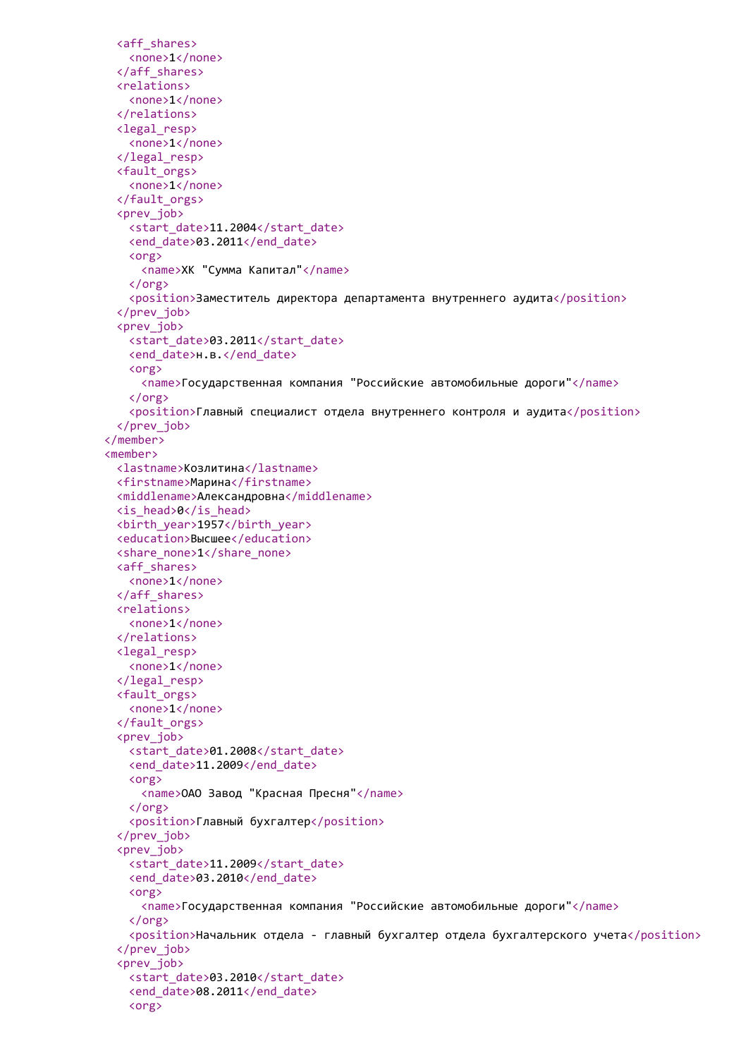```xml
        <aff_shares>
          <none>1</none>
        </aff_shares>
        <relations>
          <none>1</none>
        </relations>
        <legal_resp>
          <none>1</none>
        </legal_resp>
        <fault_orgs>
          <none>1</none>
        </fault_orgs>
        <prev_job>
          <start_date>11.2004</start_date>
          <end_date>03.2011</end_date>
          <org>
            <name>ХК "Сумма Капитал"</name>
          </org>
          <position>Заместитель директора департамента внутреннего аудита</position>
        </prev_job>
        <prev_job>
          <start_date>03.2011</start_date>
          <end_date>н.в.</end_date>
          <org>
            <name>Государственная компания "Российские автомобильные дороги"</name>
          </org>
          <position>Главный специалист отдела внутреннего контроля и аудита</position>
        </prev_job>
      </member>
      <member>
        <lastname>Козлитина</lastname>
        <firstname>Марина</firstname>
        <middlename>Александровна</middlename>
        <is_head>0</is_head>
        <birth_year>1957</birth_year>
        <education>Высшее</education>
        <share_none>1</share_none>
        <aff_shares>
          <none>1</none>
        </aff_shares>
        <relations>
          <none>1</none>
        </relations>
        <legal_resp>
          <none>1</none>
        </legal_resp>
        <fault_orgs>
          <none>1</none>
        </fault_orgs>
        <prev_job>
          <start_date>01.2008</start_date>
          <end_date>11.2009</end_date>
          <org>
            <name>ОАО Завод "Красная Пресня"</name>
          </org>
          <position>Главный бухгалтер</position>
        </prev_job>
        <prev_job>
          <start_date>11.2009</start_date>
          <end_date>03.2010</end_date>
          <org>
            <name>Государственная компания "Российские автомобильные дороги"</name>
          </org>
          <position>Начальник отдела - главный бухгалтер отдела бухгалтерского учета</position>
        </prev_job>
        <prev_job>
          <start_date>03.2010</start_date>
          <end_date>08.2011</end_date>
          <org>
```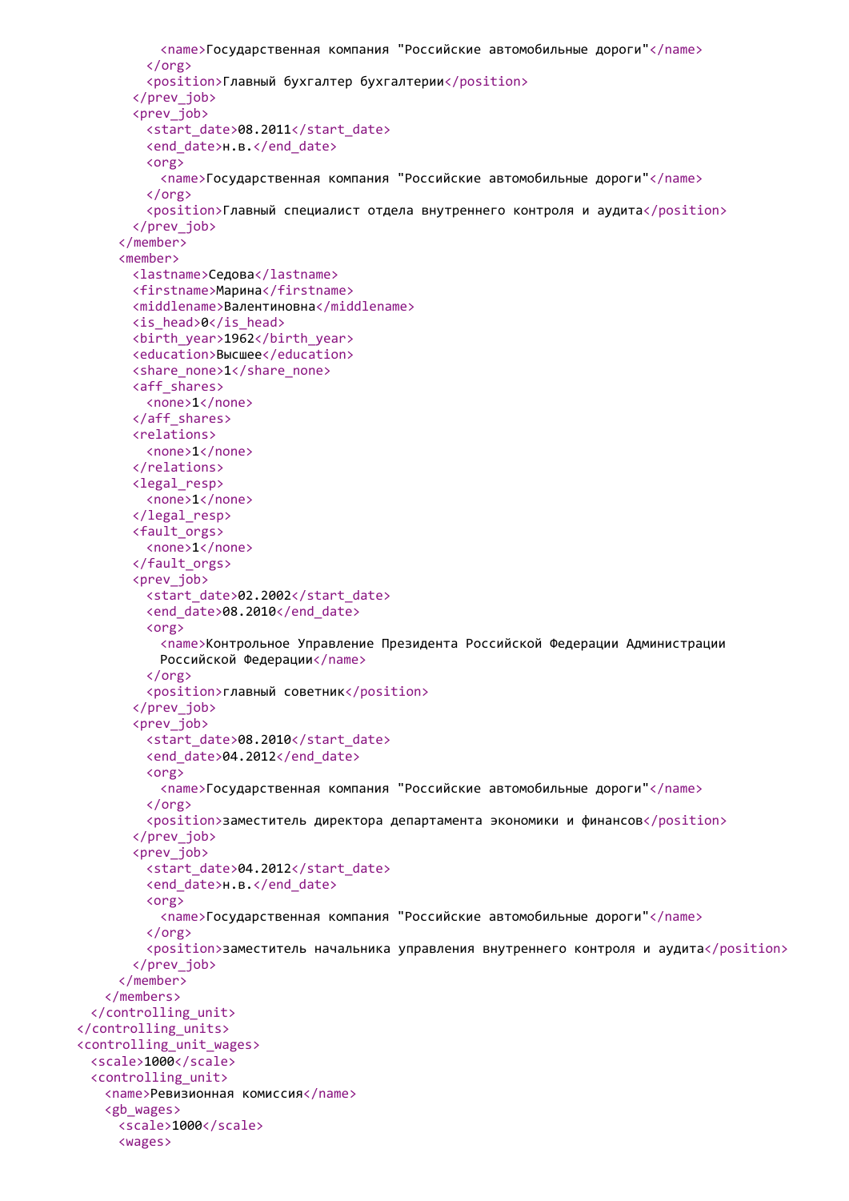```
            <name>Государственная компания "Российские автомобильные дороги"</name>
          </org>
          <position>Главный бухгалтер бухгалтерии</position>
        </prev_job>
        <prev_job>
          <start_date>08.2011</start_date>
          <end_date>н.в.</end_date>
          <org>
            <name>Государственная компания "Российские автомобильные дороги"</name>
          </org>
          <position>Главный специалист отдела внутреннего контроля и аудита</position>
        </prev_job>
      </member>
      <member>
        <lastname>Седова</lastname>
        <firstname>Марина</firstname>
        <middlename>Валентиновна</middlename>
        <is_head>0</is_head>
        <birth_year>1962</birth_year>
        <education>Высшее</education>
        <share_none>1</share_none>
        <aff_shares>
          <none>1</none>
        </aff_shares>
        <relations>
          <none>1</none>
        </relations>
        <legal_resp>
          <none>1</none>
        </legal_resp>
        <fault_orgs>
          <none>1</none>
        </fault_orgs>
        <prev_job>
          <start_date>02.2002</start_date>
          <end_date>08.2010</end_date>
          <org>
            <name>Контрольное Управление Президента Российской Федерации Администрации
            Российской Федерации</name>
          </org>
          <position>главный советник</position>
        </prev_job>
        <prev_job>
          <start_date>08.2010</start_date>
          <end_date>04.2012</end_date>
          <org>
            <name>Государственная компания "Российские автомобильные дороги"</name>
          </org>
          <position>заместитель директора департамента экономики и финансов</position>
        </prev_job>
        <prev_job>
          <start_date>04.2012</start_date>
          <end_date>н.в.</end_date>
          <org>
            <name>Государственная компания "Российские автомобильные дороги"</name>
          </org>
          <position>заместитель начальника управления внутреннего контроля и аудита</position>
        </prev_job>
      </member>
    </members>
  </controlling_unit>
</controlling_units>
<controlling_unit_wages>
  <scale>1000</scale>
  <controlling_unit>
    <name>Ревизионная комиссия</name>
    <gb_wages>
      <scale>1000</scale>
      <wages>
```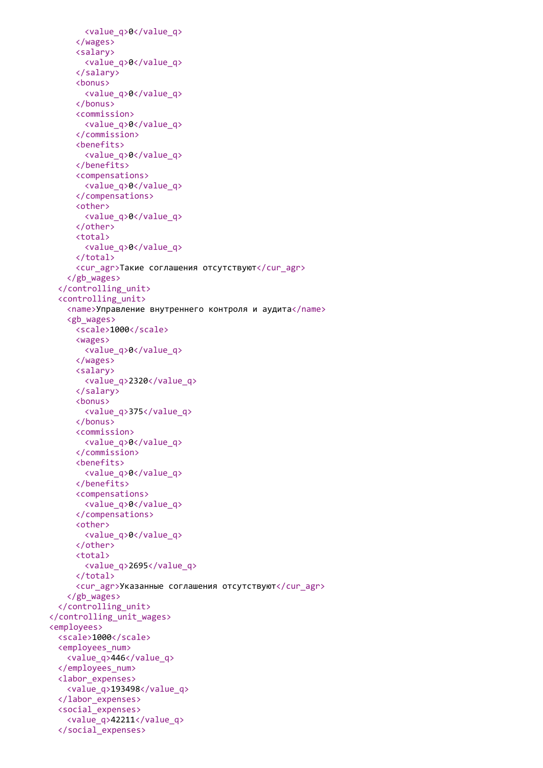```
        <value_q>0</value_q>
      </wages>
      <salary>
        <value_q>0</value_q>
      </salary>
      <bonus>
        <value_q>0</value_q>
      </bonus>
      <commission>
        <value_q>0</value_q>
      </commission>
      <benefits>
        <value_q>0</value_q>
      </benefits>
      <compensations>
        <value_q>0</value_q>
      </compensations>
      <other>
        <value_q>0</value_q>
      </other>
      <total>
        <value_q>0</value_q>
      </total>
      <cur_agr>Такие соглашения отсутствуют</cur_agr>
    </gb_wages>
  </controlling_unit>
  <controlling_unit>
    <name>Управление внутреннего контроля и аудита</name>
    <gb_wages>
      <scale>1000</scale>
      <wages>
        <value_q>0</value_q>
      </wages>
      <salary>
        <value_q>2320</value_q>
      </salary>
      <bonus>
        <value_q>375</value_q>
      </bonus>
      <commission>
        <value_q>0</value_q>
      </commission>
      <benefits>
        <value_q>0</value_q>
      </benefits>
      <compensations>
        <value_q>0</value_q>
      </compensations>
      <other>
        <value_q>0</value_q>
      </other>
      <total>
        <value_q>2695</value_q>
      </total>
      <cur_agr>Указанные соглашения отсутствуют</cur_agr>
    </gb_wages>
  </controlling_unit>
</controlling_unit_wages>
<employees>
  <scale>1000</scale>
  <employees_num>
    <value_q>446</value_q>
  </employees_num>
  <labor_expenses>
    <value_q>193498</value_q>
  </labor_expenses>
  <social_expenses>
    <value_q>42211</value_q>
  </social_expenses>
```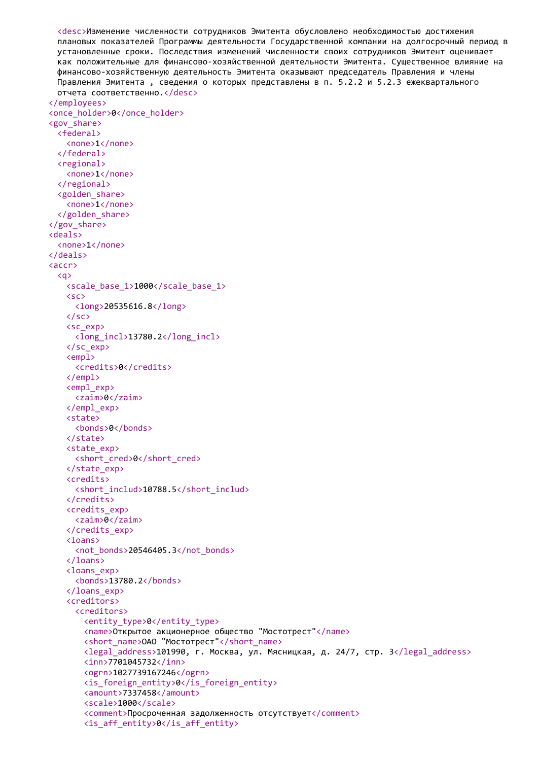```xml
      <desc>Изменение численности сотрудников Эмитента обусловлено необходимостью достижения плановых показателей Программы деятельности Государственной компании на долгосрочный период в установленные сроки. Последствия изменений численности своих сотрудников Эмитент оценивает как положительные для финансово-хозяйственной деятельности Эмитента. Существенное влияние на финансово-хозяйственную деятельность Эмитента оказывают председатель Правления и члены Правления Эмитента , сведения о которых представлены в п. 5.2.2 и 5.2.3 ежеквартального отчета соответственно.</desc>
    </employees>
    <once_holder>0</once_holder>
    <gov_share>
      <federal>
        <none>1</none>
      </federal>
      <regional>
        <none>1</none>
      </regional>
      <golden_share>
        <none>1</none>
      </golden_share>
    </gov_share>
    <deals>
      <none>1</none>
    </deals>
    <accr>
      <q>
        <scale_base_1>1000</scale_base_1>
        <sc>
          <long>20535616.8</long>
        </sc>
        <sc_exp>
          <long_incl>13780.2</long_incl>
        </sc_exp>
        <empl>
          <credits>0</credits>
        </empl>
        <empl_exp>
          <zaim>0</zaim>
        </empl_exp>
        <state>
          <bonds>0</bonds>
        </state>
        <state_exp>
          <short_cred>0</short_cred>
        </state_exp>
        <credits>
          <short_includ>10788.5</short_includ>
        </credits>
        <credits_exp>
          <zaim>0</zaim>
        </credits_exp>
        <loans>
          <not_bonds>20546405.3</not_bonds>
        </loans>
        <loans_exp>
          <bonds>13780.2</bonds>
        </loans_exp>
        <creditors>
          <creditors>
            <entity_type>0</entity_type>
            <name>Открытое акционерное общество "Мостотрест"</name>
            <short_name>ОАО "Мостотрест"</short_name>
            <legal_address>101990, г. Москва, ул. Мясницкая, д. 24/7, стр. 3</legal_address>
            <inn>7701045732</inn>
            <ogrn>1027739167246</ogrn>
            <is_foreign_entity>0</is_foreign_entity>
            <amount>7337458</amount>
            <scale>1000</scale>
            <comment>Просроченная задолженность отсутствует</comment>
            <is_aff_entity>0</is_aff_entity>
```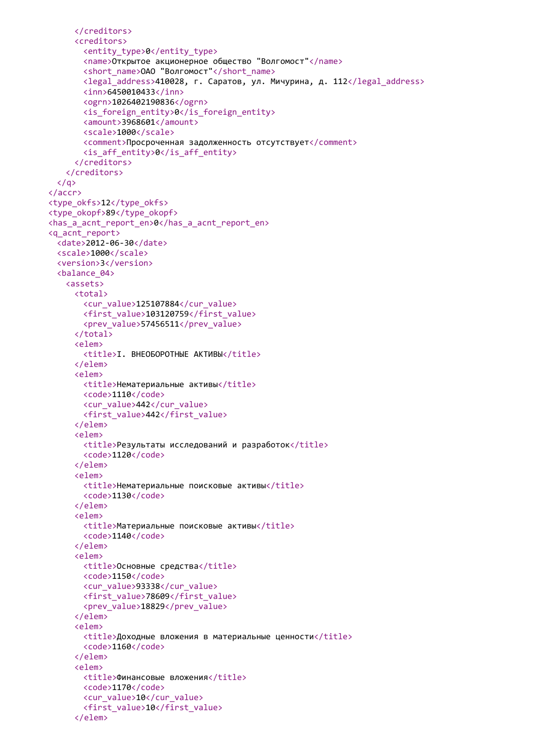```xml
      </creditors>
      <creditors>
        <entity_type>0</entity_type>
        <name>Открытое акционерное общество "Волгомост"</name>
        <short_name>ОАО "Волгомост"</short_name>
        <legal_address>410028, г. Саратов, ул. Мичурина, д. 112</legal_address>
        <inn>6450010433</inn>
        <ogrn>1026402190836</ogrn>
        <is_foreign_entity>0</is_foreign_entity>
        <amount>3968601</amount>
        <scale>1000</scale>
        <comment>Просроченная задолженность отсутствует</comment>
        <is_aff_entity>0</is_aff_entity>
      </creditors>
    </creditors>
  </q>
</accr>
<type_okfs>12</type_okfs>
<type_okopf>89</type_okopf>
<has_a_acnt_report_en>0</has_a_acnt_report_en>
<q_acnt_report>
  <date>2012-06-30</date>
  <scale>1000</scale>
  <version>3</version>
  <balance_04>
    <assets>
      <total>
        <cur_value>125107884</cur_value>
        <first_value>103120759</first_value>
        <prev_value>57456511</prev_value>
      </total>
      <elem>
        <title>I. ВНЕОБОРОТНЫЕ АКТИВЫ</title>
      </elem>
      <elem>
        <title>Нематериальные активы</title>
        <code>1110</code>
        <cur_value>442</cur_value>
        <first_value>442</first_value>
      </elem>
      <elem>
        <title>Результаты исследований и разработок</title>
        <code>1120</code>
      </elem>
      <elem>
        <title>Нематериальные поисковые активы</title>
        <code>1130</code>
      </elem>
      <elem>
        <title>Материальные поисковые активы</title>
        <code>1140</code>
      </elem>
      <elem>
        <title>Основные средства</title>
        <code>1150</code>
        <cur_value>93338</cur_value>
        <first_value>78609</first_value>
        <prev_value>18829</prev_value>
      </elem>
      <elem>
        <title>Доходные вложения в материальные ценности</title>
        <code>1160</code>
      </elem>
      <elem>
        <title>Финансовые вложения</title>
        <code>1170</code>
        <cur_value>10</cur_value>
        <first_value>10</first_value>
      </elem>
```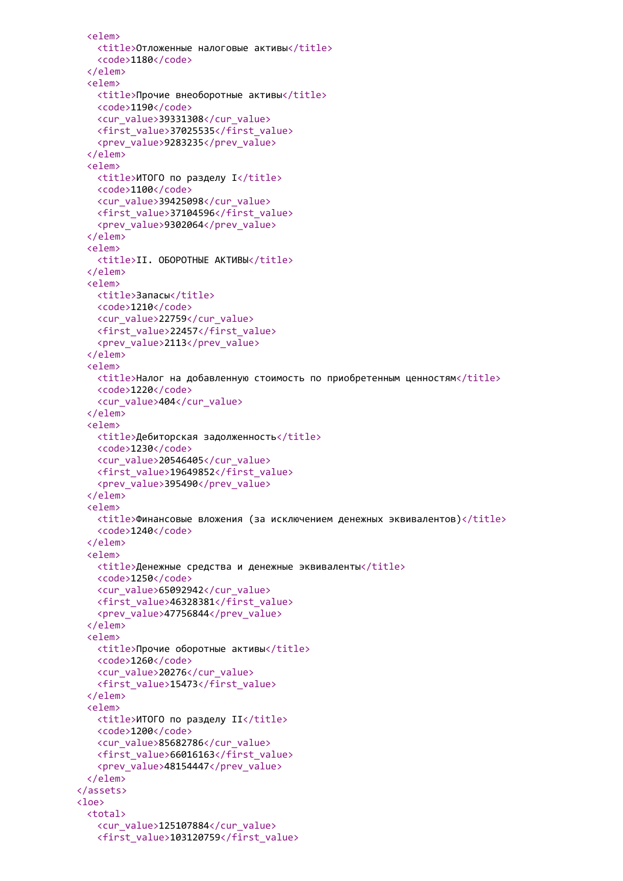```xml
  <elem>
    <title>Отложенные налоговые активы</title>
    <code>1180</code>
  </elem>
  <elem>
    <title>Прочие внеоборотные активы</title>
    <code>1190</code>
    <cur_value>39331308</cur_value>
    <first_value>37025535</first_value>
    <prev_value>9283235</prev_value>
  </elem>
  <elem>
    <title>ИТОГО по разделу I</title>
    <code>1100</code>
    <cur_value>39425098</cur_value>
    <first_value>37104596</first_value>
    <prev_value>9302064</prev_value>
  </elem>
  <elem>
    <title>II. ОБОРОТНЫЕ АКТИВЫ</title>
  </elem>
  <elem>
    <title>Запасы</title>
    <code>1210</code>
    <cur_value>22759</cur_value>
    <first_value>22457</first_value>
    <prev_value>2113</prev_value>
  </elem>
  <elem>
    <title>Налог на добавленную стоимость по приобретенным ценностям</title>
    <code>1220</code>
    <cur_value>404</cur_value>
  </elem>
  <elem>
    <title>Дебиторская задолженность</title>
    <code>1230</code>
    <cur_value>20546405</cur_value>
    <first_value>19649852</first_value>
    <prev_value>395490</prev_value>
  </elem>
  <elem>
    <title>Финансовые вложения (за исключением денежных эквивалентов)</title>
    <code>1240</code>
  </elem>
  <elem>
    <title>Денежные средства и денежные эквиваленты</title>
    <code>1250</code>
    <cur_value>65092942</cur_value>
    <first_value>46328381</first_value>
    <prev_value>47756844</prev_value>
  </elem>
  <elem>
    <title>Прочие оборотные активы</title>
    <code>1260</code>
    <cur_value>20276</cur_value>
    <first_value>15473</first_value>
  </elem>
  <elem>
    <title>ИТОГО по разделу II</title>
    <code>1200</code>
    <cur_value>85682786</cur_value>
    <first_value>66016163</first_value>
    <prev_value>48154447</prev_value>
  </elem>
</assets>
<loe>
  <total>
    <cur_value>125107884</cur_value>
    <first_value>103120759</first_value>
```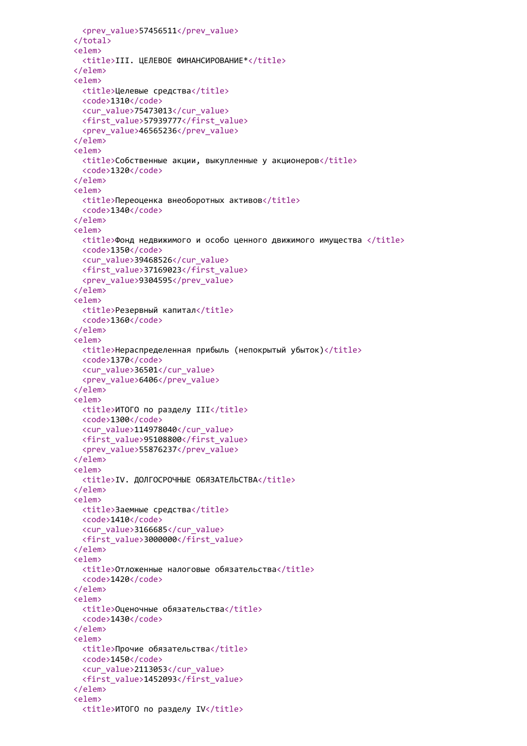```
      <prev_value>57456511</prev_value>
    </total>
    <elem>
      <title>III. ЦЕЛЕВОЕ ФИНАНСИРОВАНИЕ*</title>
    </elem>
    <elem>
      <title>Целевые средства</title>
      <code>1310</code>
      <cur_value>75473013</cur_value>
      <first_value>57939777</first_value>
      <prev_value>46565236</prev_value>
    </elem>
    <elem>
      <title>Собственные акции, выкупленные у акционеров</title>
      <code>1320</code>
    </elem>
    <elem>
      <title>Переоценка внеоборотных активов</title>
      <code>1340</code>
    </elem>
    <elem>
      <title>Фонд недвижимого и особо ценного движимого имущества </title>
      <code>1350</code>
      <cur_value>39468526</cur_value>
      <first_value>37169023</first_value>
      <prev_value>9304595</prev_value>
    </elem>
    <elem>
      <title>Резервный капитал</title>
      <code>1360</code>
    </elem>
    <elem>
      <title>Нераспределенная прибыль (непокрытый убыток)</title>
      <code>1370</code>
      <cur_value>36501</cur_value>
      <prev_value>6406</prev_value>
    </elem>
    <elem>
      <title>ИТОГО по разделу III</title>
      <code>1300</code>
      <cur_value>114978040</cur_value>
      <first_value>95108800</first_value>
      <prev_value>55876237</prev_value>
    </elem>
    <elem>
      <title>IV. ДОЛГОСРОЧНЫЕ ОБЯЗАТЕЛЬСТВА</title>
    </elem>
    <elem>
      <title>Заемные средства</title>
      <code>1410</code>
      <cur_value>3166685</cur_value>
      <first_value>3000000</first_value>
    </elem>
    <elem>
      <title>Отложенные налоговые обязательства</title>
      <code>1420</code>
    </elem>
    <elem>
      <title>Оценочные обязательства</title>
      <code>1430</code>
    </elem>
    <elem>
      <title>Прочие обязательства</title>
      <code>1450</code>
      <cur_value>2113053</cur_value>
      <first_value>1452093</first_value>
    </elem>
    <elem>
      <title>ИТОГО по разделу IV</title>
```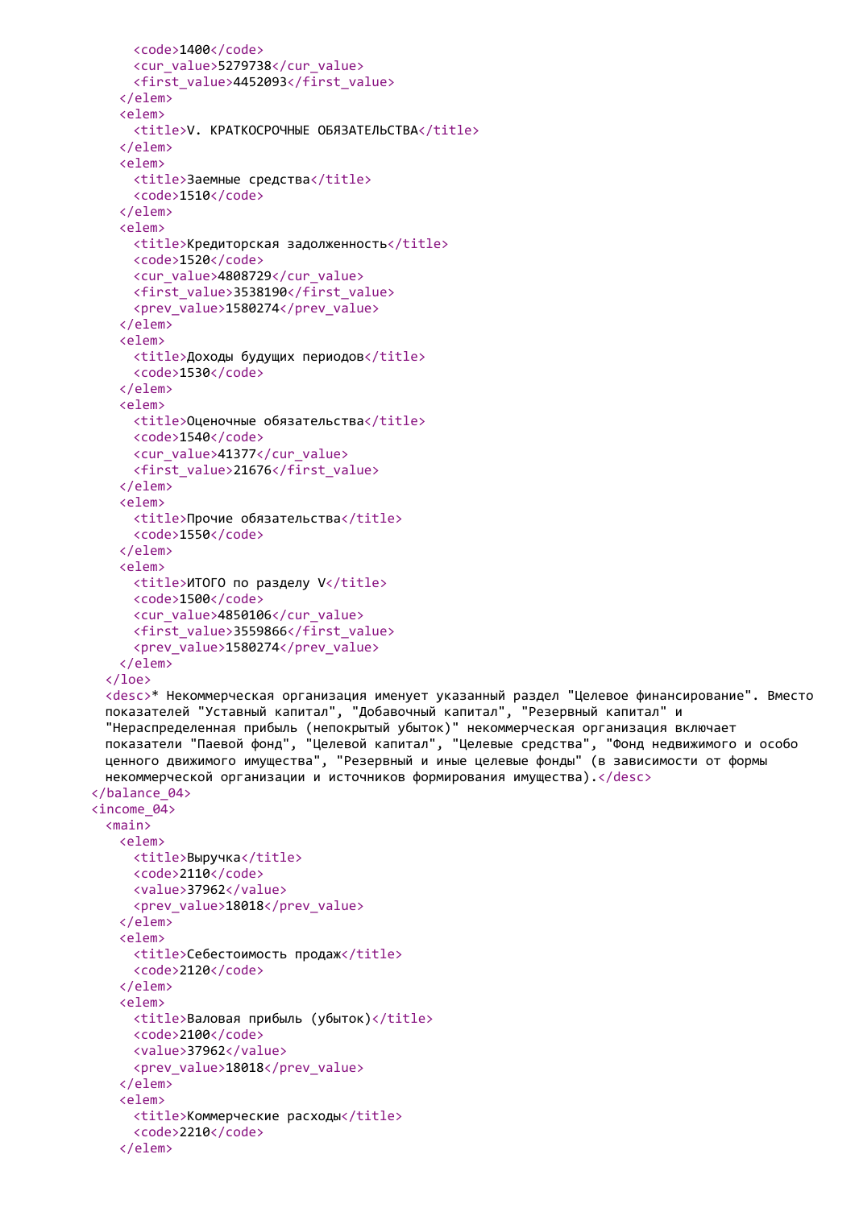```xml
        <code>1400</code>
        <cur_value>5279738</cur_value>
        <first_value>4452093</first_value>
      </elem>
      <elem>
        <title>V. КРАТКОСРОЧНЫЕ ОБЯЗАТЕЛЬСТВА</title>
      </elem>
      <elem>
        <title>Заемные средства</title>
        <code>1510</code>
      </elem>
      <elem>
        <title>Кредиторская задолженность</title>
        <code>1520</code>
        <cur_value>4808729</cur_value>
        <first_value>3538190</first_value>
        <prev_value>1580274</prev_value>
      </elem>
      <elem>
        <title>Доходы будущих периодов</title>
        <code>1530</code>
      </elem>
      <elem>
        <title>Оценочные обязательства</title>
        <code>1540</code>
        <cur_value>41377</cur_value>
        <first_value>21676</first_value>
      </elem>
      <elem>
        <title>Прочие обязательства</title>
        <code>1550</code>
      </elem>
      <elem>
        <title>ИТОГО по разделу V</title>
        <code>1500</code>
        <cur_value>4850106</cur_value>
        <first_value>3559866</first_value>
        <prev_value>1580274</prev_value>
      </elem>
    </loe>
    <desc>* Некоммерческая организация именует указанный раздел "Целевое финансирование". Вместо
    показателей "Уставный капитал", "Добавочный капитал", "Резервный капитал" и
    "Нераспределенная прибыль (непокрытый убыток)" некоммерческая организация включает
    показатели "Паевой фонд", "Целевой капитал", "Целевые средства", "Фонд недвижимого и особо
    ценного движимого имущества", "Резервный и иные целевые фонды" (в зависимости от формы
    некоммерческой организации и источников формирования имущества).</desc>
  </balance_04>
  <income_04>
    <main>
      <elem>
        <title>Выручка</title>
        <code>2110</code>
        <value>37962</value>
        <prev_value>18018</prev_value>
      </elem>
      <elem>
        <title>Себестоимость продаж</title>
        <code>2120</code>
      </elem>
      <elem>
        <title>Валовая прибыль (убыток)</title>
        <code>2100</code>
        <value>37962</value>
        <prev_value>18018</prev_value>
      </elem>
      <elem>
        <title>Коммерческие расходы</title>
        <code>2210</code>
      </elem>
```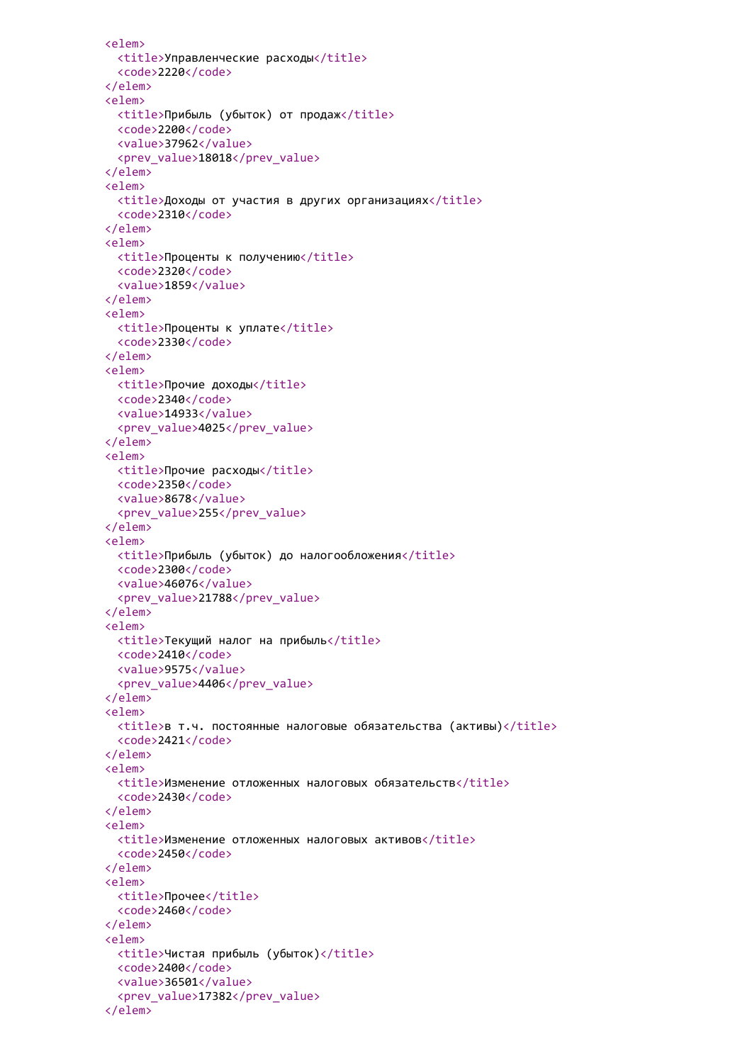```xml
<elem>
  <title>Управленческие расходы</title>
  <code>2220</code>
</elem>
<elem>
  <title>Прибыль (убыток) от продаж</title>
  <code>2200</code>
  <value>37962</value>
  <prev_value>18018</prev_value>
</elem>
<elem>
  <title>Доходы от участия в других организациях</title>
  <code>2310</code>
</elem>
<elem>
  <title>Проценты к получению</title>
  <code>2320</code>
  <value>1859</value>
</elem>
<elem>
  <title>Проценты к уплате</title>
  <code>2330</code>
</elem>
<elem>
  <title>Прочие доходы</title>
  <code>2340</code>
  <value>14933</value>
  <prev_value>4025</prev_value>
</elem>
<elem>
  <title>Прочие расходы</title>
  <code>2350</code>
  <value>8678</value>
  <prev_value>255</prev_value>
</elem>
<elem>
  <title>Прибыль (убыток) до налогообложения</title>
  <code>2300</code>
  <value>46076</value>
  <prev_value>21788</prev_value>
</elem>
<elem>
  <title>Текущий налог на прибыль</title>
  <code>2410</code>
  <value>9575</value>
  <prev_value>4406</prev_value>
</elem>
<elem>
  <title>в т.ч. постоянные налоговые обязательства (активы)</title>
  <code>2421</code>
</elem>
<elem>
  <title>Изменение отложенных налоговых обязательств</title>
  <code>2430</code>
</elem>
<elem>
  <title>Изменение отложенных налоговых активов</title>
  <code>2450</code>
</elem>
<elem>
  <title>Прочее</title>
  <code>2460</code>
</elem>
<elem>
  <title>Чистая прибыль (убыток)</title>
  <code>2400</code>
  <value>36501</value>
  <prev_value>17382</prev_value>
</elem>
```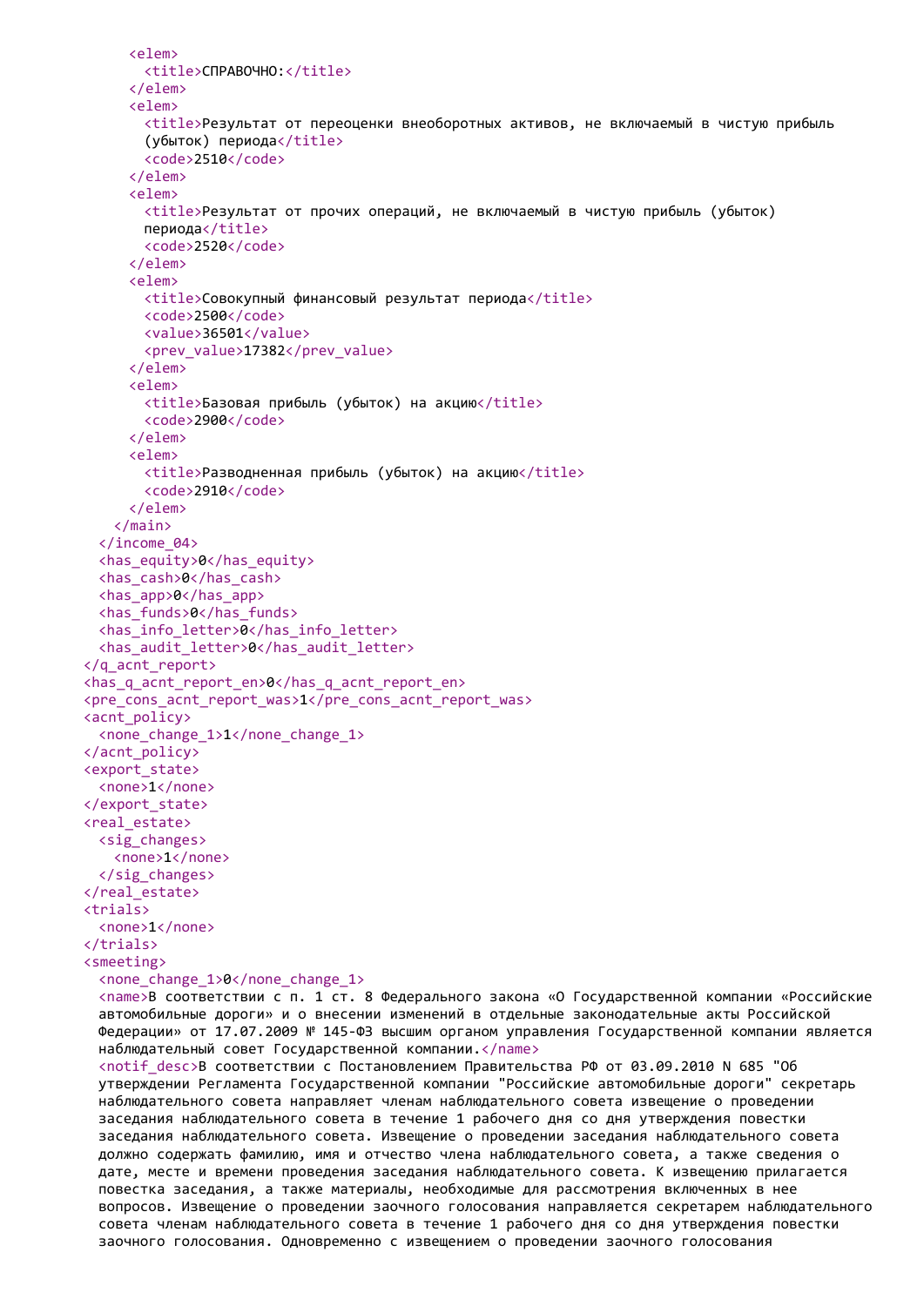```xml
      <elem>
        <title>СПРАВОЧНО:</title>
      </elem>
      <elem>
        <title>Результат от переоценки внеоборотных активов, не включаемый в чистую прибыль
        (убыток) периода</title>
        <code>2510</code>
      </elem>
      <elem>
        <title>Результат от прочих операций, не включаемый в чистую прибыль (убыток)
        периода</title>
        <code>2520</code>
      </elem>
      <elem>
        <title>Совокупный финансовый результат периода</title>
        <code>2500</code>
        <value>36501</value>
        <prev_value>17382</prev_value>
      </elem>
      <elem>
        <title>Базовая прибыль (убыток) на акцию</title>
        <code>2900</code>
      </elem>
      <elem>
        <title>Разводненная прибыль (убыток) на акцию</title>
        <code>2910</code>
      </elem>
    </main>
  </income_04>
  <has_equity>0</has_equity>
  <has_cash>0</has_cash>
  <has_app>0</has_app>
  <has_funds>0</has_funds>
  <has_info_letter>0</has_info_letter>
  <has_audit_letter>0</has_audit_letter>
</q_acnt_report>
<has_q_acnt_report_en>0</has_q_acnt_report_en>
<pre_cons_acnt_report_was>1</pre_cons_acnt_report_was>
<acnt_policy>
  <none_change_1>1</none_change_1>
</acnt_policy>
<export_state>
  <none>1</none>
</export_state>
<real_estate>
  <sig_changes>
    <none>1</none>
  </sig_changes>
</real_estate>
<trials>
  <none>1</none>
</trials>
<smeeting>
  <none_change_1>0</none_change_1>
  <name>В соответствии с п. 1 ст. 8 Федерального закона «О Государственной компании «Российские
  автомобильные дороги» и о внесении изменений в отдельные законодательные акты Российской
  Федерации» от 17.07.2009 № 145-ФЗ высшим органом управления Государственной компании является
  наблюдательный совет Государственной компании.</name>
  <notif_desc>В соответствии с Постановлением Правительства РФ от 03.09.2010 N 685 "Об
  утверждении Регламента Государственной компании "Российские автомобильные дороги" секретарь
  наблюдательного совета направляет членам наблюдательного совета извещение о проведении
  заседания наблюдательного совета в течение 1 рабочего дня со дня утверждения повестки
  заседания наблюдательного совета. Извещение о проведении заседания наблюдательного совета
  должно содержать фамилию, имя и отчество члена наблюдательного совета, а также сведения о
  дате, месте и времени проведения заседания наблюдательного совета. К извещению прилагается
  повестка заседания, а также материалы, необходимые для рассмотрения включенных в нее
  вопросов. Извещение о проведении заочного голосования направляется секретарем наблюдательного
  совета членам наблюдательного совета в течение 1 рабочего дня со дня утверждения повестки
  заочного голосования. Одновременно с извещением о проведении заочного голосования
```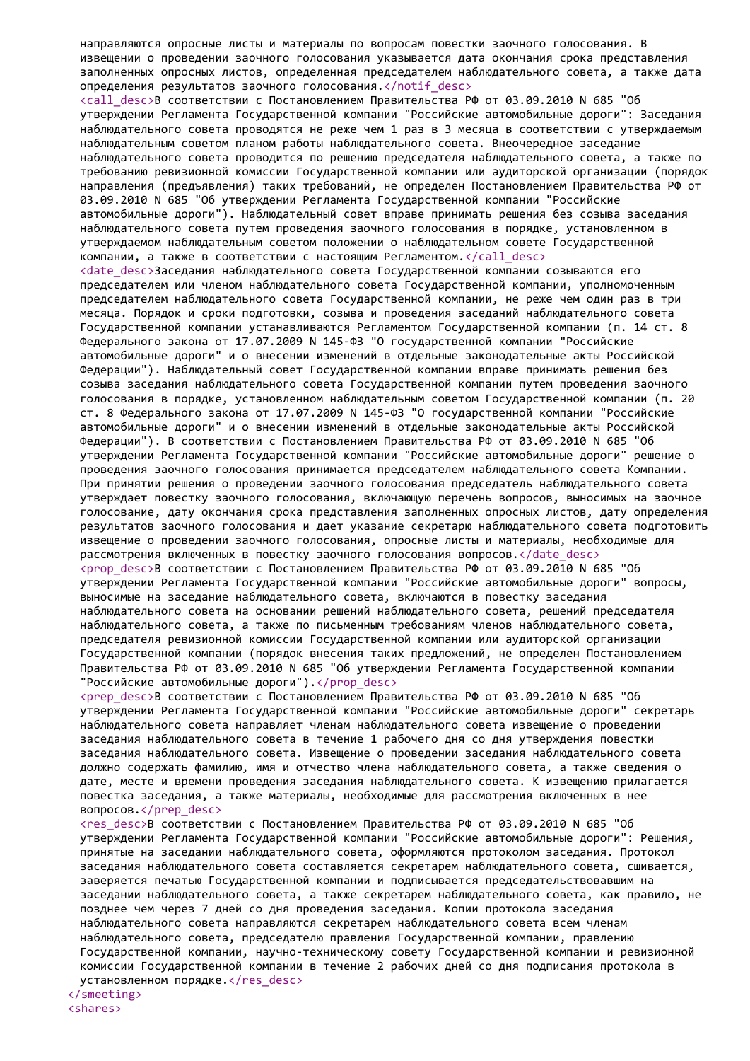направляются опросные листы и материалы по вопросам повестки заочного голосования. В извещении о проведении заочного голосования указывается дата окончания срока представления заполненных опросных листов, определенная председателем наблюдательного совета, а также дата определения результатов заочного голосования.</notif_desc>
<call_desc>В соответствии с Постановлением Правительства РФ от 03.09.2010 N 685 "Об утверждении Регламента Государственной компании "Российские автомобильные дороги": Заседания наблюдательного совета проводятся не реже чем 1 раз в 3 месяца в соответствии с утверждаемым наблюдательным советом планом работы наблюдательного совета. Внеочередное заседание наблюдательного совета проводится по решению председателя наблюдательного совета, а также по требованию ревизионной комиссии Государственной компании или аудиторской организации (порядок направления (предъявления) таких требований, не определен Постановлением Правительства РФ от 03.09.2010 N 685 "Об утверждении Регламента Государственной компании "Российские автомобильные дороги"). Наблюдательный совет вправе принимать решения без созыва заседания наблюдательного совета путем проведения заочного голосования в порядке, установленном в утверждаемом наблюдательным советом положении о наблюдательном совете Государственной компании, а также в соответствии с настоящим Регламентом.</call_desc>
<date_desc>Заседания наблюдательного совета Государственной компании созываются его председателем или членом наблюдательного совета Государственной компании, уполномоченным председателем наблюдательного совета Государственной компании, не реже чем один раз в три месяца. Порядок и сроки подготовки, созыва и проведения заседаний наблюдательного совета Государственной компании устанавливаются Регламентом Государственной компании (п. 14 ст. 8 Федерального закона от 17.07.2009 N 145-ФЗ "О государственной компании "Российские автомобильные дороги" и о внесении изменений в отдельные законодательные акты Российской Федерации"). Наблюдательный совет Государственной компании вправе принимать решения без созыва заседания наблюдательного совета Государственной компании путем проведения заочного голосования в порядке, установленном наблюдательным советом Государственной компании (п. 20 ст. 8 Федерального закона от 17.07.2009 N 145-ФЗ "О государственной компании "Российские автомобильные дороги" и о внесении изменений в отдельные законодательные акты Российской Федерации"). В соответствии с Постановлением Правительства РФ от 03.09.2010 N 685 "Об утверждении Регламента Государственной компании "Российские автомобильные дороги" решение о проведения заочного голосования принимается председателем наблюдательного совета Компании. При принятии решения о проведении заочного голосования председатель наблюдательного совета утверждает повестку заочного голосования, включающую перечень вопросов, выносимых на заочное голосование, дату окончания срока представления заполненных опросных листов, дату определения результатов заочного голосования и дает указание секретарю наблюдательного совета подготовить извещение о проведении заочного голосования, опросные листы и материалы, необходимые для рассмотрения включенных в повестку заочного голосования вопросов.</date_desc>
<prop_desc>В соответствии с Постановлением Правительства РФ от 03.09.2010 N 685 "Об утверждении Регламента Государственной компании "Российские автомобильные дороги" вопросы, выносимые на заседание наблюдательного совета, включаются в повестку заседания наблюдательного совета на основании решений наблюдательного совета, решений председателя наблюдательного совета, а также по письменным требованиям членов наблюдательного совета, председателя ревизионной комиссии Государственной компании или аудиторской организации Государственной компании (порядок внесения таких предложений, не определен Постановлением Правительства РФ от 03.09.2010 N 685 "Об утверждении Регламента Государственной компании "Российские автомобильные дороги").</prop_desc>
<prep_desc>В соответствии с Постановлением Правительства РФ от 03.09.2010 N 685 "Об утверждении Регламента Государственной компании "Российские автомобильные дороги" секретарь наблюдательного совета направляет членам наблюдательного совета извещение о проведении заседания наблюдательного совета в течение 1 рабочего дня со дня утверждения повестки заседания наблюдательного совета. Извещение о проведении заседания наблюдательного совета должно содержать фамилию, имя и отчество члена наблюдательного совета, а также сведения о дате, месте и времени проведения заседания наблюдательного совета. К извещению прилагается повестка заседания, а также материалы, необходимые для рассмотрения включенных в нее вопросов.</prep_desc>
<res_desc>В соответствии с Постановлением Правительства РФ от 03.09.2010 N 685 "Об утверждении Регламента Государственной компании "Российские автомобильные дороги": Решения, принятые на заседании наблюдательного совета, оформляются протоколом заседания. Протокол заседания наблюдательного совета составляется секретарем наблюдательного совета, сшивается, заверяется печатью Государственной компании и подписывается председательствовавшим на заседании наблюдательного совета, а также секретарем наблюдательного совета, как правило, не позднее чем через 7 дней со дня проведения заседания. Копии протокола заседания наблюдательного совета направляются секретарем наблюдательного совета всем членам наблюдательного совета, председателю правления Государственной компании, правлению Государственной компании, научно-техническому совету Государственной компании и ревизионной комиссии Государственной компании в течение 2 рабочих дней со дня подписания протокола в установленном порядке.</res_desc>
</smeeting>
<shares>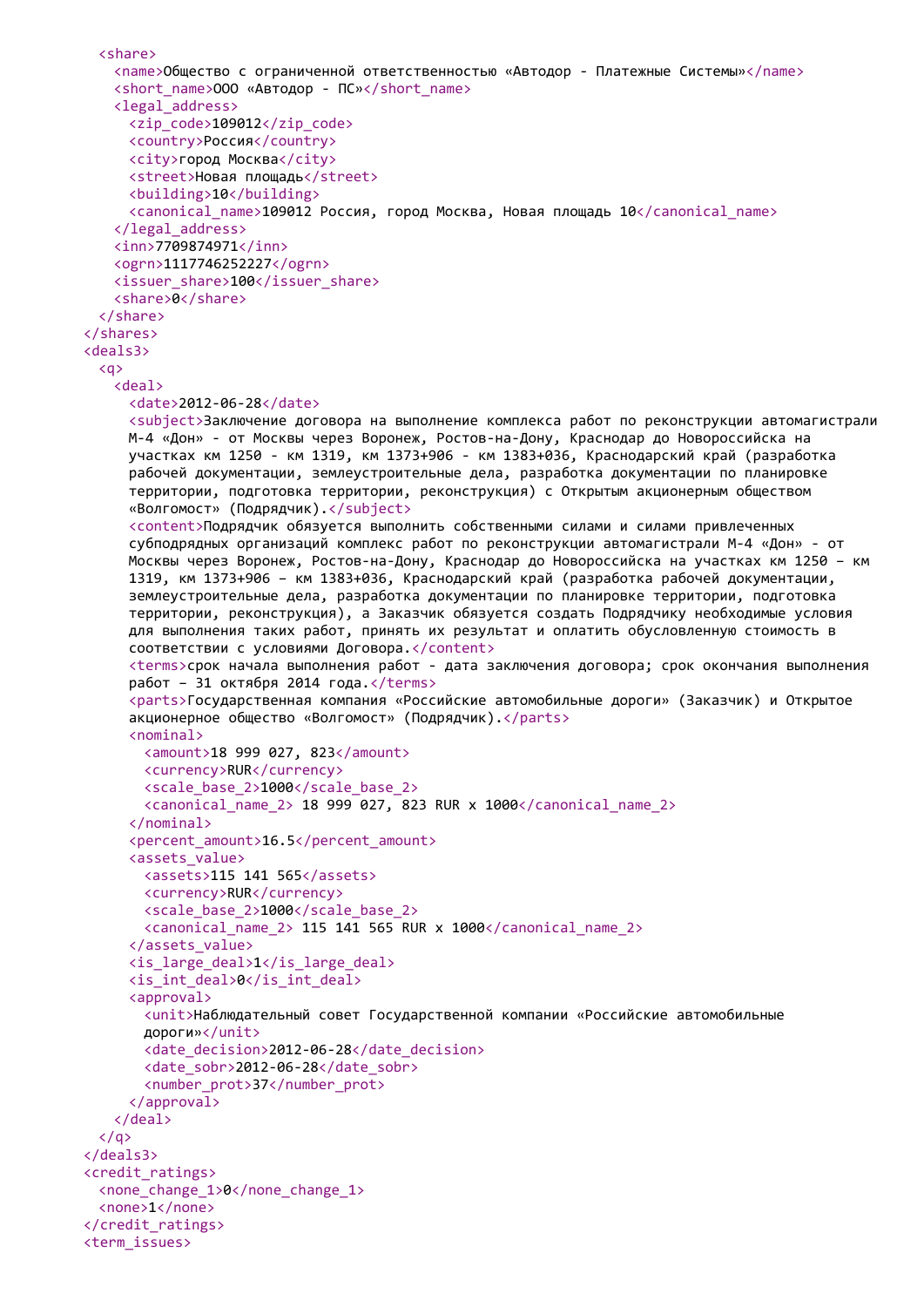```xml
    <share>
      <name>Общество с ограниченной ответственностью «Автодор - Платежные Системы»</name>
      <short_name>ООО «Автодор - ПС»</short_name>
      <legal_address>
        <zip_code>109012</zip_code>
        <country>Россия</country>
        <city>город Москва</city>
        <street>Новая площадь</street>
        <building>10</building>
        <canonical_name>109012 Россия, город Москва, Новая площадь 10</canonical_name>
      </legal_address>
      <inn>7709874971</inn>
      <ogrn>1117746252227</ogrn>
      <issuer_share>100</issuer_share>
      <share>0</share>
    </share>
  </shares>
  <deals3>
    <q>
      <deal>
        <date>2012-06-28</date>
        <subject>Заключение договора на выполнение комплекса работ по реконструкции автомагистрали
        М-4 «Дон» - от Москвы через Воронеж, Ростов-на-Дону, Краснодар до Новороссийска на
        участках км 1250 - км 1319, км 1373+906 - км 1383+036, Краснодарский край (разработка
        рабочей документации, землеустроительные дела, разработка документации по планировке
        территории, подготовка территории, реконструкция) с Открытым акционерным обществом
        «Волгомост» (Подрядчик).</subject>
        <content>Подрядчик обязуется выполнить собственными силами и силами привлеченных
        субподрядных организаций комплекс работ по реконструкции автомагистрали М-4 «Дон» - от
        Москвы через Воронеж, Ростов-на-Дону, Краснодар до Новороссийска на участках км 1250 – км
        1319, км 1373+906 – км 1383+036, Краснодарский край (разработка рабочей документации,
        землеустроительные дела, разработка документации по планировке территории, подготовка
        территории, реконструкция), а Заказчик обязуется создать Подрядчику необходимые условия
        для выполнения таких работ, принять их результат и оплатить обусловленную стоимость в
        соответствии с условиями Договора.</content>
        <terms>срок начала выполнения работ - дата заключения договора; срок окончания выполнения
        работ – 31 октября 2014 года.</terms>
        <parts>Государственная компания «Российские автомобильные дороги» (Заказчик) и Открытое
        акционерное общество «Волгомост» (Подрядчик).</parts>
        <nominal>
          <amount>18 999 027, 823</amount>
          <currency>RUR</currency>
          <scale_base_2>1000</scale_base_2>
          <canonical_name_2> 18 999 027, 823 RUR x 1000</canonical_name_2>
        </nominal>
        <percent_amount>16.5</percent_amount>
        <assets_value>
          <assets>115 141 565</assets>
          <currency>RUR</currency>
          <scale_base_2>1000</scale_base_2>
          <canonical_name_2> 115 141 565 RUR x 1000</canonical_name_2>
        </assets_value>
        <is_large_deal>1</is_large_deal>
        <is_int_deal>0</is_int_deal>
        <approval>
          <unit>Наблюдательный совет Государственной компании «Российские автомобильные
          дороги»</unit>
          <date_decision>2012-06-28</date_decision>
          <date_sobr>2012-06-28</date_sobr>
          <number_prot>37</number_prot>
        </approval>
      </deal>
    </q>
  </deals3>
  <credit_ratings>
    <none_change_1>0</none_change_1>
    <none>1</none>
  </credit_ratings>
  <term_issues>
```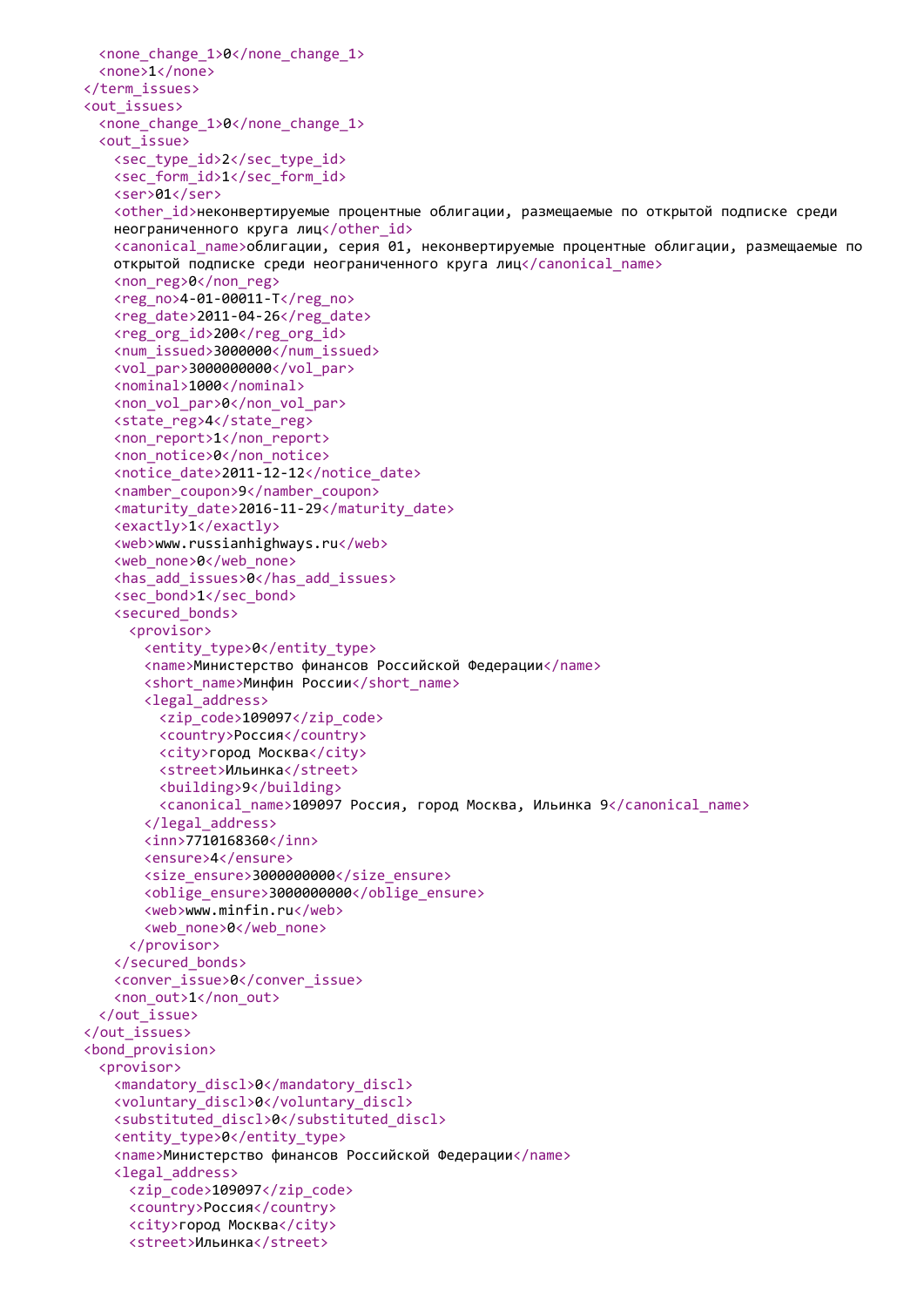```xml
      <none_change_1>0</none_change_1>
      <none>1</none>
    </term_issues>
    <out_issues>
      <none_change_1>0</none_change_1>
      <out_issue>
        <sec_type_id>2</sec_type_id>
        <sec_form_id>1</sec_form_id>
        <ser>01</ser>
        <other_id>неконвертируемые процентные облигации, размещаемые по открытой подписке среди
        неограниченного круга лиц</other_id>
        <canonical_name>облигации, серия 01, неконвертируемые процентные облигации, размещаемые по
        открытой подписке среди неограниченного круга лиц</canonical_name>
        <non_reg>0</non_reg>
        <reg_no>4-01-00011-T</reg_no>
        <reg_date>2011-04-26</reg_date>
        <reg_org_id>200</reg_org_id>
        <num_issued>3000000</num_issued>
        <vol_par>3000000000</vol_par>
        <nominal>1000</nominal>
        <non_vol_par>0</non_vol_par>
        <state_reg>4</state_reg>
        <non_report>1</non_report>
        <non_notice>0</non_notice>
        <notice_date>2011-12-12</notice_date>
        <namber_coupon>9</namber_coupon>
        <maturity_date>2016-11-29</maturity_date>
        <exactly>1</exactly>
        <web>www.russianhighways.ru</web>
        <web_none>0</web_none>
        <has_add_issues>0</has_add_issues>
        <sec_bond>1</sec_bond>
        <secured_bonds>
          <provisor>
            <entity_type>0</entity_type>
            <name>Министерство финансов Российской Федерации</name>
            <short_name>Минфин России</short_name>
            <legal_address>
              <zip_code>109097</zip_code>
              <country>Россия</country>
              <city>город Москва</city>
              <street>Ильинка</street>
              <building>9</building>
              <canonical_name>109097 Россия, город Москва, Ильинка 9</canonical_name>
            </legal_address>
            <inn>7710168360</inn>
            <ensure>4</ensure>
            <size_ensure>3000000000</size_ensure>
            <oblige_ensure>3000000000</oblige_ensure>
            <web>www.minfin.ru</web>
            <web_none>0</web_none>
          </provisor>
        </secured_bonds>
        <conver_issue>0</conver_issue>
        <non_out>1</non_out>
      </out_issue>
    </out_issues>
    <bond_provision>
      <provisor>
        <mandatory_discl>0</mandatory_discl>
        <voluntary_discl>0</voluntary_discl>
        <substituted_discl>0</substituted_discl>
        <entity_type>0</entity_type>
        <name>Министерство финансов Российской Федерации</name>
        <legal_address>
          <zip_code>109097</zip_code>
          <country>Россия</country>
          <city>город Москва</city>
          <street>Ильинка</street>
```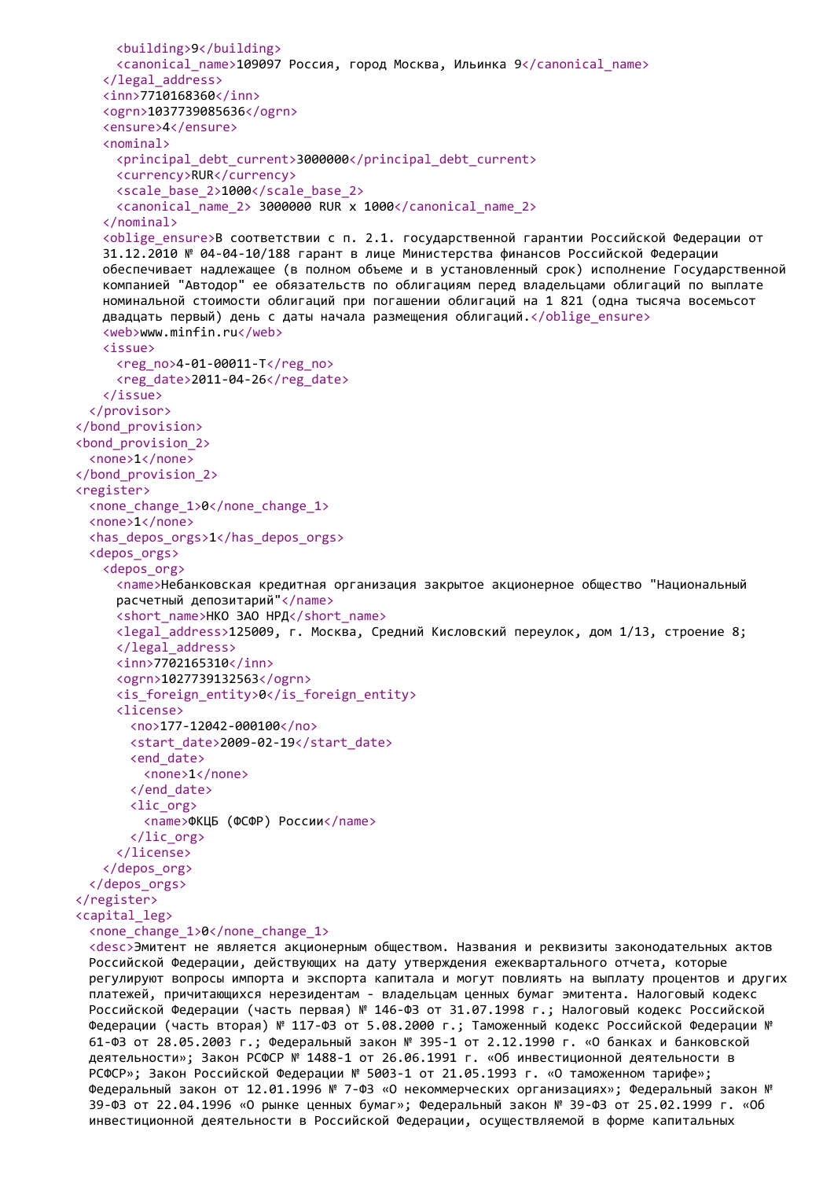```xml
        <building>9</building>
        <canonical_name>109097 Россия, город Москва, Ильинка 9</canonical_name>
      </legal_address>
      <inn>7710168360</inn>
      <ogrn>1037739085636</ogrn>
      <ensure>4</ensure>
      <nominal>
        <principal_debt_current>3000000</principal_debt_current>
        <currency>RUR</currency>
        <scale_base_2>1000</scale_base_2>
        <canonical_name_2> 3000000 RUR x 1000</canonical_name_2>
      </nominal>
      <oblige_ensure>В соответствии с п. 2.1. государственной гарантии Российской Федерации от
      31.12.2010 № 04-04-10/188 гарант в лице Министерства финансов Российской Федерации
      обеспечивает надлежащее (в полном объеме и в установленный срок) исполнение Государственной
      компанией "Автодор" ее обязательств по облигациям перед владельцами облигаций по выплате
      номинальной стоимости облигаций при погашении облигаций на 1 821 (одна тысяча восемьсот
      двадцать первый) день с даты начала размещения облигаций.</oblige_ensure>
      <web>www.minfin.ru</web>
      <issue>
        <reg_no>4-01-00011-T</reg_no>
        <reg_date>2011-04-26</reg_date>
      </issue>
    </provisor>
  </bond_provision>
  <bond_provision_2>
    <none>1</none>
  </bond_provision_2>
  <register>
    <none_change_1>0</none_change_1>
    <none>1</none>
    <has_depos_orgs>1</has_depos_orgs>
    <depos_orgs>
      <depos_org>
        <name>Небанковская кредитная организация закрытое акционерное общество "Национальный
        расчетный депозитарий"</name>
        <short_name>НКО ЗАО НРД</short_name>
        <legal_address>125009, г. Москва, Средний Кисловский переулок, дом 1/13, строение 8;
        </legal_address>
        <inn>7702165310</inn>
        <ogrn>1027739132563</ogrn>
        <is_foreign_entity>0</is_foreign_entity>
        <license>
          <no>177-12042-000100</no>
          <start_date>2009-02-19</start_date>
          <end_date>
            <none>1</none>
          </end_date>
          <lic_org>
            <name>ФКЦБ (ФСФР) России</name>
          </lic_org>
        </license>
      </depos_org>
    </depos_orgs>
  </register>
  <capital_leg>
    <none_change_1>0</none_change_1>
    <desc>Эмитент не является акционерным обществом. Названия и реквизиты законодательных актов
    Российской Федерации, действующих на дату утверждения ежеквартального отчета, которые
    регулируют вопросы импорта и экспорта капитала и могут повлиять на выплату процентов и других
    платежей, причитающихся нерезидентам - владельцам ценных бумаг эмитента. Налоговый кодекс
    Российской Федерации (часть первая) № 146-ФЗ от 31.07.1998 г.; Налоговый кодекс Российской
    Федерации (часть вторая) № 117-ФЗ от 5.08.2000 г.; Таможенный кодекс Российской Федерации №
    61-ФЗ от 28.05.2003 г.; Федеральный закон № 395-1 от 2.12.1990 г. «О банках и банковской
    деятельности»; Закон РСФСР № 1488-1 от 26.06.1991 г. «Об инвестиционной деятельности в
    РСФСР»; Закон Российской Федерации № 5003-1 от 21.05.1993 г. «О таможенном тарифе»;
    Федеральный закон от 12.01.1996 № 7-ФЗ «О некоммерческих организациях»; Федеральный закон №
    39-ФЗ от 22.04.1996 «О рынке ценных бумаг»; Федеральный закон № 39-ФЗ от 25.02.1999 г. «Об
    инвестиционной деятельности в Российской Федерации, осуществляемой в форме капитальных
```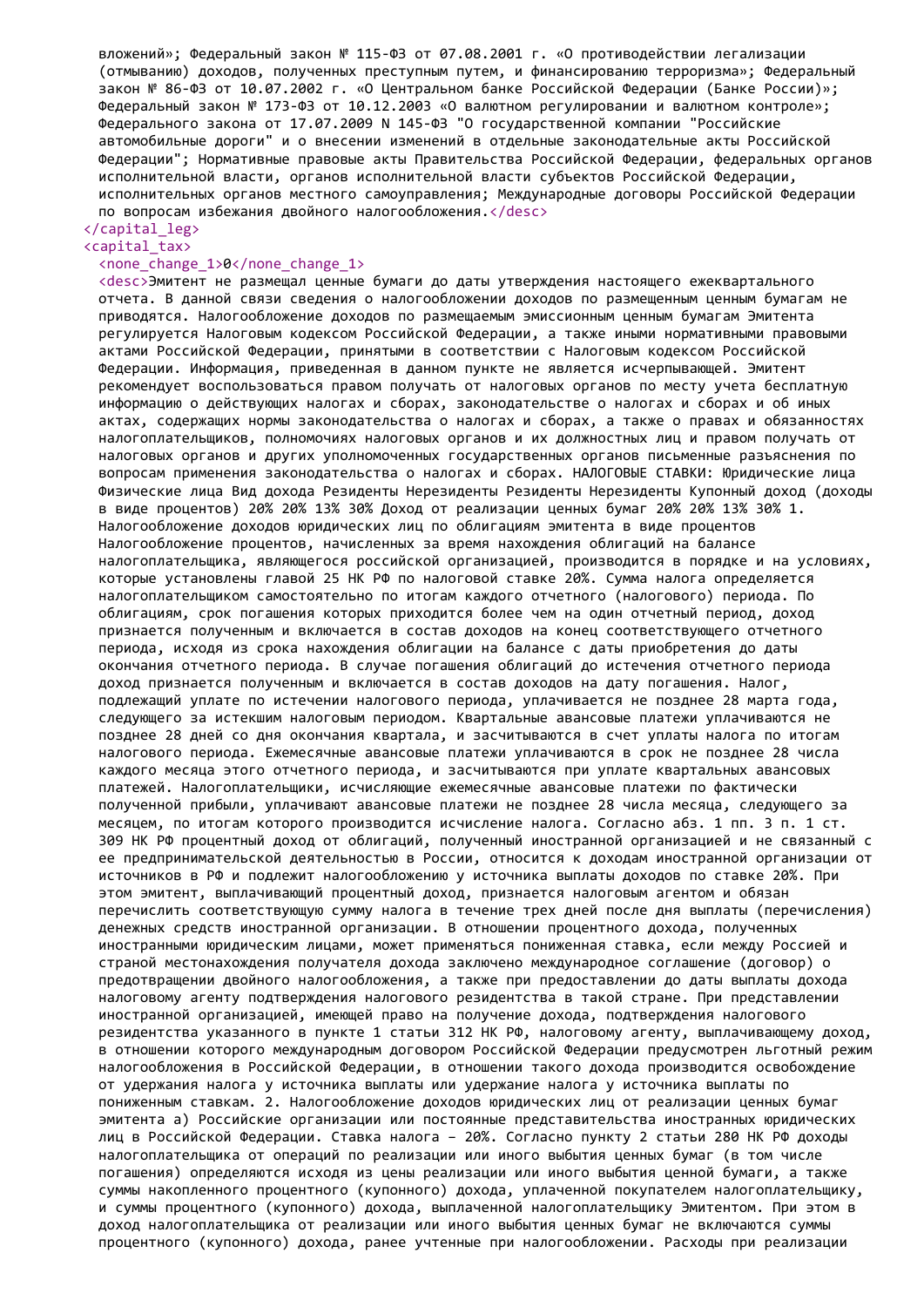вложений»; Федеральный закон № 115-ФЗ от 07.08.2001 г. «О противодействии легализации (отмыванию) доходов, полученных преступным путем, и финансированию терроризма»; Федеральный закон № 86-ФЗ от 10.07.2002 г. «О Центральном банке Российской Федерации (Банке России)»; Федеральный закон № 173-ФЗ от 10.12.2003 «О валютном регулировании и валютном контроле»; Федерального закона от 17.07.2009 N 145-ФЗ "О государственной компании "Российские автомобильные дороги" и о внесении изменений в отдельные законодательные акты Российской Федерации"; Нормативные правовые акты Правительства Российской Федерации, федеральных органов исполнительной власти, органов исполнительной власти субъектов Российской Федерации, исполнительных органов местного самоуправления; Международные договоры Российской Федерации по вопросам избежания двойного налогообложения.</desc>
</capital_leg>
<capital_tax>
<none_change_1>0</none_change_1>
<desc>Эмитент не размещал ценные бумаги до даты утверждения настоящего ежеквартального отчета. В данной связи сведения о налогообложении доходов по размещенным ценным бумагам не приводятся. Налогообложение доходов по размещаемым эмиссионным ценным бумагам Эмитента регулируется Налоговым кодексом Российской Федерации, а также иными нормативными правовыми актами Российской Федерации, принятыми в соответствии с Налоговым кодексом Российской Федерации. Информация, приведенная в данном пункте не является исчерпывающей. Эмитент рекомендует воспользоваться правом получать от налоговых органов по месту учета бесплатную информацию о действующих налогах и сборах, законодательстве о налогах и сборах и об иных актах, содержащих нормы законодательства о налогах и сборах, а также о правах и обязанностях налогоплательщиков, полномочиях налоговых органов и их должностных лиц и правом получать от налоговых органов и других уполномоченных государственных органов письменные разъяснения по вопросам применения законодательства о налогах и сборах. НАЛОГОВЫЕ СТАВКИ: Юридические лица Физические лица Вид дохода Резиденты Нерезиденты Резиденты Нерезиденты Купонный доход (доходы в виде процентов) 20% 20% 13% 30% Доход от реализации ценных бумаг 20% 20% 13% 30% 1. Налогообложение доходов юридических лиц по облигациям эмитента в виде процентов Налогообложение процентов, начисленных за время нахождения облигаций на балансе налогоплательщика, являющегося российской организацией, производится в порядке и на условиях, которые установлены главой 25 НК РФ по налоговой ставке 20%. Сумма налога определяется налогоплательщиком самостоятельно по итогам каждого отчетного (налогового) периода. По облигациям, срок погашения которых приходится более чем на один отчетный период, доход признается полученным и включается в состав доходов на конец соответствующего отчетного периода, исходя из срока нахождения облигации на балансе с даты приобретения до даты окончания отчетного периода. В случае погашения облигаций до истечения отчетного периода доход признается полученным и включается в состав доходов на дату погашения. Налог, подлежащий уплате по истечении налогового периода, уплачивается не позднее 28 марта года, следующего за истекшим налоговым периодом. Квартальные авансовые платежи уплачиваются не позднее 28 дней со дня окончания квартала, и засчитываются в счет уплаты налога по итогам налогового периода. Ежемесячные авансовые платежи уплачиваются в срок не позднее 28 числа каждого месяца этого отчетного периода, и засчитываются при уплате квартальных авансовых платежей. Налогоплательщики, исчисляющие ежемесячные авансовые платежи по фактически полученной прибыли, уплачивают авансовые платежи не позднее 28 числа месяца, следующего за месяцем, по итогам которого производится исчисление налога. Согласно абз. 1 пп. 3 п. 1 ст. 309 НК РФ процентный доход от облигаций, полученный иностранной организацией и не связанный с ее предпринимательской деятельностью в России, относится к доходам иностранной организации от источников в РФ и подлежит налогообложению у источника выплаты доходов по ставке 20%. При этом эмитент, выплачивающий процентный доход, признается налоговым агентом и обязан перечислить соответствующую сумму налога в течение трех дней после дня выплаты (перечисления) денежных средств иностранной организации. В отношении процентного дохода, полученных иностранными юридическим лицами, может применяться пониженная ставка, если между Россией и страной местонахождения получателя дохода заключено международное соглашение (договор) о предотвращении двойного налогообложения, а также при предоставлении до даты выплаты дохода налоговому агенту подтверждения налогового резидентства в такой стране. При представлении иностранной организацией, имеющей право на получение дохода, подтверждения налогового резидентства указанного в пункте 1 статьи 312 НК РФ, налоговому агенту, выплачивающему доход, в отношении которого международным договором Российской Федерации предусмотрен льготный режим налогообложения в Российской Федерации, в отношении такого дохода производится освобождение от удержания налога у источника выплаты или удержание налога у источника выплаты по пониженным ставкам. 2. Налогообложение доходов юридических лиц от реализации ценных бумаг эмитента а) Российские организации или постоянные представительства иностранных юридических лиц в Российской Федерации. Ставка налога – 20%. Согласно пункту 2 статьи 280 НК РФ доходы налогоплательщика от операций по реализации или иного выбытия ценных бумаг (в том числе погашения) определяются исходя из цены реализации или иного выбытия ценной бумаги, а также суммы накопленного процентного (купонного) дохода, уплаченной покупателем налогоплательщику, и суммы процентного (купонного) дохода, выплаченной налогоплательщику Эмитентом. При этом в доход налогоплательщика от реализации или иного выбытия ценных бумаг не включаются суммы процентного (купонного) дохода, ранее учтенные при налогообложении. Расходы при реализации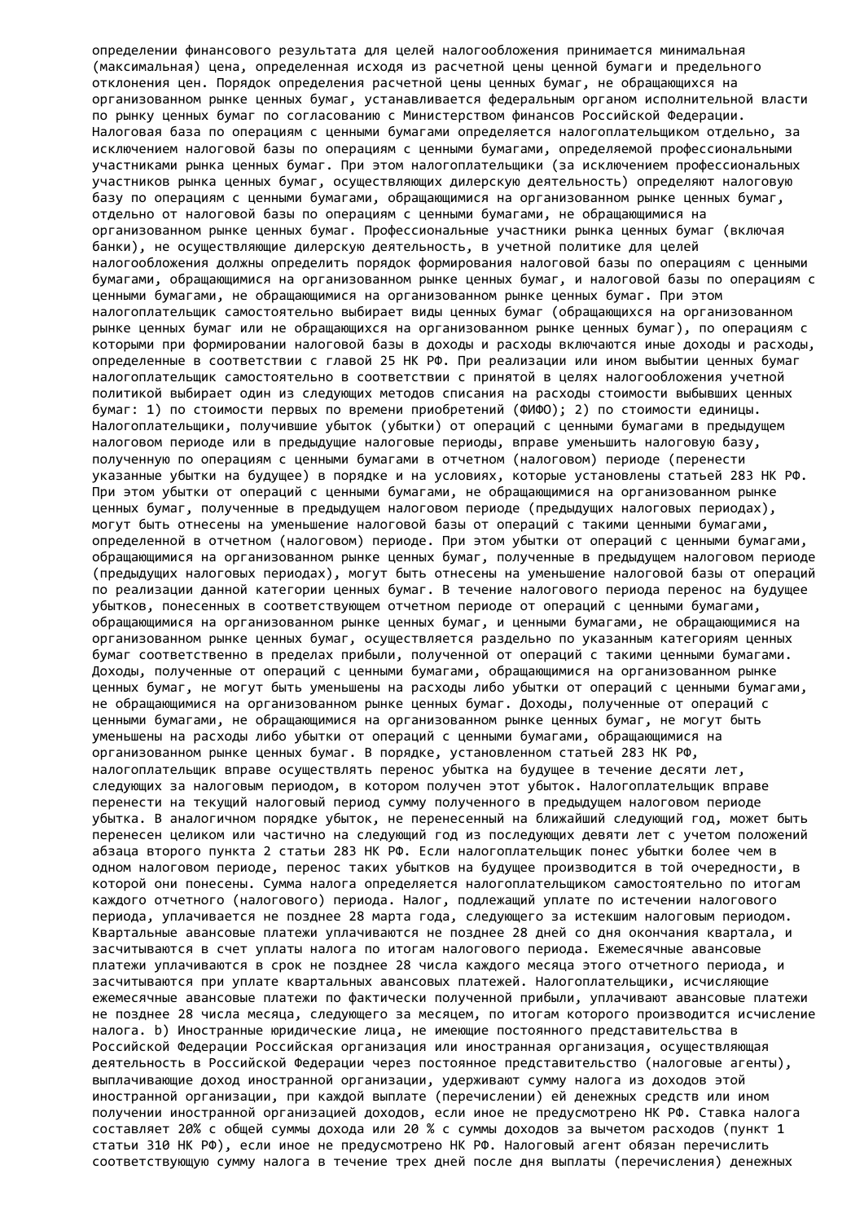определении финансового результата для целей налогообложения принимается минимальная (максимальная) цена, определенная исходя из расчетной цены ценной бумаги и предельного отклонения цен. Порядок определения расчетной цены ценных бумаг, не обращающихся на организованном рынке ценных бумаг, устанавливается федеральным органом исполнительной власти по рынку ценных бумаг по согласованию с Министерством финансов Российской Федерации. Налоговая база по операциям с ценными бумагами определяется налогоплательщиком отдельно, за исключением налоговой базы по операциям с ценными бумагами, определяемой профессиональными участниками рынка ценных бумаг. При этом налогоплательщики (за исключением профессиональных участников рынка ценных бумаг, осуществляющих дилерскую деятельность) определяют налоговую базу по операциям с ценными бумагами, обращающимися на организованном рынке ценных бумаг, отдельно от налоговой базы по операциям с ценными бумагами, не обращающимися на организованном рынке ценных бумаг. Профессиональные участники рынка ценных бумаг (включая банки), не осуществляющие дилерскую деятельность, в учетной политике для целей налогообложения должны определить порядок формирования налоговой базы по операциям с ценными бумагами, обращающимися на организованном рынке ценных бумаг, и налоговой базы по операциям с ценными бумагами, не обращающимися на организованном рынке ценных бумаг. При этом налогоплательщик самостоятельно выбирает виды ценных бумаг (обращающихся на организованном рынке ценных бумаг или не обращающихся на организованном рынке ценных бумаг), по операциям с которыми при формировании налоговой базы в доходы и расходы включаются иные доходы и расходы, определенные в соответствии с главой 25 НК РФ. При реализации или ином выбытии ценных бумаг налогоплательщик самостоятельно в соответствии с принятой в целях налогообложения учетной политикой выбирает один из следующих методов списания на расходы стоимости выбывших ценных бумаг: 1) по стоимости первых по времени приобретений (ФИФО); 2) по стоимости единицы. Налогоплательщики, получившие убыток (убытки) от операций с ценными бумагами в предыдущем налоговом периоде или в предыдущие налоговые периоды, вправе уменьшить налоговую базу, полученную по операциям с ценными бумагами в отчетном (налоговом) периоде (перенести указанные убытки на будущее) в порядке и на условиях, которые установлены статьей 283 НК РФ. При этом убытки от операций с ценными бумагами, не обращающимися на организованном рынке ценных бумаг, полученные в предыдущем налоговом периоде (предыдущих налоговых периодах), могут быть отнесены на уменьшение налоговой базы от операций с такими ценными бумагами, определенной в отчетном (налоговом) периоде. При этом убытки от операций с ценными бумагами, обращающимися на организованном рынке ценных бумаг, полученные в предыдущем налоговом периоде (предыдущих налоговых периодах), могут быть отнесены на уменьшение налоговой базы от операций по реализации данной категории ценных бумаг. В течение налогового периода перенос на будущее убытков, понесенных в соответствующем отчетном периоде от операций с ценными бумагами, обращающимися на организованном рынке ценных бумаг, и ценными бумагами, не обращающимися на организованном рынке ценных бумаг, осуществляется раздельно по указанным категориям ценных бумаг соответственно в пределах прибыли, полученной от операций с такими ценными бумагами. Доходы, полученные от операций с ценными бумагами, обращающимися на организованном рынке ценных бумаг, не могут быть уменьшены на расходы либо убытки от операций с ценными бумагами, не обращающимися на организованном рынке ценных бумаг. Доходы, полученные от операций с ценными бумагами, не обращающимися на организованном рынке ценных бумаг, не могут быть уменьшены на расходы либо убытки от операций с ценными бумагами, обращающимися на организованном рынке ценных бумаг. В порядке, установленном статьей 283 НК РФ, налогоплательщик вправе осуществлять перенос убытка на будущее в течение десяти лет, следующих за налоговым периодом, в котором получен этот убыток. Налогоплательщик вправе перенести на текущий налоговый период сумму полученного в предыдущем налоговом периоде убытка. В аналогичном порядке убыток, не перенесенный на ближайший следующий год, может быть перенесен целиком или частично на следующий год из последующих девяти лет с учетом положений абзаца второго пункта 2 статьи 283 НК РФ. Если налогоплательщик понес убытки более чем в одном налоговом периоде, перенос таких убытков на будущее производится в той очередности, в которой они понесены. Сумма налога определяется налогоплательщиком самостоятельно по итогам каждого отчетного (налогового) периода. Налог, подлежащий уплате по истечении налогового периода, уплачивается не позднее 28 марта года, следующего за истекшим налоговым периодом. Квартальные авансовые платежи уплачиваются не позднее 28 дней со дня окончания квартала, и засчитываются в счет уплаты налога по итогам налогового периода. Ежемесячные авансовые платежи уплачиваются в срок не позднее 28 числа каждого месяца этого отчетного периода, и засчитываются при уплате квартальных авансовых платежей. Налогоплательщики, исчисляющие ежемесячные авансовые платежи по фактически полученной прибыли, уплачивают авансовые платежи не позднее 28 числа месяца, следующего за месяцем, по итогам которого производится исчисление налога. b) Иностранные юридические лица, не имеющие постоянного представительства в Российской Федерации Российская организация или иностранная организация, осуществляющая деятельность в Российской Федерации через постоянное представительство (налоговые агенты), выплачивающие доход иностранной организации, удерживают сумму налога из доходов этой иностранной организации, при каждой выплате (перечислении) ей денежных средств или ином получении иностранной организацией доходов, если иное не предусмотрено НК РФ. Ставка налога составляет 20% с общей суммы дохода или 20 % с суммы доходов за вычетом расходов (пункт 1 статьи 310 НК РФ), если иное не предусмотрено НК РФ. Налоговый агент обязан перечислить соответствующую сумму налога в течение трех дней после дня выплаты (перечисления) денежных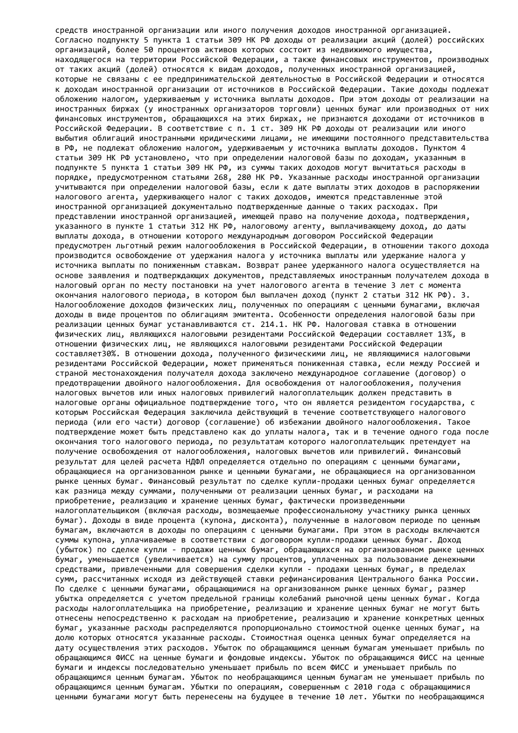средств иностранной организации или иного получения доходов иностранной организацией. Согласно подпункту 5 пункта 1 статьи 309 НК РФ доходы от реализации акций (долей) российских организаций, более 50 процентов активов которых состоит из недвижимого имущества, находящегося на территории Российской Федерации, а также финансовых инструментов, производных от таких акций (долей) относятся к видам доходов, полученных иностранной организацией, которые не связаны с ее предпринимательской деятельностью в Российской Федерации и относятся к доходам иностранной организации от источников в Российской Федерации. Такие доходы подлежат обложению налогом, удерживаемым у источника выплаты доходов. При этом доходы от реализации на иностранных биржах (у иностранных организаторов торговли) ценных бумаг или производных от них финансовых инструментов, обращающихся на этих биржах, не признаются доходами от источников в Российской Федерации. В соответствие с п. 1 ст. 309 НК РФ доходы от реализации или иного выбытия облигаций иностранными юридическими лицами, не имеющими постоянного представительства в РФ, не подлежат обложению налогом, удерживаемым у источника выплаты доходов. Пунктом 4 статьи 309 НК РФ установлено, что при определении налоговой базы по доходам, указанным в подпункте 5 пункта 1 статьи 309 НК РФ, из суммы таких доходов могут вычитаться расходы в порядке, предусмотренном статьями 268, 280 НК РФ. Указанные расходы иностранной организации учитываются при определении налоговой базы, если к дате выплаты этих доходов в распоряжении налогового агента, удерживающего налог с таких доходов, имеются представленные этой иностранной организацией документально подтвержденные данные о таких расходах. При представлении иностранной организацией, имеющей право на получение дохода, подтверждения, указанного в пункте 1 статьи 312 НК РФ, налоговому агенту, выплачивающему доход, до даты выплаты дохода, в отношении которого международным договором Российской Федерации предусмотрен льготный режим налогообложения в Российской Федерации, в отношении такого дохода производится освобождение от удержания налога у источника выплаты или удержание налога у источника выплаты по пониженным ставкам. Возврат ранее удержанного налога осуществляется на основе заявления и подтверждающих документов, представляемых иностранным получателем дохода в налоговый орган по месту постановки на учет налогового агента в течение 3 лет с момента окончания налогового периода, в котором был выплачен доход (пункт 2 статьи 312 НК РФ). 3. Налогообложение доходов физических лиц, полученных по операциям с ценными бумагами, включая доходы в виде процентов по облигациям эмитента. Особенности определения налоговой базы при реализации ценных бумаг устанавливаются ст. 214.1. НК РФ. Налоговая ставка в отношении физических лиц, являющихся налоговыми резидентами Российской Федерации составляет 13%, в отношении физических лиц, не являющихся налоговыми резидентами Российской Федерации составляет30%. В отношении дохода, полученного физическими лиц, не являющимися налоговыми резидентами Российской Федерации, может применяться пониженная ставка, если между Россией и страной местонахождения получателя дохода заключено международное соглашение (договор) о предотвращении двойного налогообложения. Для освобождения от налогообложения, получения налоговых вычетов или иных налоговых привилегий налогоплательщик должен представить в налоговые органы официальное подтверждение того, что он является резидентом государства, с которым Российская Федерация заключила действующий в течение соответствующего налогового периода (или его части) договор (соглашение) об избежании двойного налогообложения. Такое подтверждение может быть представлено как до уплаты налога, так и в течение одного года после окончания того налогового периода, по результатам которого налогоплательщик претендует на получение освобождения от налогообложения, налоговых вычетов или привилегий. Финансовый результат для целей расчета НДФЛ определяется отдельно по операциям с ценными бумагами, обращающиеся на организованном рынке и ценными бумагами, не обращающиеся на организованном рынке ценных бумаг. Финансовый результат по сделке купли-продажи ценных бумаг определяется как разница между суммами, полученными от реализации ценных бумаг, и расходами на приобретение, реализацию и хранение ценных бумаг, фактически произведенными налогоплательщиком (включая расходы, возмещаемые профессиональному участнику рынка ценных бумаг). Доходы в виде процента (купона, дисконта), полученные в налоговом периоде по ценным бумагам, включаются в доходы по операциям с ценными бумагами. При этом в расходы включаются суммы купона, уплачиваемые в соответствии с договором купли-продажи ценных бумаг. Доход (убыток) по сделке купли - продажи ценных бумаг, обращающихся на организованном рынке ценных бумаг, уменьшается (увеличивается) на сумму процентов, уплаченных за пользование денежными средствами, привлеченными для совершения сделки купли - продажи ценных бумаг, в пределах сумм, рассчитанных исходя из действующей ставки рефинансирования Центрального банка России. По сделке с ценными бумагами, обращающимися на организованном рынке ценных бумаг, размер убытка определяется с учетом предельной границы колебаний рыночной цены ценных бумаг. Когда расходы налогоплательщика на приобретение, реализацию и хранение ценных бумаг не могут быть отнесены непосредственно к расходам на приобретение, реализацию и хранение конкретных ценных бумаг, указанные расходы распределяются пропорционально стоимостной оценке ценных бумаг, на долю которых относятся указанные расходы. Стоимостная оценка ценных бумаг определяется на дату осуществления этих расходов. Убыток по обращающимся ценным бумагам уменьшает прибыль по обращающимся ФИСС на ценные бумаги и фондовые индексы. Убыток по обращающимся ФИСС на ценные бумаги и индексы последовательно уменьшает прибыль по всем ФИСС и уменьшает прибыль по обращающимся ценным бумагам. Убыток по необращающимся ценным бумагам не уменьшает прибыль по обращающимся ценным бумагам. Убытки по операциям, совершенным с 2010 года с обращающимися ценными бумагами могут быть перенесены на будущее в течение 10 лет. Убытки по необращающимся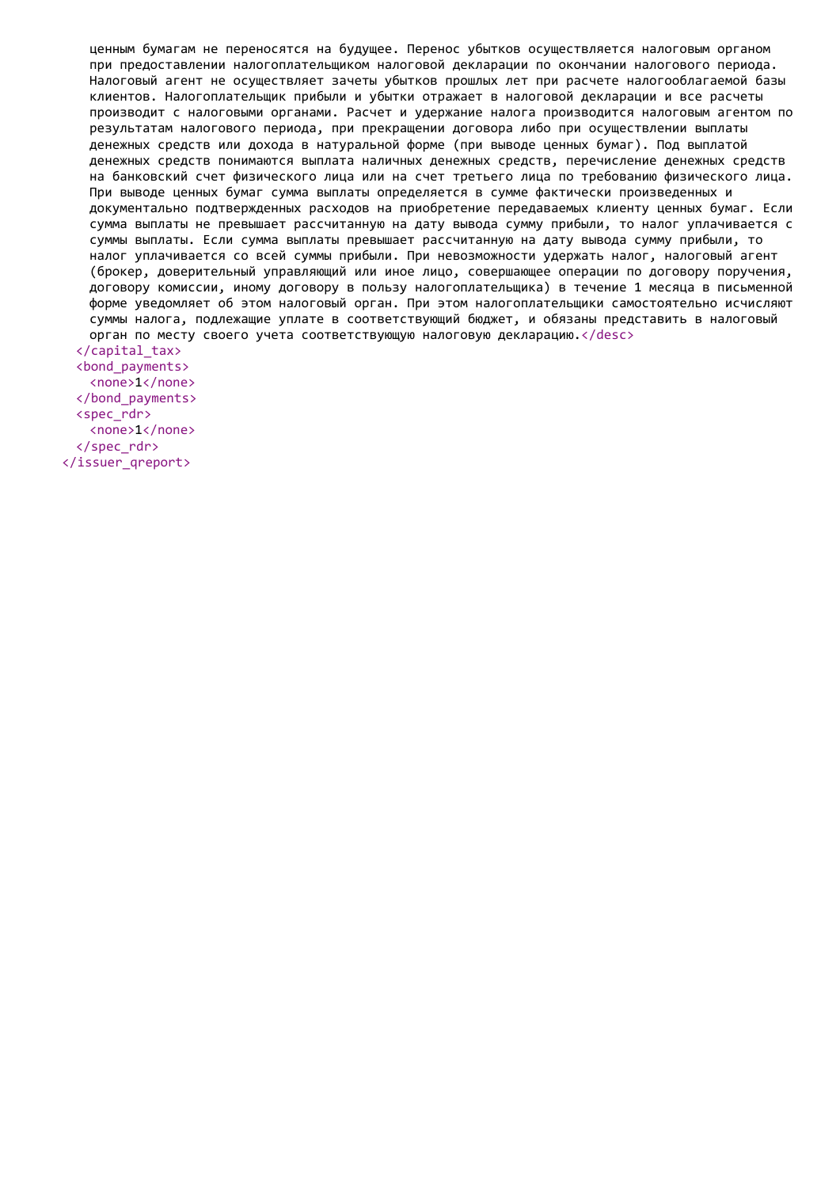```
    ценным бумагам не переносятся на будущее. Перенос убытков осуществляется налоговым органом
    при предоставлении налогоплательщиком налоговой декларации по окончании налогового периода.
    Налоговый агент не осуществляет зачеты убытков прошлых лет при расчете налогооблагаемой базы
    клиентов. Налогоплательщик прибыли и убытки отражает в налоговой декларации и все расчеты
    производит с налоговыми органами. Расчет и удержание налога производится налоговым агентом по
    результатам налогового периода, при прекращении договора либо при осуществлении выплаты
    денежных средств или дохода в натуральной форме (при выводе ценных бумаг). Под выплатой
    денежных средств понимаются выплата наличных денежных средств, перечисление денежных средств
    на банковский счет физического лица или на счет третьего лица по требованию физического лица.
    При выводе ценных бумаг сумма выплаты определяется в сумме фактически произведенных и
    документально подтвержденных расходов на приобретение передаваемых клиенту ценных бумаг. Если
    сумма выплаты не превышает рассчитанную на дату вывода сумму прибыли, то налог уплачивается с
    суммы выплаты. Если сумма выплаты превышает рассчитанную на дату вывода сумму прибыли, то
    налог уплачивается со всей суммы прибыли. При невозможности удержать налог, налоговый агент
    (брокер, доверительный управляющий или иное лицо, совершающее операции по договору поручения,
    договору комиссии, иному договору в пользу налогоплательщика) в течение 1 месяца в письменной
    форме уведомляет об этом налоговый орган. При этом налогоплательщики самостоятельно исчисляют
    суммы налога, подлежащие уплате в соответствующий бюджет, и обязаны представить в налоговый
    орган по месту своего учета соответствующую налоговую декларацию.</desc>
  </capital_tax>
  <bond_payments>
    <none>1</none>
  </bond_payments>
  <spec_rdr>
    <none>1</none>
  </spec_rdr>
</issuer_qreport>
```